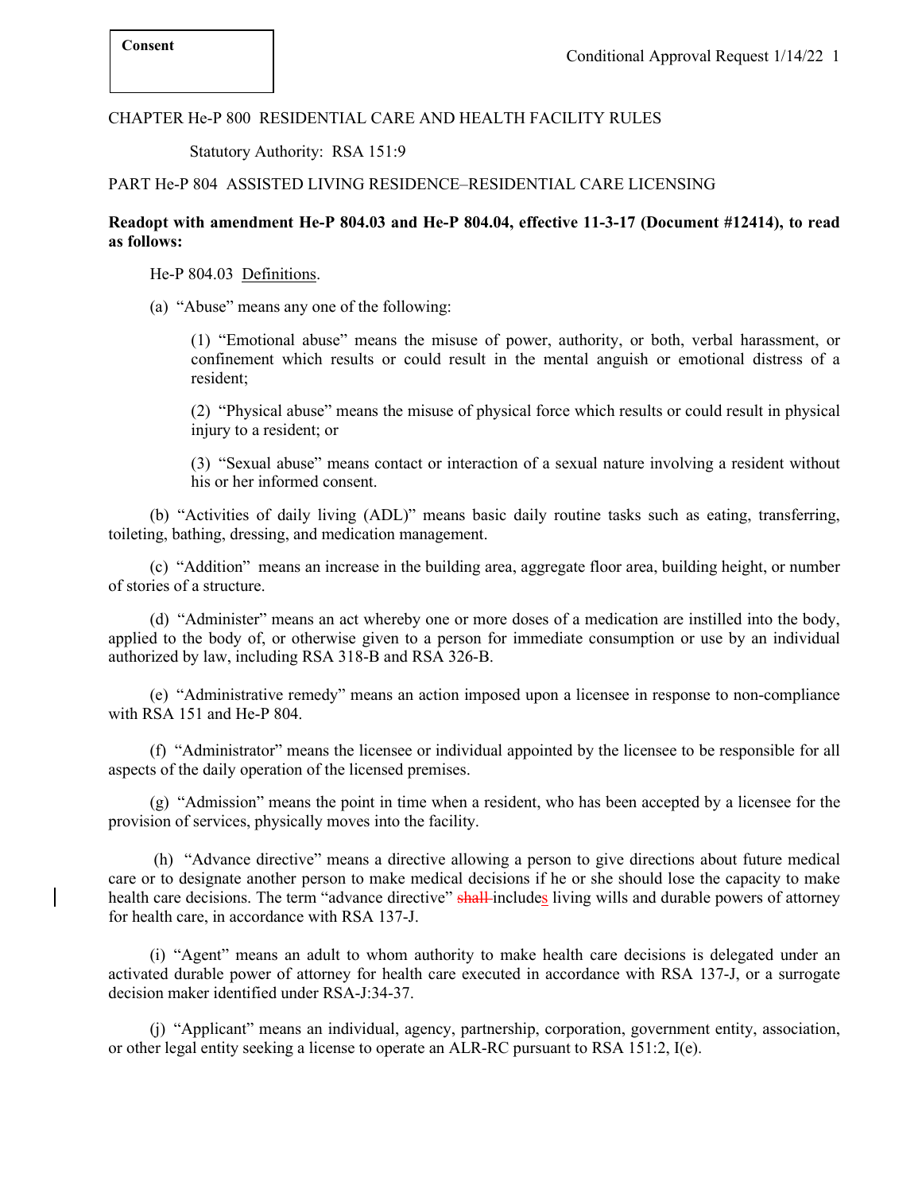**Consent**

CHAPTER He-P 800 RESIDENTIAL CARE AND HEALTH FACILITY RULES

Statutory Authority: RSA 151:9

PART He-P 804 ASSISTED LIVING RESIDENCE–RESIDENTIAL CARE LICENSING

**Readopt with amendment He-P 804.03 and He-P 804.04, effective 11-3-17 (Document #12414), to read as follows:**

He-P 804.03 Definitions.

(a) "Abuse" means any one of the following:

(1) "Emotional abuse" means the misuse of power, authority, or both, verbal harassment, or confinement which results or could result in the mental anguish or emotional distress of a resident;

(2) "Physical abuse" means the misuse of physical force which results or could result in physical injury to a resident; or

(3) "Sexual abuse" means contact or interaction of a sexual nature involving a resident without his or her informed consent.

(b) "Activities of daily living (ADL)" means basic daily routine tasks such as eating, transferring, toileting, bathing, dressing, and medication management.

(c) "Addition" means an increase in the building area, aggregate floor area, building height, or number of stories of a structure.

(d) "Administer" means an act whereby one or more doses of a medication are instilled into the body, applied to the body of, or otherwise given to a person for immediate consumption or use by an individual authorized by law, including RSA 318-B and RSA 326-B.

(e) "Administrative remedy" means an action imposed upon a licensee in response to non-compliance with RSA 151 and He-P 804.

(f) "Administrator" means the licensee or individual appointed by the licensee to be responsible for all aspects of the daily operation of the licensed premises.

(g) "Admission" means the point in time when a resident, who has been accepted by a licensee for the provision of services, physically moves into the facility.

(h) "Advance directive" means a directive allowing a person to give directions about future medical care or to designate another person to make medical decisions if he or she should lose the capacity to make health care decisions. The term "advance directive" ~~shall~~ include**s** living wills and durable powers of attorney for health care, in accordance with RSA 137-J.

(i) "Agent" means an adult to whom authority to make health care decisions is delegated under an activated durable power of attorney for health care executed in accordance with RSA 137-J, or a surrogate decision maker identified under RSA-J:34-37.

(j) "Applicant" means an individual, agency, partnership, corporation, government entity, association, or other legal entity seeking a license to operate an ALR-RC pursuant to RSA 151:2, I(e).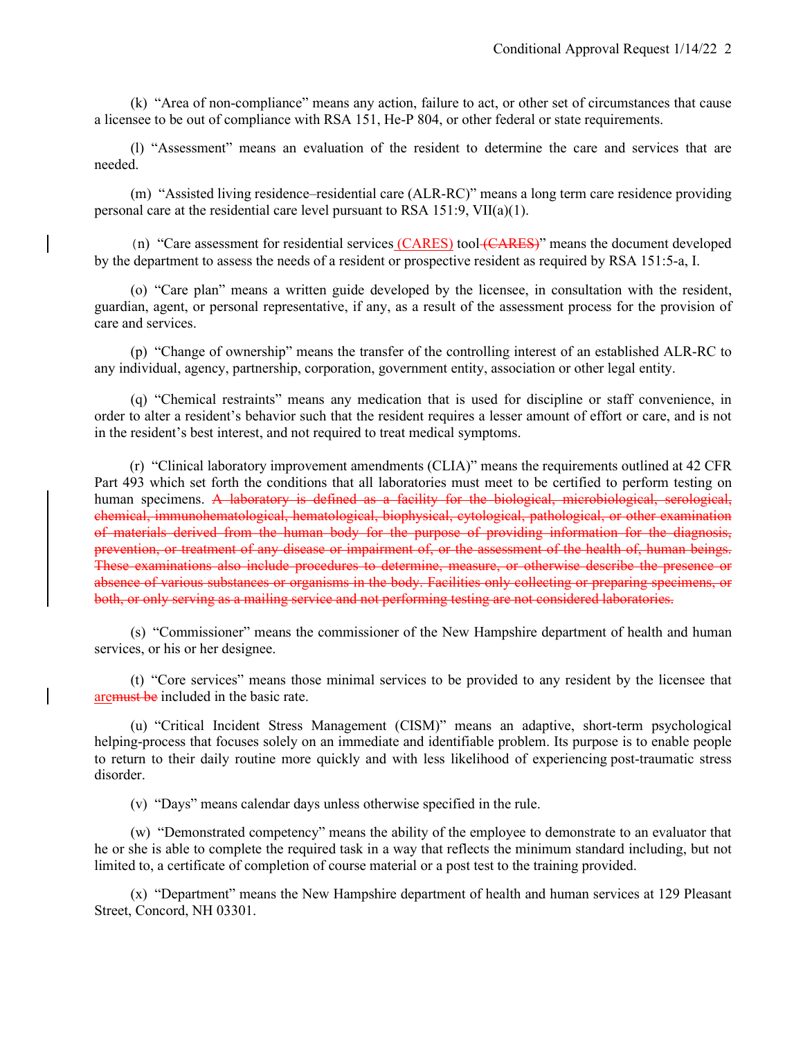(k) "Area of non-compliance" means any action, failure to act, or other set of circumstances that cause a licensee to be out of compliance with RSA 151, He-P 804, or other federal or state requirements.

(l) "Assessment" means an evaluation of the resident to determine the care and services that are needed.

(m) "Assisted living residence–residential care (ALR-RC)" means a long term care residence providing personal care at the residential care level pursuant to RSA 151:9, VII(a)(1).

(n) "Care assessment for residential services (CARES) tool ~~(CARES)~~" means the document developed by the department to assess the needs of a resident or prospective resident as required by RSA 151:5-a, I.

(o) "Care plan" means a written guide developed by the licensee, in consultation with the resident, guardian, agent, or personal representative, if any, as a result of the assessment process for the provision of care and services.

(p) "Change of ownership" means the transfer of the controlling interest of an established ALR-RC to any individual, agency, partnership, corporation, government entity, association or other legal entity.

(q) "Chemical restraints" means any medication that is used for discipline or staff convenience, in order to alter a resident's behavior such that the resident requires a lesser amount of effort or care, and is not in the resident's best interest, and not required to treat medical symptoms.

(r) "Clinical laboratory improvement amendments (CLIA)" means the requirements outlined at 42 CFR Part 493 which set forth the conditions that all laboratories must meet to be certified to perform testing on human specimens. ~~A laboratory is defined as a facility for the biological, microbiological, serological, chemical, immunohematological, hematological, biophysical, cytological, pathological, or other examination of materials derived from the human body for the purpose of providing information for the diagnosis, prevention, or treatment of any disease or impairment of, or the assessment of the health of, human beings. These examinations also include procedures to determine, measure, or otherwise describe the presence or absence of various substances or organisms in the body. Facilities only collecting or preparing specimens, or both, or only serving as a mailing service and not performing testing are not considered laboratories.~~

(s) "Commissioner" means the commissioner of the New Hampshire department of health and human services, or his or her designee.

(t) "Core services" means those minimal services to be provided to any resident by the licensee that are~~must be~~ included in the basic rate.

(u) "Critical Incident Stress Management (CISM)" means an adaptive, short-term psychological helping-process that focuses solely on an immediate and identifiable problem. Its purpose is to enable people to return to their daily routine more quickly and with less likelihood of experiencing post-traumatic stress disorder.

(v) "Days" means calendar days unless otherwise specified in the rule.

(w) "Demonstrated competency" means the ability of the employee to demonstrate to an evaluator that he or she is able to complete the required task in a way that reflects the minimum standard including, but not limited to, a certificate of completion of course material or a post test to the training provided.

(x) "Department" means the New Hampshire department of health and human services at 129 Pleasant Street, Concord, NH 03301.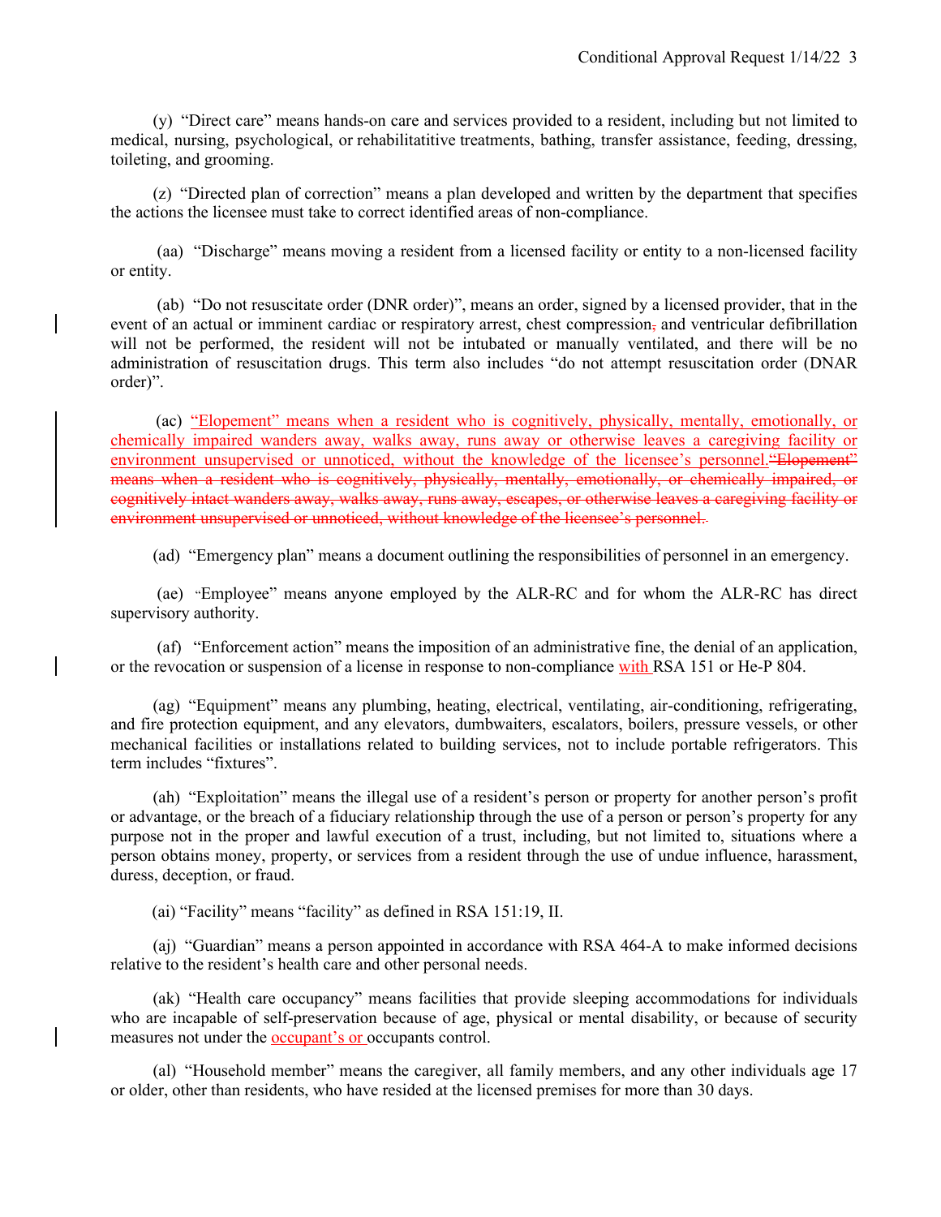(y) "Direct care" means hands-on care and services provided to a resident, including but not limited to medical, nursing, psychological, or rehabilitatitive treatments, bathing, transfer assistance, feeding, dressing, toileting, and grooming.

(z) "Directed plan of correction" means a plan developed and written by the department that specifies the actions the licensee must take to correct identified areas of non-compliance.

(aa) "Discharge" means moving a resident from a licensed facility or entity to a non-licensed facility or entity.

(ab) "Do not resuscitate order (DNR order)", means an order, signed by a licensed provider, that in the event of an actual or imminent cardiac or respiratory arrest, chest compression~~,~~ and ventricular defibrillation will not be performed, the resident will not be intubated or manually ventilated, and there will be no administration of resuscitation drugs. This term also includes "do not attempt resuscitation order (DNAR order)".

(ac) "Elopement" means when a resident who is cognitively, physically, mentally, emotionally, or chemically impaired wanders away, walks away, runs away or otherwise leaves a caregiving facility or environment unsupervised or unnoticed, without the knowledge of the licensee's personnel.~~"Elopement" means when a resident who is cognitively, physically, mentally, emotionally, or chemically impaired, or cognitively intact wanders away, walks away, runs away, escapes, or otherwise leaves a caregiving facility or environment unsupervised or unnoticed, without knowledge of the licensee's personnel.~~

(ad) "Emergency plan" means a document outlining the responsibilities of personnel in an emergency.

(ae) "Employee" means anyone employed by the ALR-RC and for whom the ALR-RC has direct supervisory authority.

(af) "Enforcement action" means the imposition of an administrative fine, the denial of an application, or the revocation or suspension of a license in response to non-compliance with RSA 151 or He-P 804.

(ag) "Equipment" means any plumbing, heating, electrical, ventilating, air-conditioning, refrigerating, and fire protection equipment, and any elevators, dumbwaiters, escalators, boilers, pressure vessels, or other mechanical facilities or installations related to building services, not to include portable refrigerators. This term includes "fixtures".

(ah) "Exploitation" means the illegal use of a resident's person or property for another person's profit or advantage, or the breach of a fiduciary relationship through the use of a person or person's property for any purpose not in the proper and lawful execution of a trust, including, but not limited to, situations where a person obtains money, property, or services from a resident through the use of undue influence, harassment, duress, deception, or fraud.

(ai) "Facility" means "facility" as defined in RSA 151:19, II.

(aj) "Guardian" means a person appointed in accordance with RSA 464-A to make informed decisions relative to the resident's health care and other personal needs.

(ak) "Health care occupancy" means facilities that provide sleeping accommodations for individuals who are incapable of self-preservation because of age, physical or mental disability, or because of security measures not under the occupant's or occupants control.

(al) "Household member" means the caregiver, all family members, and any other individuals age 17 or older, other than residents, who have resided at the licensed premises for more than 30 days.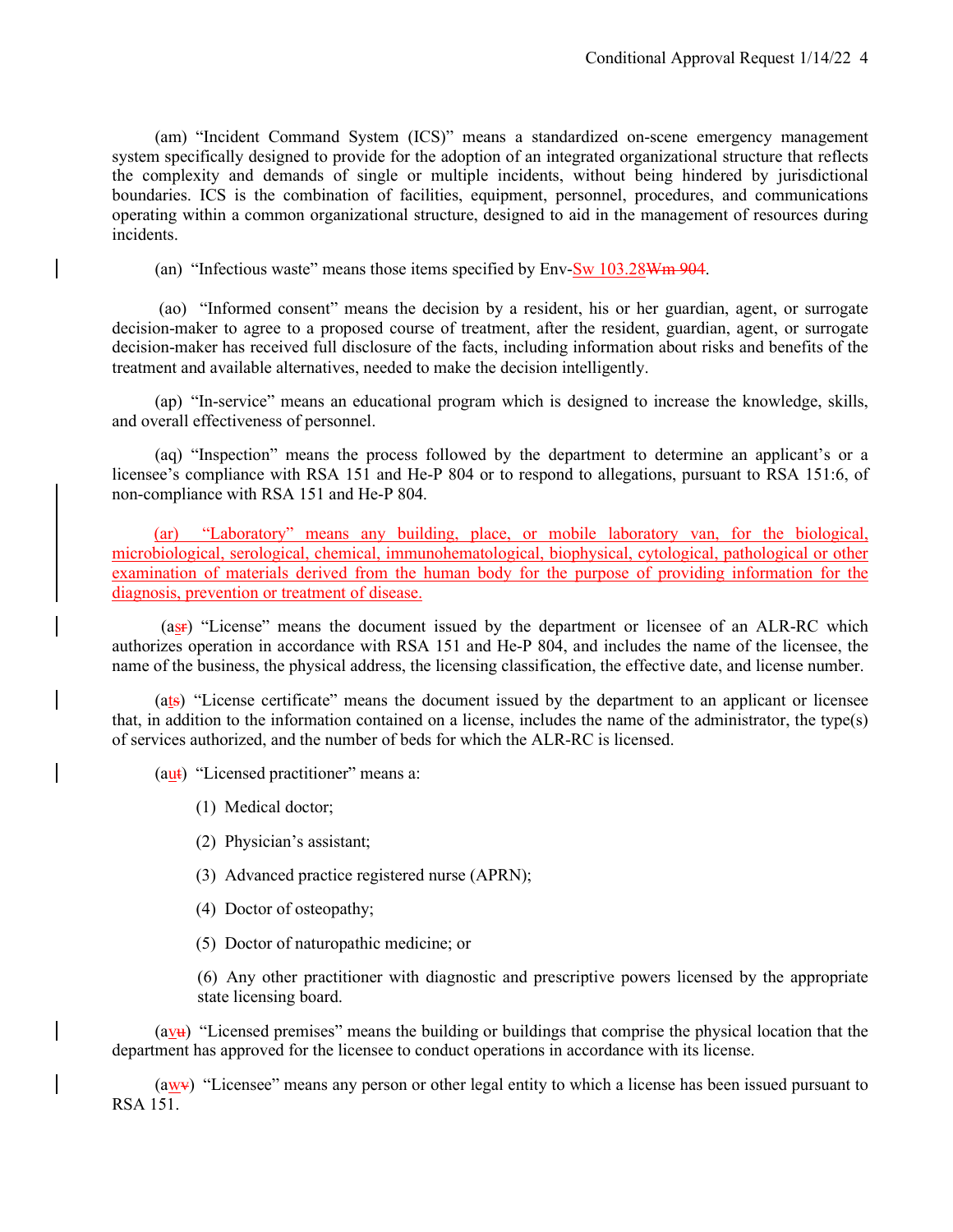(am) "Incident Command System (ICS)" means a standardized on-scene emergency management system specifically designed to provide for the adoption of an integrated organizational structure that reflects the complexity and demands of single or multiple incidents, without being hindered by jurisdictional boundaries. ICS is the combination of facilities, equipment, personnel, procedures, and communications operating within a common organizational structure, designed to aid in the management of resources during incidents.

(an) "Infectious waste" means those items specified by Env-Sw 103.28Wm 904.

(ao) "Informed consent" means the decision by a resident, his or her guardian, agent, or surrogate decision-maker to agree to a proposed course of treatment, after the resident, guardian, agent, or surrogate decision-maker has received full disclosure of the facts, including information about risks and benefits of the treatment and available alternatives, needed to make the decision intelligently.

(ap) "In-service" means an educational program which is designed to increase the knowledge, skills, and overall effectiveness of personnel.

(aq) "Inspection" means the process followed by the department to determine an applicant's or a licensee's compliance with RSA 151 and He-P 804 or to respond to allegations, pursuant to RSA 151:6, of non-compliance with RSA 151 and He-P 804.

(ar) "Laboratory" means any building, place, or mobile laboratory van, for the biological, microbiological, serological, chemical, immunohematological, biophysical, cytological, pathological or other examination of materials derived from the human body for the purpose of providing information for the diagnosis, prevention or treatment of disease.

(asr) "License" means the document issued by the department or licensee of an ALR-RC which authorizes operation in accordance with RSA 151 and He-P 804, and includes the name of the licensee, the name of the business, the physical address, the licensing classification, the effective date, and license number.

(ats) "License certificate" means the document issued by the department to an applicant or licensee that, in addition to the information contained on a license, includes the name of the administrator, the type(s) of services authorized, and the number of beds for which the ALR-RC is licensed.

(aut) "Licensed practitioner" means a:

(1) Medical doctor;

(2) Physician's assistant;

(3) Advanced practice registered nurse (APRN);

(4) Doctor of osteopathy;

(5) Doctor of naturopathic medicine; or

(6) Any other practitioner with diagnostic and prescriptive powers licensed by the appropriate state licensing board.

(avu) "Licensed premises" means the building or buildings that comprise the physical location that the department has approved for the licensee to conduct operations in accordance with its license.

(awv) "Licensee" means any person or other legal entity to which a license has been issued pursuant to RSA 151.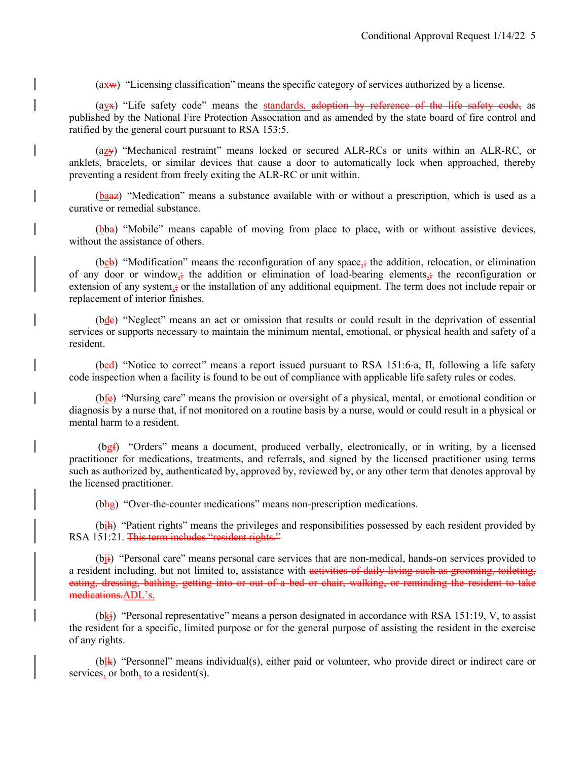(a<u>x</u>~~w~~) "Licensing classification" means the specific category of services authorized by a license.

(a<u>y</u>~~x~~) "Life safety code" means the <u>standards, </u>~~adoption by reference of the life safety code,~~ as published by the National Fire Protection Association and as amended by the state board of fire control and ratified by the general court pursuant to RSA 153:5.

(a<u>z</u>~~y~~) "Mechanical restraint" means locked or secured ALR-RCs or units within an ALR-RC, or anklets, bracelets, or similar devices that cause a door to automatically lock when approached, thereby preventing a resident from freely exiting the ALR-RC or unit within.

(<u>ba</u>~~az~~) "Medication" means a substance available with or without a prescription, which is used as a curative or remedial substance.

(b<u>b</u>~~a~~) "Mobile" means capable of moving from place to place, with or without assistive devices, without the assistance of others.

(b<u>c</u>~~b~~) "Modification" means the reconfiguration of any space<u>,</u>~~;~~ the addition, relocation, or elimination of any door or window<u>,</u>~~;~~ the addition or elimination of load-bearing elements<u>,</u>~~;~~ the reconfiguration or extension of any system<u>,</u>~~;~~ or the installation of any additional equipment. The term does not include repair or replacement of interior finishes.

(b<u>d</u>~~c~~) "Neglect" means an act or omission that results or could result in the deprivation of essential services or supports necessary to maintain the minimum mental, emotional, or physical health and safety of a resident.

(b<u>e</u>~~d~~) "Notice to correct" means a report issued pursuant to RSA 151:6-a, II, following a life safety code inspection when a facility is found to be out of compliance with applicable life safety rules or codes.

(b<u>f</u>~~e~~) "Nursing care" means the provision or oversight of a physical, mental, or emotional condition or diagnosis by a nurse that, if not monitored on a routine basis by a nurse, would or could result in a physical or mental harm to a resident.

(b<u>g</u>~~f~~) "Orders" means a document, produced verbally, electronically, or in writing, by a licensed practitioner for medications, treatments, and referrals, and signed by the licensed practitioner using terms such as authorized by, authenticated by, approved by, reviewed by, or any other term that denotes approval by the licensed practitioner.

(b<u>h</u>~~g~~) "Over-the-counter medications" means non-prescription medications.

(b<u>i</u>~~h~~) "Patient rights" means the privileges and responsibilities possessed by each resident provided by RSA 151:21. ~~This term includes "resident rights."~~

(b<u>j</u>~~i~~) "Personal care" means personal care services that are non-medical, hands-on services provided to a resident including, but not limited to, assistance with ~~activities of daily living such as grooming, toileting, eating, dressing, bathing, getting into or out of a bed or chair, walking, or reminding the resident to take medications.~~<u>ADL's.</u>

(b<u>k</u>~~j~~) "Personal representative" means a person designated in accordance with RSA 151:19, V, to assist the resident for a specific, limited purpose or for the general purpose of assisting the resident in the exercise of any rights.

(b<u>l</u>~~k~~) "Personnel" means individual(s), either paid or volunteer, who provide direct or indirect care or services<u>,</u> or both<u>,</u> to a resident(s).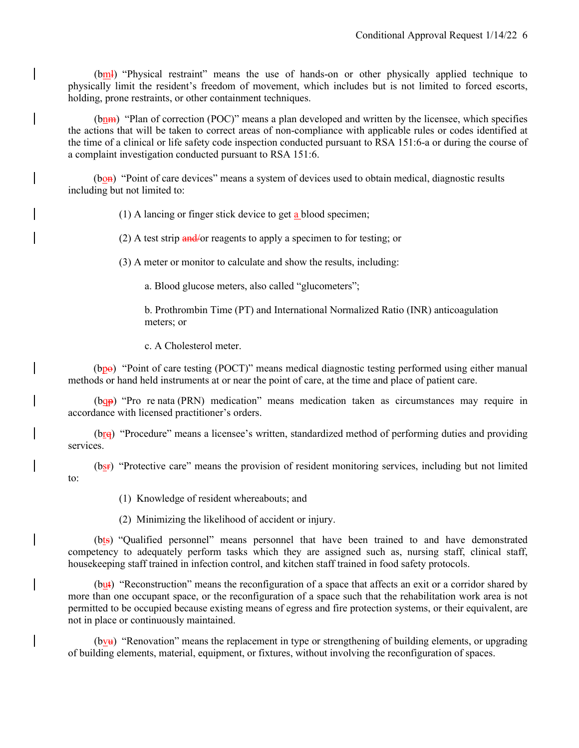(b<u>m</u>~~l~~) "Physical restraint" means the use of hands-on or other physically applied technique to physically limit the resident's freedom of movement, which includes but is not limited to forced escorts, holding, prone restraints, or other containment techniques.

(b<u>n</u>~~m~~) "Plan of correction (POC)" means a plan developed and written by the licensee, which specifies the actions that will be taken to correct areas of non-compliance with applicable rules or codes identified at the time of a clinical or life safety code inspection conducted pursuant to RSA 151:6-a or during the course of a complaint investigation conducted pursuant to RSA 151:6.

(b<u>o</u>~~n~~) "Point of care devices" means a system of devices used to obtain medical, diagnostic results including but not limited to:

(1) A lancing or finger stick device to get <u>a</u> blood specimen;

(2) A test strip ~~and/~~or reagents to apply a specimen to for testing; or

(3) A meter or monitor to calculate and show the results, including:

a. Blood glucose meters, also called "glucometers";

b. Prothrombin Time (PT) and International Normalized Ratio (INR) anticoagulation meters; or

c. A Cholesterol meter.

(b<u>p</u>~~o~~) "Point of care testing (POCT)" means medical diagnostic testing performed using either manual methods or hand held instruments at or near the point of care, at the time and place of patient care.

(b<u>q</u>~~p~~) "Pro re nata (PRN) medication" means medication taken as circumstances may require in accordance with licensed practitioner's orders.

(b<u>r</u>~~q~~) "Procedure" means a licensee's written, standardized method of performing duties and providing services.

(b<u>s</u>~~r~~) "Protective care" means the provision of resident monitoring services, including but not limited to:

(1) Knowledge of resident whereabouts; and

(2) Minimizing the likelihood of accident or injury.

(b<u>t</u>~~s~~) "Qualified personnel" means personnel that have been trained to and have demonstrated competency to adequately perform tasks which they are assigned such as, nursing staff, clinical staff, housekeeping staff trained in infection control, and kitchen staff trained in food safety protocols.

(b<u>u</u>~~t~~) "Reconstruction" means the reconfiguration of a space that affects an exit or a corridor shared by more than one occupant space, or the reconfiguration of a space such that the rehabilitation work area is not permitted to be occupied because existing means of egress and fire protection systems, or their equivalent, are not in place or continuously maintained.

(b<u>v</u>~~u~~) "Renovation" means the replacement in type or strengthening of building elements, or upgrading of building elements, material, equipment, or fixtures, without involving the reconfiguration of spaces.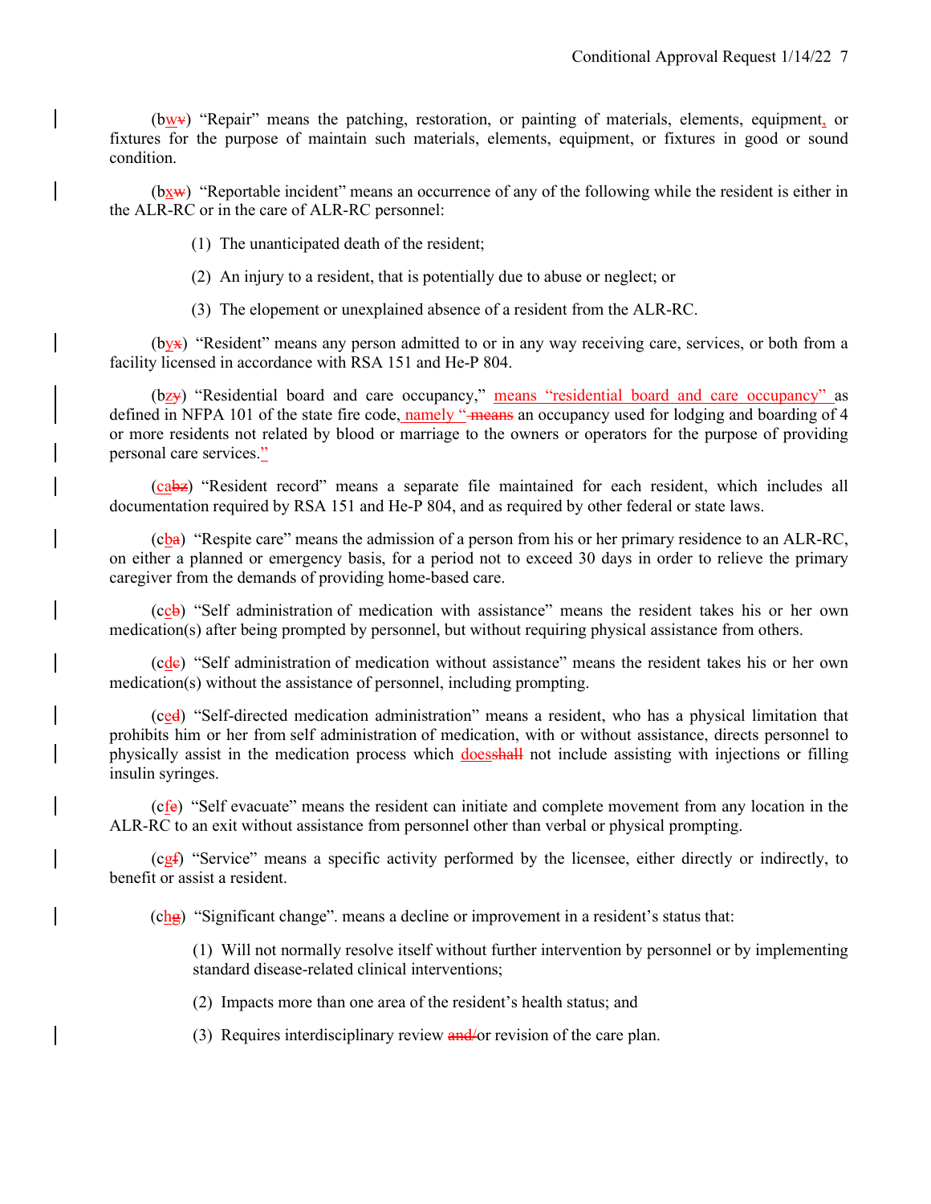(bwv) "Repair" means the patching, restoration, or painting of materials, elements, equipment, or fixtures for the purpose of maintain such materials, elements, equipment, or fixtures in good or sound condition.

(bxw) "Reportable incident" means an occurrence of any of the following while the resident is either in the ALR-RC or in the care of ALR-RC personnel:

(1) The unanticipated death of the resident;

(2) An injury to a resident, that is potentially due to abuse or neglect; or

(3) The elopement or unexplained absence of a resident from the ALR-RC.

(byx) "Resident" means any person admitted to or in any way receiving care, services, or both from a facility licensed in accordance with RSA 151 and He-P 804.

(bzy) "Residential board and care occupancy," means "residential board and care occupancy" as defined in NFPA 101 of the state fire code, namely " means an occupancy used for lodging and boarding of 4 or more residents not related by blood or marriage to the owners or operators for the purpose of providing personal care services."

(cabz) "Resident record" means a separate file maintained for each resident, which includes all documentation required by RSA 151 and He-P 804, and as required by other federal or state laws.

(cba) "Respite care" means the admission of a person from his or her primary residence to an ALR-RC, on either a planned or emergency basis, for a period not to exceed 30 days in order to relieve the primary caregiver from the demands of providing home-based care.

(ccb) "Self administration of medication with assistance" means the resident takes his or her own medication(s) after being prompted by personnel, but without requiring physical assistance from others.

(cdc) "Self administration of medication without assistance" means the resident takes his or her own medication(s) without the assistance of personnel, including prompting.

(ced) "Self-directed medication administration" means a resident, who has a physical limitation that prohibits him or her from self administration of medication, with or without assistance, directs personnel to physically assist in the medication process which doesshall not include assisting with injections or filling insulin syringes.

(cfe) "Self evacuate" means the resident can initiate and complete movement from any location in the ALR-RC to an exit without assistance from personnel other than verbal or physical prompting.

(cgf) "Service" means a specific activity performed by the licensee, either directly or indirectly, to benefit or assist a resident.

(chg) "Significant change". means a decline or improvement in a resident's status that:

(1) Will not normally resolve itself without further intervention by personnel or by implementing standard disease-related clinical interventions;

(2) Impacts more than one area of the resident's health status; and

(3) Requires interdisciplinary review and/or revision of the care plan.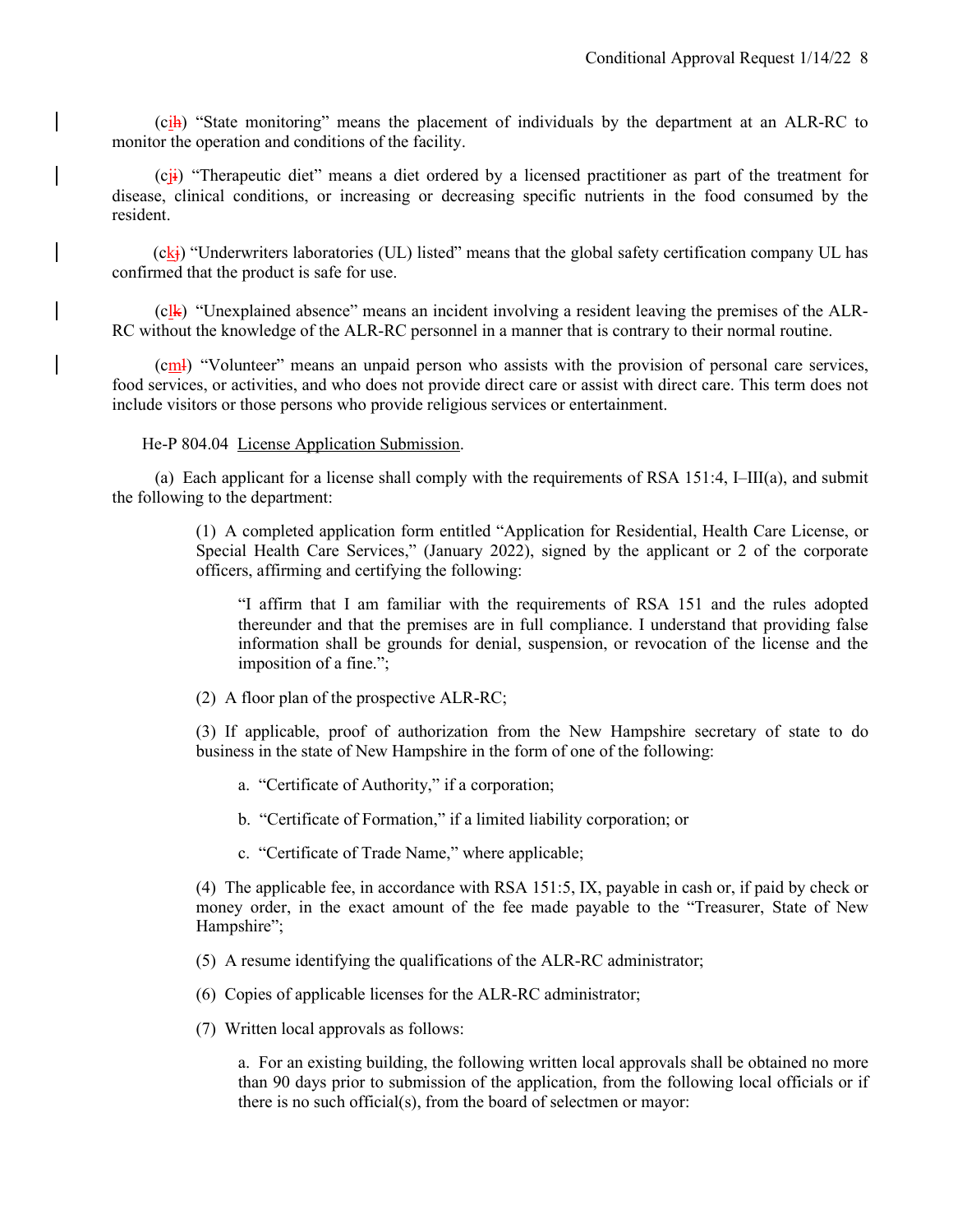(cih) "State monitoring" means the placement of individuals by the department at an ALR-RC to monitor the operation and conditions of the facility.

(cji) "Therapeutic diet" means a diet ordered by a licensed practitioner as part of the treatment for disease, clinical conditions, or increasing or decreasing specific nutrients in the food consumed by the resident.

(ckj) "Underwriters laboratories (UL) listed" means that the global safety certification company UL has confirmed that the product is safe for use.

(clk) "Unexplained absence" means an incident involving a resident leaving the premises of the ALR-RC without the knowledge of the ALR-RC personnel in a manner that is contrary to their normal routine.

(cml) "Volunteer" means an unpaid person who assists with the provision of personal care services, food services, or activities, and who does not provide direct care or assist with direct care. This term does not include visitors or those persons who provide religious services or entertainment.

He-P 804.04 License Application Submission.

(a) Each applicant for a license shall comply with the requirements of RSA 151:4, I–III(a), and submit the following to the department:

(1) A completed application form entitled "Application for Residential, Health Care License, or Special Health Care Services," (January 2022), signed by the applicant or 2 of the corporate officers, affirming and certifying the following:

"I affirm that I am familiar with the requirements of RSA 151 and the rules adopted thereunder and that the premises are in full compliance. I understand that providing false information shall be grounds for denial, suspension, or revocation of the license and the imposition of a fine.";

(2) A floor plan of the prospective ALR-RC;

(3) If applicable, proof of authorization from the New Hampshire secretary of state to do business in the state of New Hampshire in the form of one of the following:

a. "Certificate of Authority," if a corporation;

b. "Certificate of Formation," if a limited liability corporation; or

c. "Certificate of Trade Name," where applicable;

(4) The applicable fee, in accordance with RSA 151:5, IX, payable in cash or, if paid by check or money order, in the exact amount of the fee made payable to the "Treasurer, State of New Hampshire";

(5) A resume identifying the qualifications of the ALR-RC administrator;

(6) Copies of applicable licenses for the ALR-RC administrator;

(7) Written local approvals as follows:

a. For an existing building, the following written local approvals shall be obtained no more than 90 days prior to submission of the application, from the following local officials or if there is no such official(s), from the board of selectmen or mayor: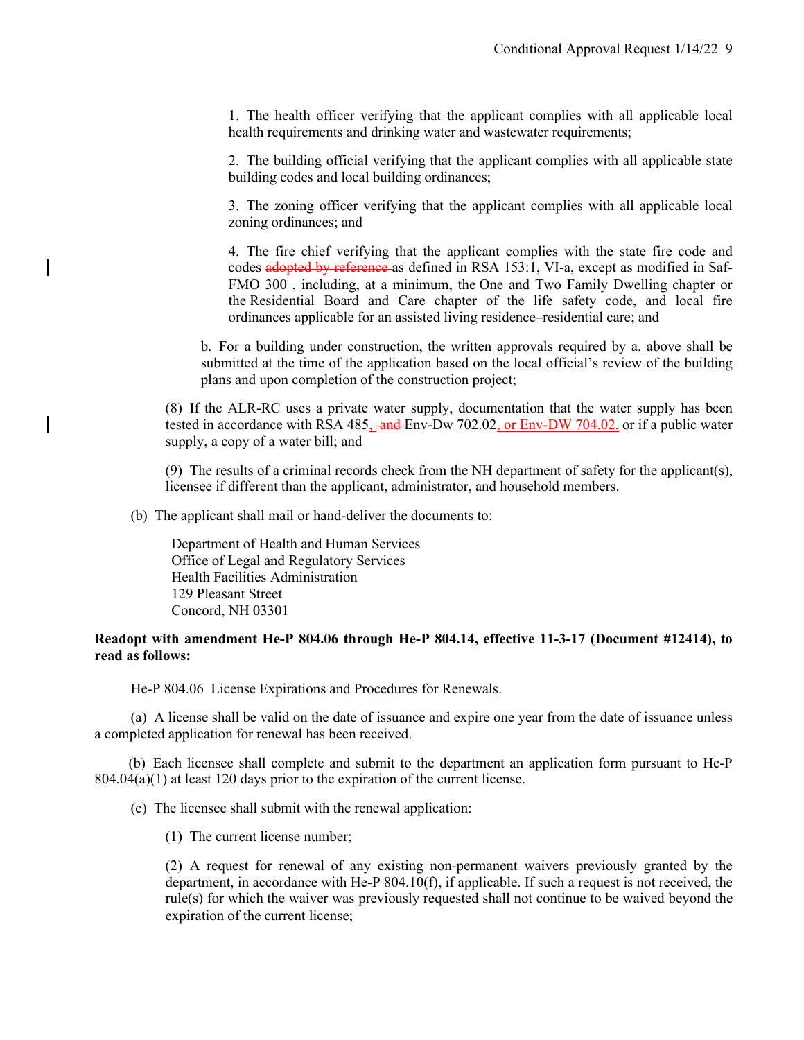1. The health officer verifying that the applicant complies with all applicable local health requirements and drinking water and wastewater requirements;

2. The building official verifying that the applicant complies with all applicable state building codes and local building ordinances;

3. The zoning officer verifying that the applicant complies with all applicable local zoning ordinances; and

4. The fire chief verifying that the applicant complies with the state fire code and codes ~~adopted by reference~~ as defined in RSA 153:1, VI-a, except as modified in Saf-FMO 300 , including, at a minimum, the One and Two Family Dwelling chapter or the Residential Board and Care chapter of the life safety code, and local fire ordinances applicable for an assisted living residence–residential care; and

b. For a building under construction, the written approvals required by a. above shall be submitted at the time of the application based on the local official's review of the building plans and upon completion of the construction project;

(8) If the ALR-RC uses a private water supply, documentation that the water supply has been tested in accordance with RSA 485, ~~and~~ Env-Dw 702.02, or Env-DW 704.02, or if a public water supply, a copy of a water bill; and

(9) The results of a criminal records check from the NH department of safety for the applicant(s), licensee if different than the applicant, administrator, and household members.

(b) The applicant shall mail or hand-deliver the documents to:

Department of Health and Human Services
Office of Legal and Regulatory Services
Health Facilities Administration
129 Pleasant Street
Concord, NH 03301

**Readopt with amendment He-P 804.06 through He-P 804.14, effective 11-3-17 (Document #12414), to read as follows:**

He-P 804.06 License Expirations and Procedures for Renewals.

(a) A license shall be valid on the date of issuance and expire one year from the date of issuance unless a completed application for renewal has been received.

(b) Each licensee shall complete and submit to the department an application form pursuant to He-P 804.04(a)(1) at least 120 days prior to the expiration of the current license.

(c) The licensee shall submit with the renewal application:

(1) The current license number;

(2) A request for renewal of any existing non-permanent waivers previously granted by the department, in accordance with He-P 804.10(f), if applicable. If such a request is not received, the rule(s) for which the waiver was previously requested shall not continue to be waived beyond the expiration of the current license;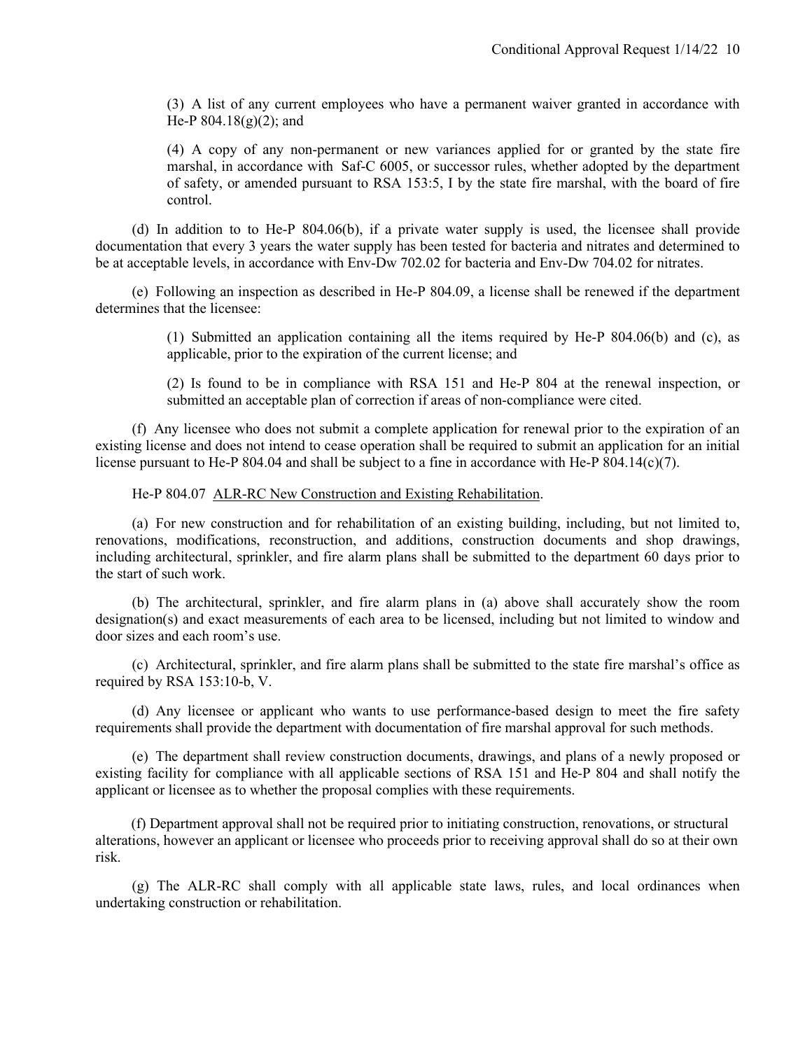(3) A list of any current employees who have a permanent waiver granted in accordance with He-P 804.18(g)(2); and

(4) A copy of any non-permanent or new variances applied for or granted by the state fire marshal, in accordance with Saf-C 6005, or successor rules, whether adopted by the department of safety, or amended pursuant to RSA 153:5, I by the state fire marshal, with the board of fire control.

(d) In addition to to He-P 804.06(b), if a private water supply is used, the licensee shall provide documentation that every 3 years the water supply has been tested for bacteria and nitrates and determined to be at acceptable levels, in accordance with Env-Dw 702.02 for bacteria and Env-Dw 704.02 for nitrates.

(e) Following an inspection as described in He-P 804.09, a license shall be renewed if the department determines that the licensee:

(1) Submitted an application containing all the items required by He-P 804.06(b) and (c), as applicable, prior to the expiration of the current license; and

(2) Is found to be in compliance with RSA 151 and He-P 804 at the renewal inspection, or submitted an acceptable plan of correction if areas of non-compliance were cited.

(f) Any licensee who does not submit a complete application for renewal prior to the expiration of an existing license and does not intend to cease operation shall be required to submit an application for an initial license pursuant to He-P 804.04 and shall be subject to a fine in accordance with He-P 804.14(c)(7).

He-P 804.07 ALR-RC New Construction and Existing Rehabilitation.

(a) For new construction and for rehabilitation of an existing building, including, but not limited to, renovations, modifications, reconstruction, and additions, construction documents and shop drawings, including architectural, sprinkler, and fire alarm plans shall be submitted to the department 60 days prior to the start of such work.

(b) The architectural, sprinkler, and fire alarm plans in (a) above shall accurately show the room designation(s) and exact measurements of each area to be licensed, including but not limited to window and door sizes and each room's use.

(c) Architectural, sprinkler, and fire alarm plans shall be submitted to the state fire marshal's office as required by RSA 153:10-b, V.

(d) Any licensee or applicant who wants to use performance-based design to meet the fire safety requirements shall provide the department with documentation of fire marshal approval for such methods.

(e) The department shall review construction documents, drawings, and plans of a newly proposed or existing facility for compliance with all applicable sections of RSA 151 and He-P 804 and shall notify the applicant or licensee as to whether the proposal complies with these requirements.

(f) Department approval shall not be required prior to initiating construction, renovations, or structural alterations, however an applicant or licensee who proceeds prior to receiving approval shall do so at their own risk.

(g) The ALR-RC shall comply with all applicable state laws, rules, and local ordinances when undertaking construction or rehabilitation.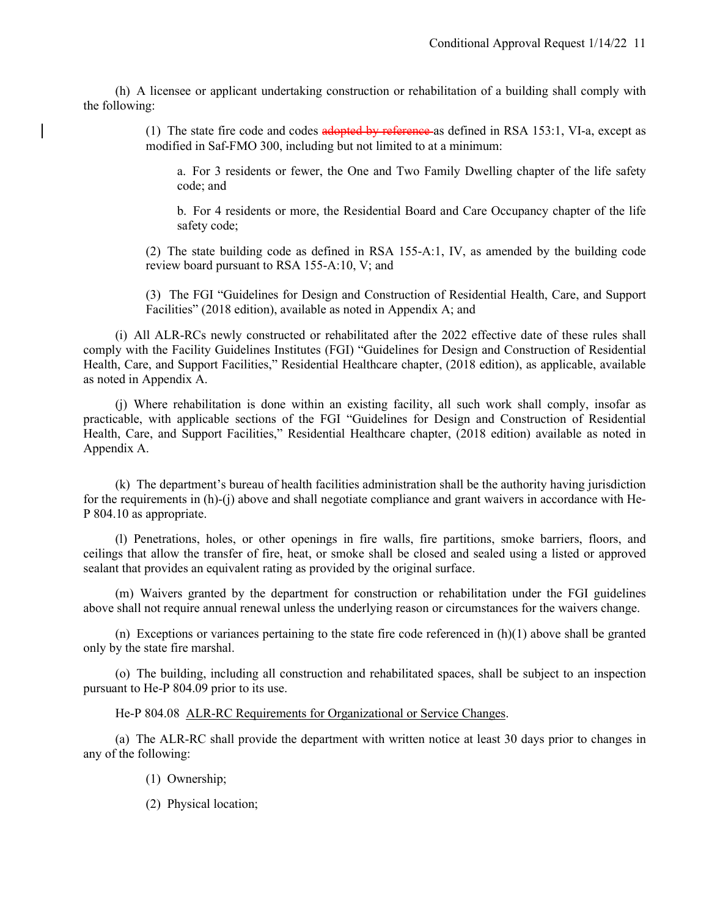(h) A licensee or applicant undertaking construction or rehabilitation of a building shall comply with the following:

> (1) The state fire code and codes ~~adopted by reference~~ as defined in RSA 153:1, VI-a, except as modified in Saf-FMO 300, including but not limited to at a minimum:
>
> > a. For 3 residents or fewer, the One and Two Family Dwelling chapter of the life safety code; and
> >
> > b. For 4 residents or more, the Residential Board and Care Occupancy chapter of the life safety code;
>
> (2) The state building code as defined in RSA 155-A:1, IV, as amended by the building code review board pursuant to RSA 155-A:10, V; and
>
> (3) The FGI "Guidelines for Design and Construction of Residential Health, Care, and Support Facilities" (2018 edition), available as noted in Appendix A; and

(i) All ALR-RCs newly constructed or rehabilitated after the 2022 effective date of these rules shall comply with the Facility Guidelines Institutes (FGI) "Guidelines for Design and Construction of Residential Health, Care, and Support Facilities," Residential Healthcare chapter, (2018 edition), as applicable, available as noted in Appendix A.

(j) Where rehabilitation is done within an existing facility, all such work shall comply, insofar as practicable, with applicable sections of the FGI "Guidelines for Design and Construction of Residential Health, Care, and Support Facilities," Residential Healthcare chapter, (2018 edition) available as noted in Appendix A.

(k) The department's bureau of health facilities administration shall be the authority having jurisdiction for the requirements in (h)-(j) above and shall negotiate compliance and grant waivers in accordance with He-P 804.10 as appropriate.

(l) Penetrations, holes, or other openings in fire walls, fire partitions, smoke barriers, floors, and ceilings that allow the transfer of fire, heat, or smoke shall be closed and sealed using a listed or approved sealant that provides an equivalent rating as provided by the original surface.

(m) Waivers granted by the department for construction or rehabilitation under the FGI guidelines above shall not require annual renewal unless the underlying reason or circumstances for the waivers change.

(n) Exceptions or variances pertaining to the state fire code referenced in (h)(1) above shall be granted only by the state fire marshal.

(o) The building, including all construction and rehabilitated spaces, shall be subject to an inspection pursuant to He-P 804.09 prior to its use.

He-P 804.08 ALR-RC Requirements for Organizational or Service Changes.

(a) The ALR-RC shall provide the department with written notice at least 30 days prior to changes in any of the following:

> (1) Ownership;
>
> (2) Physical location;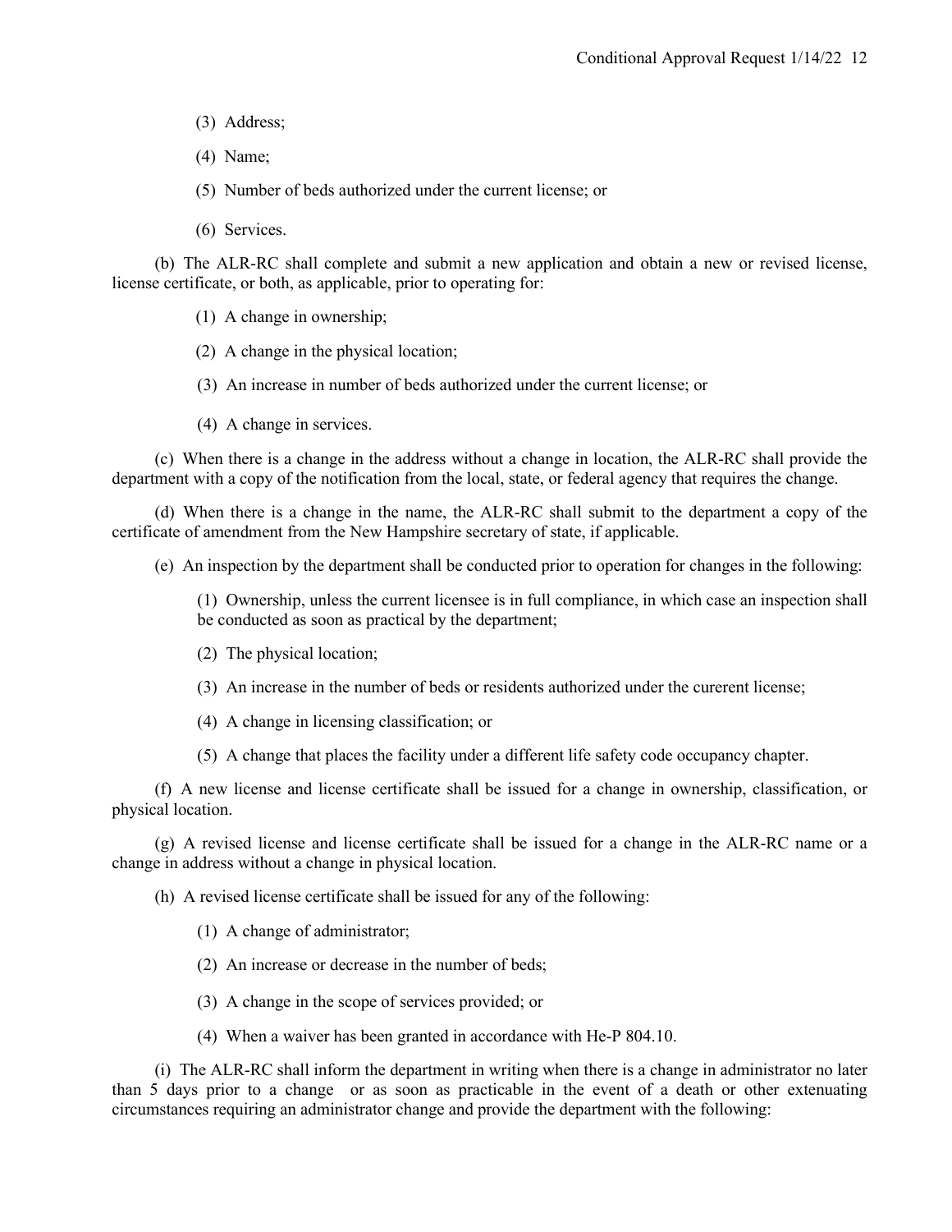(3) Address;

(4) Name;

(5) Number of beds authorized under the current license; or

(6) Services.

(b) The ALR-RC shall complete and submit a new application and obtain a new or revised license, license certificate, or both, as applicable, prior to operating for:

(1) A change in ownership;

(2) A change in the physical location;

(3) An increase in number of beds authorized under the current license; or

(4) A change in services.

(c) When there is a change in the address without a change in location, the ALR-RC shall provide the department with a copy of the notification from the local, state, or federal agency that requires the change.

(d) When there is a change in the name, the ALR-RC shall submit to the department a copy of the certificate of amendment from the New Hampshire secretary of state, if applicable.

(e) An inspection by the department shall be conducted prior to operation for changes in the following:

(1) Ownership, unless the current licensee is in full compliance, in which case an inspection shall be conducted as soon as practical by the department;

(2) The physical location;

(3) An increase in the number of beds or residents authorized under the curerent license;

(4) A change in licensing classification; or

(5) A change that places the facility under a different life safety code occupancy chapter.

(f) A new license and license certificate shall be issued for a change in ownership, classification, or physical location.

(g) A revised license and license certificate shall be issued for a change in the ALR-RC name or a change in address without a change in physical location.

(h) A revised license certificate shall be issued for any of the following:

(1) A change of administrator;

(2) An increase or decrease in the number of beds;

(3) A change in the scope of services provided; or

(4) When a waiver has been granted in accordance with He-P 804.10.

(i) The ALR-RC shall inform the department in writing when there is a change in administrator no later than 5 days prior to a change or as soon as practicable in the event of a death or other extenuating circumstances requiring an administrator change and provide the department with the following: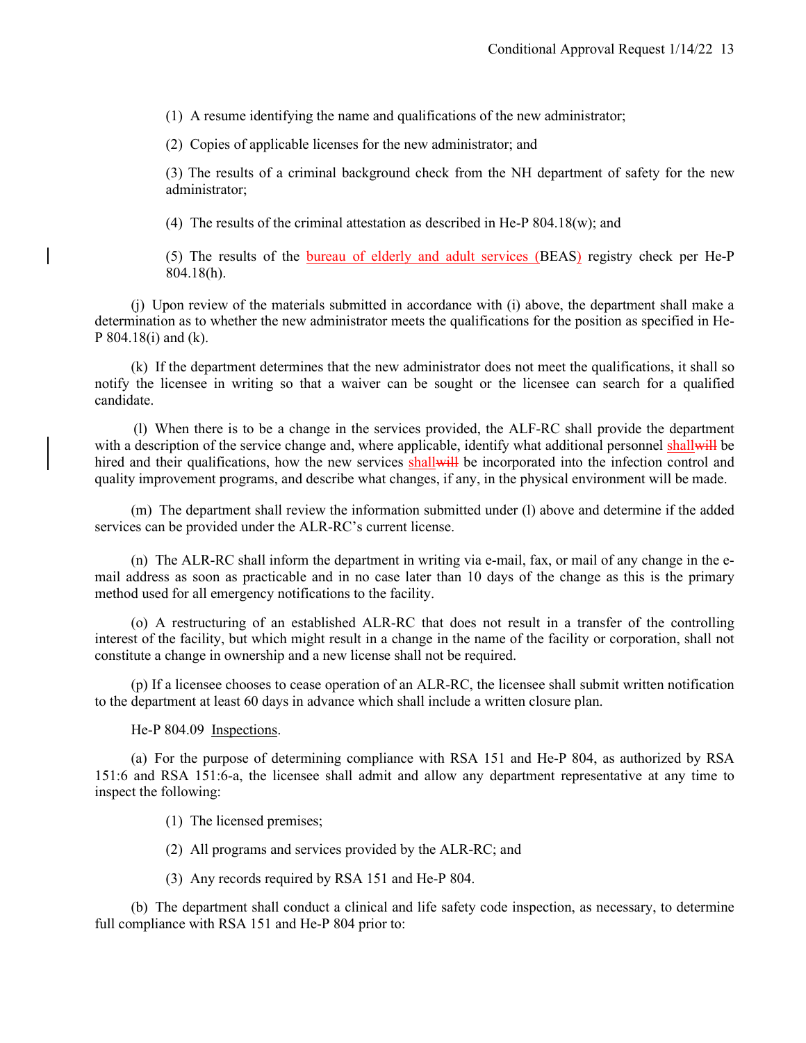(1) A resume identifying the name and qualifications of the new administrator;

(2) Copies of applicable licenses for the new administrator; and

(3) The results of a criminal background check from the NH department of safety for the new administrator;

(4) The results of the criminal attestation as described in He-P 804.18(w); and

(5) The results of the bureau of elderly and adult services (BEAS) registry check per He-P 804.18(h).

(j) Upon review of the materials submitted in accordance with (i) above, the department shall make a determination as to whether the new administrator meets the qualifications for the position as specified in He-P 804.18(i) and (k).

(k) If the department determines that the new administrator does not meet the qualifications, it shall so notify the licensee in writing so that a waiver can be sought or the licensee can search for a qualified candidate.

(l) When there is to be a change in the services provided, the ALF-RC shall provide the department with a description of the service change and, where applicable, identify what additional personnel ~~will~~ shall be hired and their qualifications, how the new services ~~will~~ shall be incorporated into the infection control and quality improvement programs, and describe what changes, if any, in the physical environment will be made.

(m) The department shall review the information submitted under (l) above and determine if the added services can be provided under the ALR-RC's current license.

(n) The ALR-RC shall inform the department in writing via e-mail, fax, or mail of any change in the e-mail address as soon as practicable and in no case later than 10 days of the change as this is the primary method used for all emergency notifications to the facility.

(o) A restructuring of an established ALR-RC that does not result in a transfer of the controlling interest of the facility, but which might result in a change in the name of the facility or corporation, shall not constitute a change in ownership and a new license shall not be required.

(p) If a licensee chooses to cease operation of an ALR-RC, the licensee shall submit written notification to the department at least 60 days in advance which shall include a written closure plan.

He-P 804.09 Inspections.

(a) For the purpose of determining compliance with RSA 151 and He-P 804, as authorized by RSA 151:6 and RSA 151:6-a, the licensee shall admit and allow any department representative at any time to inspect the following:

(1) The licensed premises;

(2) All programs and services provided by the ALR-RC; and

(3) Any records required by RSA 151 and He-P 804.

(b) The department shall conduct a clinical and life safety code inspection, as necessary, to determine full compliance with RSA 151 and He-P 804 prior to: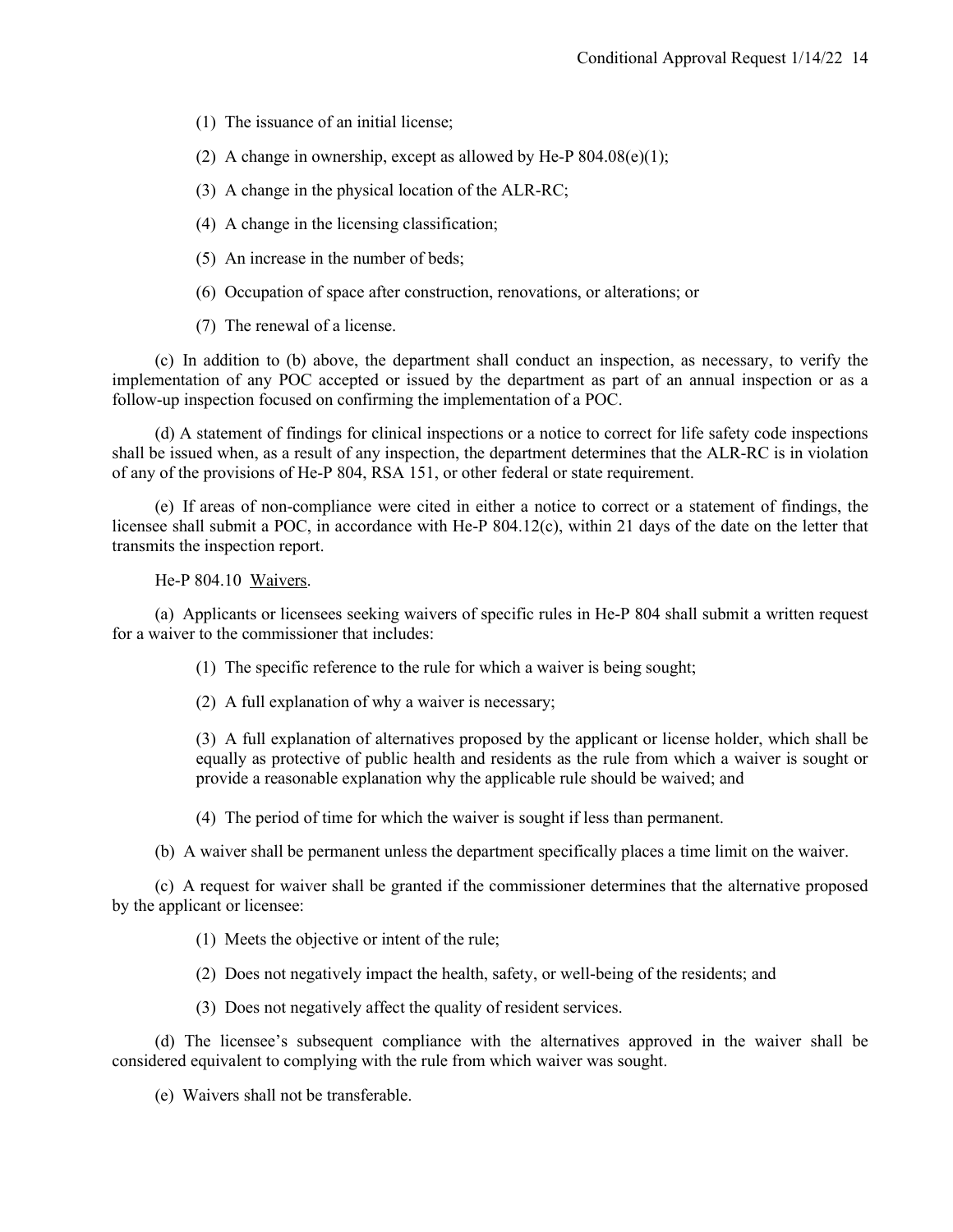(1) The issuance of an initial license;

(2) A change in ownership, except as allowed by He-P 804.08(e)(1);

(3) A change in the physical location of the ALR-RC;

(4) A change in the licensing classification;

(5) An increase in the number of beds;

(6) Occupation of space after construction, renovations, or alterations; or

(7) The renewal of a license.

(c) In addition to (b) above, the department shall conduct an inspection, as necessary, to verify the implementation of any POC accepted or issued by the department as part of an annual inspection or as a follow-up inspection focused on confirming the implementation of a POC.

(d) A statement of findings for clinical inspections or a notice to correct for life safety code inspections shall be issued when, as a result of any inspection, the department determines that the ALR-RC is in violation of any of the provisions of He-P 804, RSA 151, or other federal or state requirement.

(e) If areas of non-compliance were cited in either a notice to correct or a statement of findings, the licensee shall submit a POC, in accordance with He-P 804.12(c), within 21 days of the date on the letter that transmits the inspection report.

He-P 804.10 Waivers.

(a) Applicants or licensees seeking waivers of specific rules in He-P 804 shall submit a written request for a waiver to the commissioner that includes:

(1) The specific reference to the rule for which a waiver is being sought;

(2) A full explanation of why a waiver is necessary;

(3) A full explanation of alternatives proposed by the applicant or license holder, which shall be equally as protective of public health and residents as the rule from which a waiver is sought or provide a reasonable explanation why the applicable rule should be waived; and

(4) The period of time for which the waiver is sought if less than permanent.

(b) A waiver shall be permanent unless the department specifically places a time limit on the waiver.

(c) A request for waiver shall be granted if the commissioner determines that the alternative proposed by the applicant or licensee:

(1) Meets the objective or intent of the rule;

(2) Does not negatively impact the health, safety, or well-being of the residents; and

(3) Does not negatively affect the quality of resident services.

(d) The licensee's subsequent compliance with the alternatives approved in the waiver shall be considered equivalent to complying with the rule from which waiver was sought.

(e) Waivers shall not be transferable.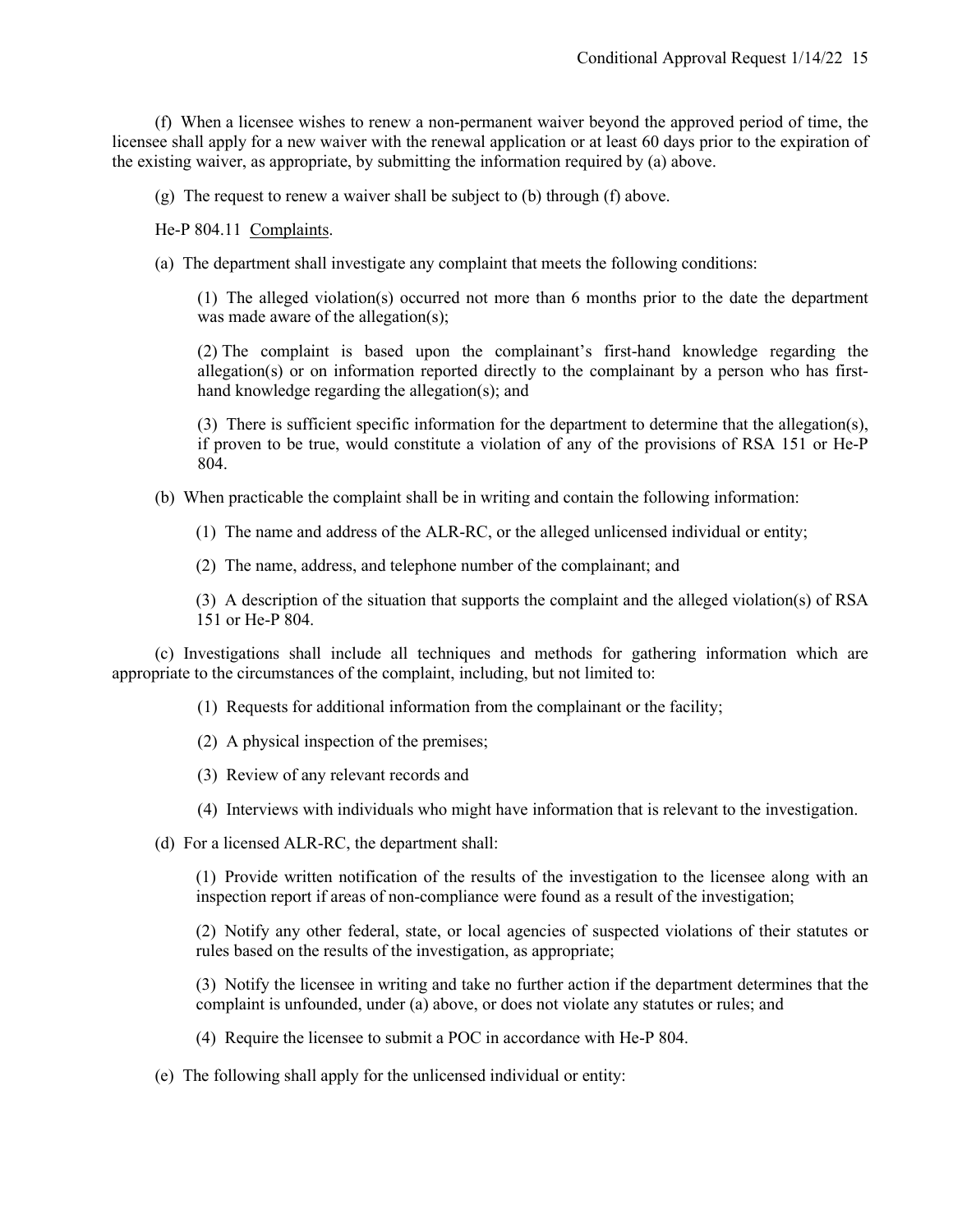(f) When a licensee wishes to renew a non-permanent waiver beyond the approved period of time, the licensee shall apply for a new waiver with the renewal application or at least 60 days prior to the expiration of the existing waiver, as appropriate, by submitting the information required by (a) above.

(g) The request to renew a waiver shall be subject to (b) through (f) above.

He-P 804.11 Complaints.

(a) The department shall investigate any complaint that meets the following conditions:

(1) The alleged violation(s) occurred not more than 6 months prior to the date the department was made aware of the allegation(s);

(2) The complaint is based upon the complainant's first-hand knowledge regarding the allegation(s) or on information reported directly to the complainant by a person who has first-hand knowledge regarding the allegation(s); and

(3) There is sufficient specific information for the department to determine that the allegation(s), if proven to be true, would constitute a violation of any of the provisions of RSA 151 or He-P 804.

(b) When practicable the complaint shall be in writing and contain the following information:

(1) The name and address of the ALR-RC, or the alleged unlicensed individual or entity;

(2) The name, address, and telephone number of the complainant; and

(3) A description of the situation that supports the complaint and the alleged violation(s) of RSA 151 or He-P 804.

(c) Investigations shall include all techniques and methods for gathering information which are appropriate to the circumstances of the complaint, including, but not limited to:

(1) Requests for additional information from the complainant or the facility;

(2) A physical inspection of the premises;

(3) Review of any relevant records and

(4) Interviews with individuals who might have information that is relevant to the investigation.

(d) For a licensed ALR-RC, the department shall:

(1) Provide written notification of the results of the investigation to the licensee along with an inspection report if areas of non-compliance were found as a result of the investigation;

(2) Notify any other federal, state, or local agencies of suspected violations of their statutes or rules based on the results of the investigation, as appropriate;

(3) Notify the licensee in writing and take no further action if the department determines that the complaint is unfounded, under (a) above, or does not violate any statutes or rules; and

(4) Require the licensee to submit a POC in accordance with He-P 804.

(e) The following shall apply for the unlicensed individual or entity: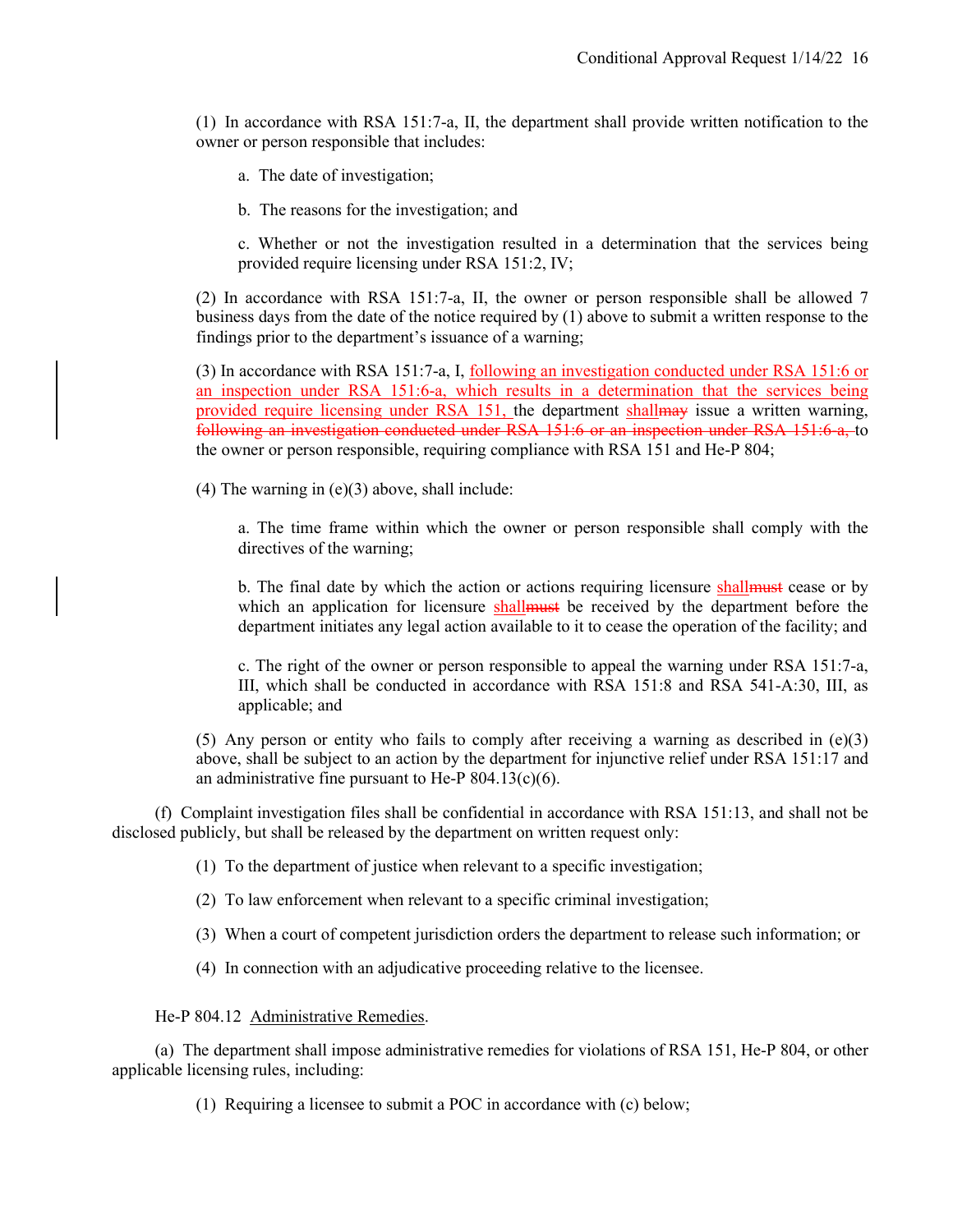(1) In accordance with RSA 151:7-a, II, the department shall provide written notification to the owner or person responsible that includes:

a. The date of investigation;

b. The reasons for the investigation; and

c. Whether or not the investigation resulted in a determination that the services being provided require licensing under RSA 151:2, IV;

(2) In accordance with RSA 151:7-a, II, the owner or person responsible shall be allowed 7 business days from the date of the notice required by (1) above to submit a written response to the findings prior to the department's issuance of a warning;

(3) In accordance with RSA 151:7-a, I, following an investigation conducted under RSA 151:6 or an inspection under RSA 151:6-a, which results in a determination that the services being provided require licensing under RSA 151, the department shall~~may~~ issue a written warning, ~~following an investigation conducted under RSA 151:6 or an inspection under RSA 151:6-a,~~ to the owner or person responsible, requiring compliance with RSA 151 and He-P 804;

(4) The warning in (e)(3) above, shall include:

a. The time frame within which the owner or person responsible shall comply with the directives of the warning;

b. The final date by which the action or actions requiring licensure shall~~must~~ cease or by which an application for licensure shall~~must~~ be received by the department before the department initiates any legal action available to it to cease the operation of the facility; and

c. The right of the owner or person responsible to appeal the warning under RSA 151:7-a, III, which shall be conducted in accordance with RSA 151:8 and RSA 541-A:30, III, as applicable; and

(5) Any person or entity who fails to comply after receiving a warning as described in (e)(3) above, shall be subject to an action by the department for injunctive relief under RSA 151:17 and an administrative fine pursuant to He-P 804.13(c)(6).

(f) Complaint investigation files shall be confidential in accordance with RSA 151:13, and shall not be disclosed publicly, but shall be released by the department on written request only:

(1) To the department of justice when relevant to a specific investigation;

(2) To law enforcement when relevant to a specific criminal investigation;

(3) When a court of competent jurisdiction orders the department to release such information; or

(4) In connection with an adjudicative proceeding relative to the licensee.

He-P 804.12 Administrative Remedies.

(a) The department shall impose administrative remedies for violations of RSA 151, He-P 804, or other applicable licensing rules, including:

(1) Requiring a licensee to submit a POC in accordance with (c) below;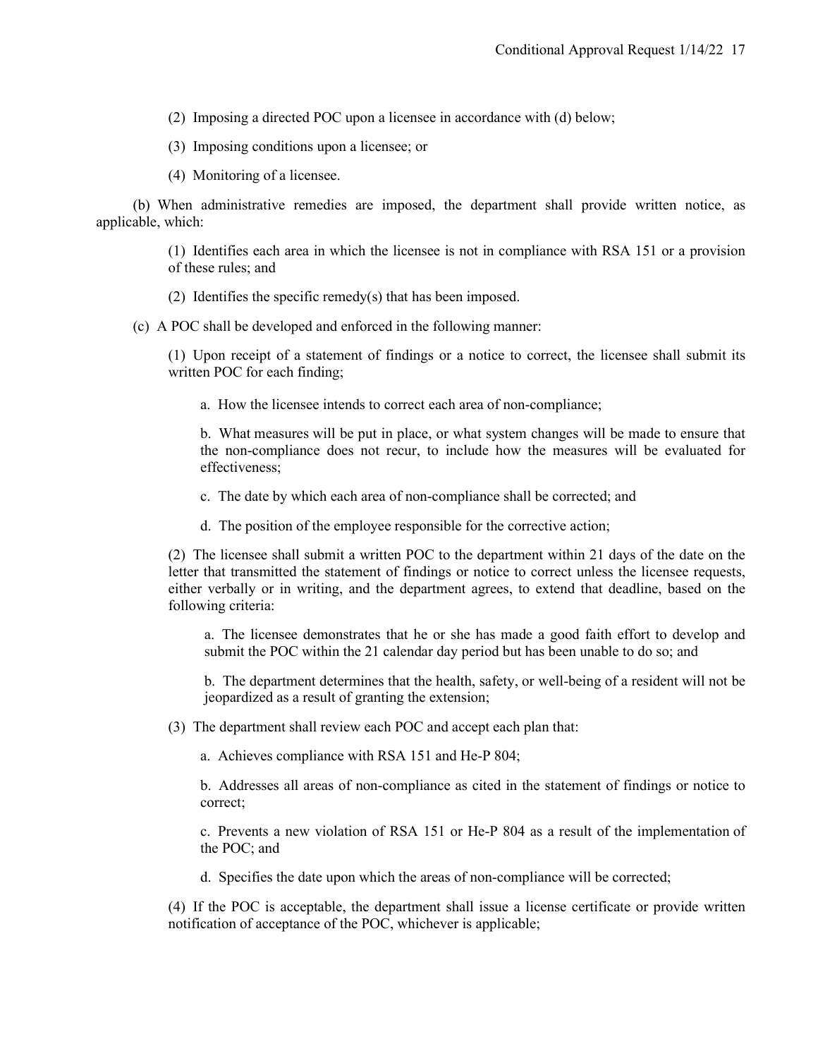(2) Imposing a directed POC upon a licensee in accordance with (d) below;

(3) Imposing conditions upon a licensee; or

(4) Monitoring of a licensee.

(b) When administrative remedies are imposed, the department shall provide written notice, as applicable, which:

(1) Identifies each area in which the licensee is not in compliance with RSA 151 or a provision of these rules; and

(2) Identifies the specific remedy(s) that has been imposed.

(c) A POC shall be developed and enforced in the following manner:

(1) Upon receipt of a statement of findings or a notice to correct, the licensee shall submit its written POC for each finding;

a. How the licensee intends to correct each area of non-compliance;

b. What measures will be put in place, or what system changes will be made to ensure that the non-compliance does not recur, to include how the measures will be evaluated for effectiveness;

c. The date by which each area of non-compliance shall be corrected; and

d. The position of the employee responsible for the corrective action;

(2) The licensee shall submit a written POC to the department within 21 days of the date on the letter that transmitted the statement of findings or notice to correct unless the licensee requests, either verbally or in writing, and the department agrees, to extend that deadline, based on the following criteria:

a. The licensee demonstrates that he or she has made a good faith effort to develop and submit the POC within the 21 calendar day period but has been unable to do so; and

b. The department determines that the health, safety, or well-being of a resident will not be jeopardized as a result of granting the extension;

(3) The department shall review each POC and accept each plan that:

a. Achieves compliance with RSA 151 and He-P 804;

b. Addresses all areas of non-compliance as cited in the statement of findings or notice to correct;

c. Prevents a new violation of RSA 151 or He-P 804 as a result of the implementation of the POC; and

d. Specifies the date upon which the areas of non-compliance will be corrected;

(4) If the POC is acceptable, the department shall issue a license certificate or provide written notification of acceptance of the POC, whichever is applicable;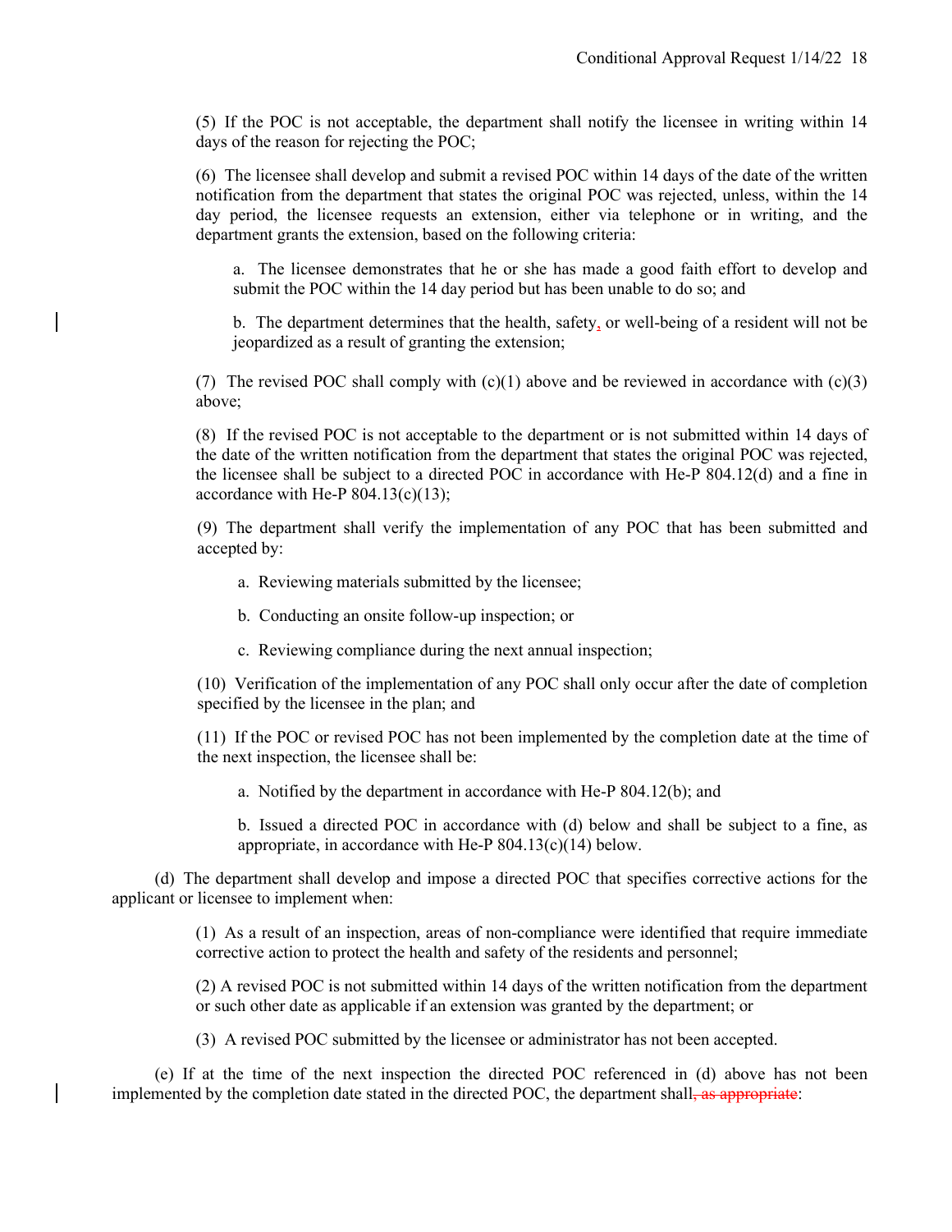(5) If the POC is not acceptable, the department shall notify the licensee in writing within 14 days of the reason for rejecting the POC;

(6) The licensee shall develop and submit a revised POC within 14 days of the date of the written notification from the department that states the original POC was rejected, unless, within the 14 day period, the licensee requests an extension, either via telephone or in writing, and the department grants the extension, based on the following criteria:

a. The licensee demonstrates that he or she has made a good faith effort to develop and submit the POC within the 14 day period but has been unable to do so; and

b. The department determines that the health, safety, or well-being of a resident will not be jeopardized as a result of granting the extension;

(7) The revised POC shall comply with (c)(1) above and be reviewed in accordance with (c)(3) above;

(8) If the revised POC is not acceptable to the department or is not submitted within 14 days of the date of the written notification from the department that states the original POC was rejected, the licensee shall be subject to a directed POC in accordance with He-P 804.12(d) and a fine in accordance with He-P 804.13(c)(13);

(9) The department shall verify the implementation of any POC that has been submitted and accepted by:

a. Reviewing materials submitted by the licensee;

b. Conducting an onsite follow-up inspection; or

c. Reviewing compliance during the next annual inspection;

(10) Verification of the implementation of any POC shall only occur after the date of completion specified by the licensee in the plan; and

(11) If the POC or revised POC has not been implemented by the completion date at the time of the next inspection, the licensee shall be:

a. Notified by the department in accordance with He-P 804.12(b); and

b. Issued a directed POC in accordance with (d) below and shall be subject to a fine, as appropriate, in accordance with He-P 804.13(c)(14) below.

(d) The department shall develop and impose a directed POC that specifies corrective actions for the applicant or licensee to implement when:

(1) As a result of an inspection, areas of non-compliance were identified that require immediate corrective action to protect the health and safety of the residents and personnel;

(2) A revised POC is not submitted within 14 days of the written notification from the department or such other date as applicable if an extension was granted by the department; or

(3) A revised POC submitted by the licensee or administrator has not been accepted.

(e) If at the time of the next inspection the directed POC referenced in (d) above has not been implemented by the completion date stated in the directed POC, the department shall~~, as appropriate~~: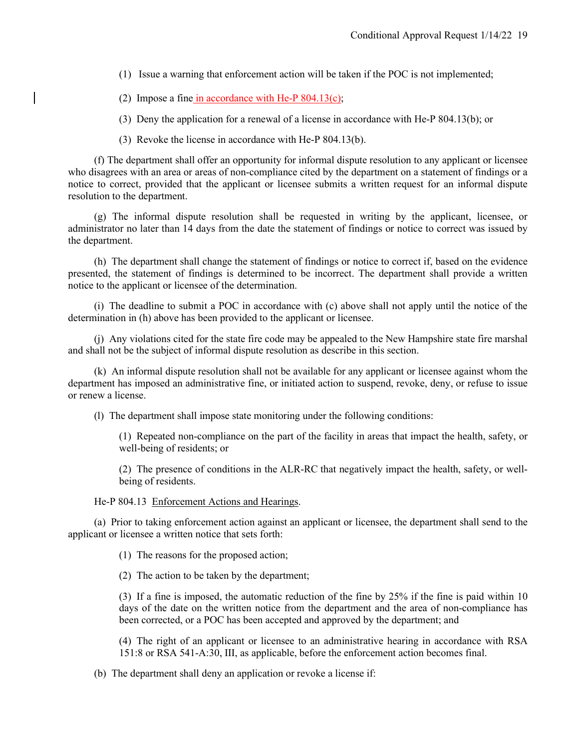(1) Issue a warning that enforcement action will be taken if the POC is not implemented;

(2) Impose a fine in accordance with He-P 804.13(c);

(3) Deny the application for a renewal of a license in accordance with He-P 804.13(b); or

(3) Revoke the license in accordance with He-P 804.13(b).

(f) The department shall offer an opportunity for informal dispute resolution to any applicant or licensee who disagrees with an area or areas of non-compliance cited by the department on a statement of findings or a notice to correct, provided that the applicant or licensee submits a written request for an informal dispute resolution to the department.

(g) The informal dispute resolution shall be requested in writing by the applicant, licensee, or administrator no later than 14 days from the date the statement of findings or notice to correct was issued by the department.

(h) The department shall change the statement of findings or notice to correct if, based on the evidence presented, the statement of findings is determined to be incorrect. The department shall provide a written notice to the applicant or licensee of the determination.

(i) The deadline to submit a POC in accordance with (c) above shall not apply until the notice of the determination in (h) above has been provided to the applicant or licensee.

(j) Any violations cited for the state fire code may be appealed to the New Hampshire state fire marshal and shall not be the subject of informal dispute resolution as describe in this section.

(k) An informal dispute resolution shall not be available for any applicant or licensee against whom the department has imposed an administrative fine, or initiated action to suspend, revoke, deny, or refuse to issue or renew a license.

(l) The department shall impose state monitoring under the following conditions:

(1) Repeated non-compliance on the part of the facility in areas that impact the health, safety, or well-being of residents; or

(2) The presence of conditions in the ALR-RC that negatively impact the health, safety, or well-being of residents.

He-P 804.13 Enforcement Actions and Hearings.

(a) Prior to taking enforcement action against an applicant or licensee, the department shall send to the applicant or licensee a written notice that sets forth:

(1) The reasons for the proposed action;

(2) The action to be taken by the department;

(3) If a fine is imposed, the automatic reduction of the fine by 25% if the fine is paid within 10 days of the date on the written notice from the department and the area of non-compliance has been corrected, or a POC has been accepted and approved by the department; and

(4) The right of an applicant or licensee to an administrative hearing in accordance with RSA 151:8 or RSA 541-A:30, III, as applicable, before the enforcement action becomes final.

(b) The department shall deny an application or revoke a license if: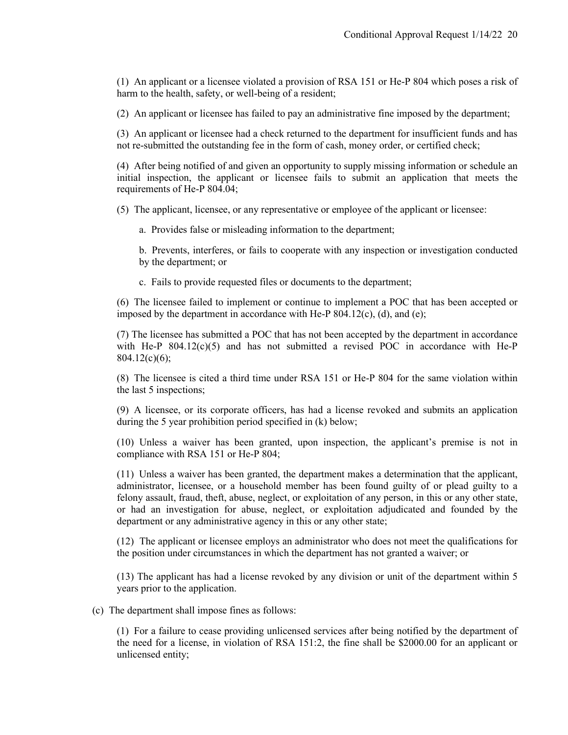(1) An applicant or a licensee violated a provision of RSA 151 or He-P 804 which poses a risk of harm to the health, safety, or well-being of a resident;

(2) An applicant or licensee has failed to pay an administrative fine imposed by the department;

(3) An applicant or licensee had a check returned to the department for insufficient funds and has not re-submitted the outstanding fee in the form of cash, money order, or certified check;

(4) After being notified of and given an opportunity to supply missing information or schedule an initial inspection, the applicant or licensee fails to submit an application that meets the requirements of He-P 804.04;

(5) The applicant, licensee, or any representative or employee of the applicant or licensee:

a. Provides false or misleading information to the department;

b. Prevents, interferes, or fails to cooperate with any inspection or investigation conducted by the department; or

c. Fails to provide requested files or documents to the department;

(6) The licensee failed to implement or continue to implement a POC that has been accepted or imposed by the department in accordance with He-P 804.12(c), (d), and (e);

(7) The licensee has submitted a POC that has not been accepted by the department in accordance with He-P 804.12(c)(5) and has not submitted a revised POC in accordance with He-P 804.12(c)(6);

(8) The licensee is cited a third time under RSA 151 or He-P 804 for the same violation within the last 5 inspections;

(9) A licensee, or its corporate officers, has had a license revoked and submits an application during the 5 year prohibition period specified in (k) below;

(10) Unless a waiver has been granted, upon inspection, the applicant's premise is not in compliance with RSA 151 or He-P 804;

(11) Unless a waiver has been granted, the department makes a determination that the applicant, administrator, licensee, or a household member has been found guilty of or plead guilty to a felony assault, fraud, theft, abuse, neglect, or exploitation of any person, in this or any other state, or had an investigation for abuse, neglect, or exploitation adjudicated and founded by the department or any administrative agency in this or any other state;

(12) The applicant or licensee employs an administrator who does not meet the qualifications for the position under circumstances in which the department has not granted a waiver; or

(13) The applicant has had a license revoked by any division or unit of the department within 5 years prior to the application.

(c) The department shall impose fines as follows:

(1) For a failure to cease providing unlicensed services after being notified by the department of the need for a license, in violation of RSA 151:2, the fine shall be $2000.00 for an applicant or unlicensed entity;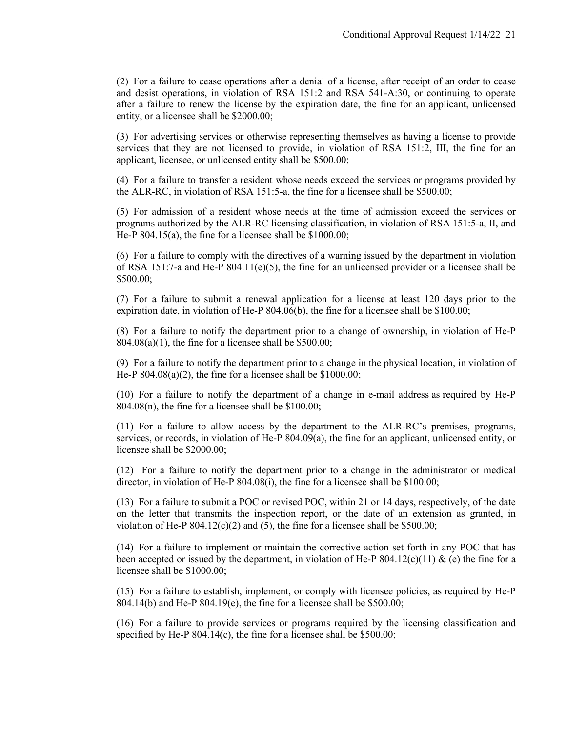(2) For a failure to cease operations after a denial of a license, after receipt of an order to cease and desist operations, in violation of RSA 151:2 and RSA 541-A:30, or continuing to operate after a failure to renew the license by the expiration date, the fine for an applicant, unlicensed entity, or a licensee shall be $2000.00;

(3) For advertising services or otherwise representing themselves as having a license to provide services that they are not licensed to provide, in violation of RSA 151:2, III, the fine for an applicant, licensee, or unlicensed entity shall be $500.00;

(4) For a failure to transfer a resident whose needs exceed the services or programs provided by the ALR-RC, in violation of RSA 151:5-a, the fine for a licensee shall be $500.00;

(5) For admission of a resident whose needs at the time of admission exceed the services or programs authorized by the ALR-RC licensing classification, in violation of RSA 151:5-a, II, and He-P 804.15(a), the fine for a licensee shall be $1000.00;

(6) For a failure to comply with the directives of a warning issued by the department in violation of RSA 151:7-a and He-P 804.11(e)(5), the fine for an unlicensed provider or a licensee shall be $500.00;

(7) For a failure to submit a renewal application for a license at least 120 days prior to the expiration date, in violation of He-P 804.06(b), the fine for a licensee shall be $100.00;

(8) For a failure to notify the department prior to a change of ownership, in violation of He-P 804.08(a)(1), the fine for a licensee shall be $500.00;

(9) For a failure to notify the department prior to a change in the physical location, in violation of He-P 804.08(a)(2), the fine for a licensee shall be $1000.00;

(10) For a failure to notify the department of a change in e-mail address as required by He-P 804.08(n), the fine for a licensee shall be $100.00;

(11) For a failure to allow access by the department to the ALR-RC's premises, programs, services, or records, in violation of He-P 804.09(a), the fine for an applicant, unlicensed entity, or licensee shall be $2000.00;

(12) For a failure to notify the department prior to a change in the administrator or medical director, in violation of He-P 804.08(i), the fine for a licensee shall be $100.00;

(13) For a failure to submit a POC or revised POC, within 21 or 14 days, respectively, of the date on the letter that transmits the inspection report, or the date of an extension as granted, in violation of He-P 804.12(c)(2) and (5), the fine for a licensee shall be $500.00;

(14) For a failure to implement or maintain the corrective action set forth in any POC that has been accepted or issued by the department, in violation of He-P 804.12(c)(11) & (e) the fine for a licensee shall be $1000.00;

(15) For a failure to establish, implement, or comply with licensee policies, as required by He-P 804.14(b) and He-P 804.19(e), the fine for a licensee shall be $500.00;

(16) For a failure to provide services or programs required by the licensing classification and specified by He-P 804.14(c), the fine for a licensee shall be $500.00;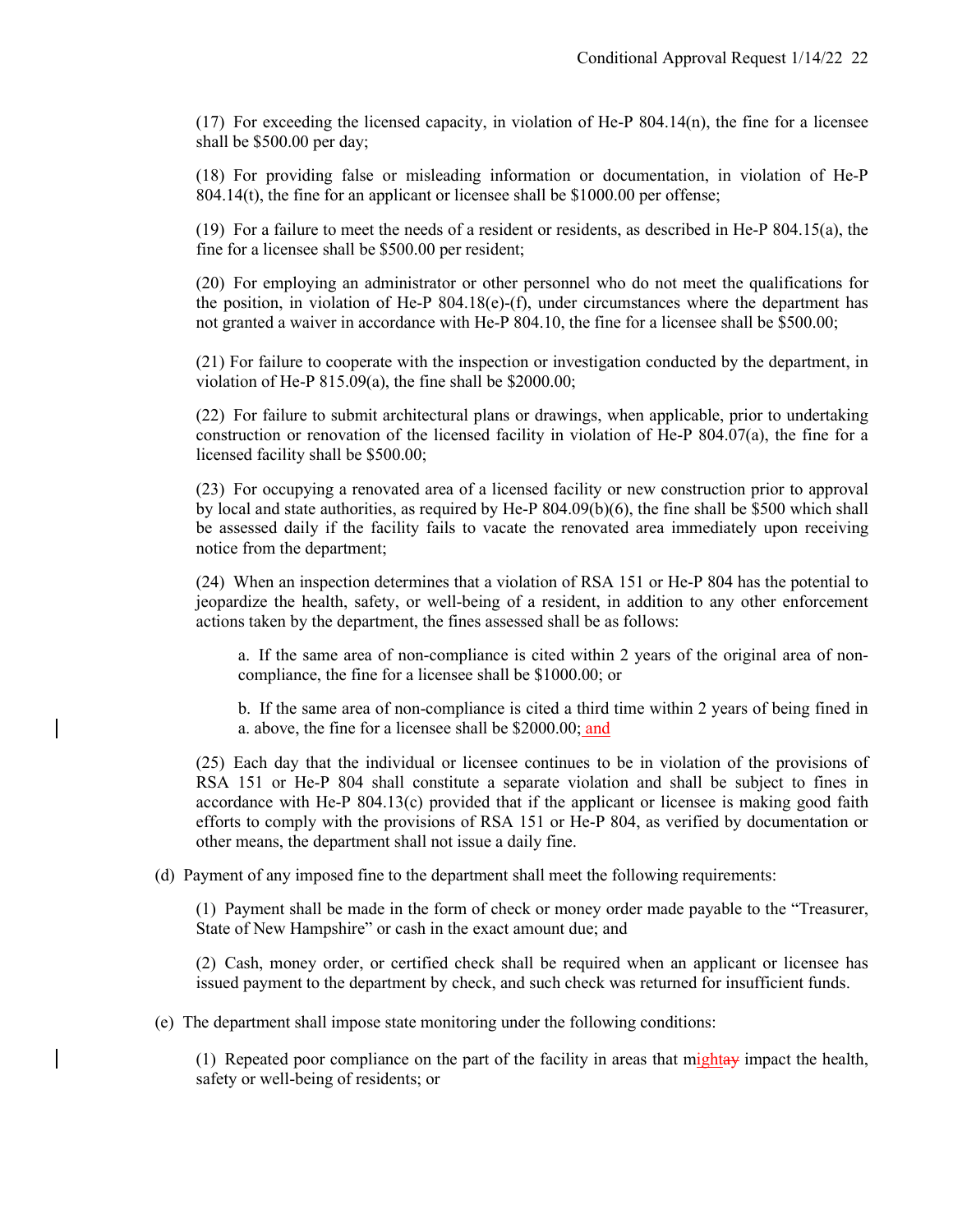(17) For exceeding the licensed capacity, in violation of He-P 804.14(n), the fine for a licensee shall be $500.00 per day;

(18) For providing false or misleading information or documentation, in violation of He-P 804.14(t), the fine for an applicant or licensee shall be $1000.00 per offense;

(19) For a failure to meet the needs of a resident or residents, as described in He-P 804.15(a), the fine for a licensee shall be $500.00 per resident;

(20) For employing an administrator or other personnel who do not meet the qualifications for the position, in violation of He-P 804.18(e)-(f), under circumstances where the department has not granted a waiver in accordance with He-P 804.10, the fine for a licensee shall be $500.00;

(21) For failure to cooperate with the inspection or investigation conducted by the department, in violation of He-P 815.09(a), the fine shall be $2000.00;

(22) For failure to submit architectural plans or drawings, when applicable, prior to undertaking construction or renovation of the licensed facility in violation of He-P 804.07(a), the fine for a licensed facility shall be $500.00;

(23) For occupying a renovated area of a licensed facility or new construction prior to approval by local and state authorities, as required by He-P 804.09(b)(6), the fine shall be $500 which shall be assessed daily if the facility fails to vacate the renovated area immediately upon receiving notice from the department;

(24) When an inspection determines that a violation of RSA 151 or He-P 804 has the potential to jeopardize the health, safety, or well-being of a resident, in addition to any other enforcement actions taken by the department, the fines assessed shall be as follows:

a. If the same area of non-compliance is cited within 2 years of the original area of non-compliance, the fine for a licensee shall be $1000.00; or

b. If the same area of non-compliance is cited a third time within 2 years of being fined in a. above, the fine for a licensee shall be $2000.00; and

(25) Each day that the individual or licensee continues to be in violation of the provisions of RSA 151 or He-P 804 shall constitute a separate violation and shall be subject to fines in accordance with He-P 804.13(c) provided that if the applicant or licensee is making good faith efforts to comply with the provisions of RSA 151 or He-P 804, as verified by documentation or other means, the department shall not issue a daily fine.

(d) Payment of any imposed fine to the department shall meet the following requirements:

(1) Payment shall be made in the form of check or money order made payable to the "Treasurer, State of New Hampshire" or cash in the exact amount due; and

(2) Cash, money order, or certified check shall be required when an applicant or licensee has issued payment to the department by check, and such check was returned for insufficient funds.

(e) The department shall impose state monitoring under the following conditions:

(1) Repeated poor compliance on the part of the facility in areas that mightay impact the health, safety or well-being of residents; or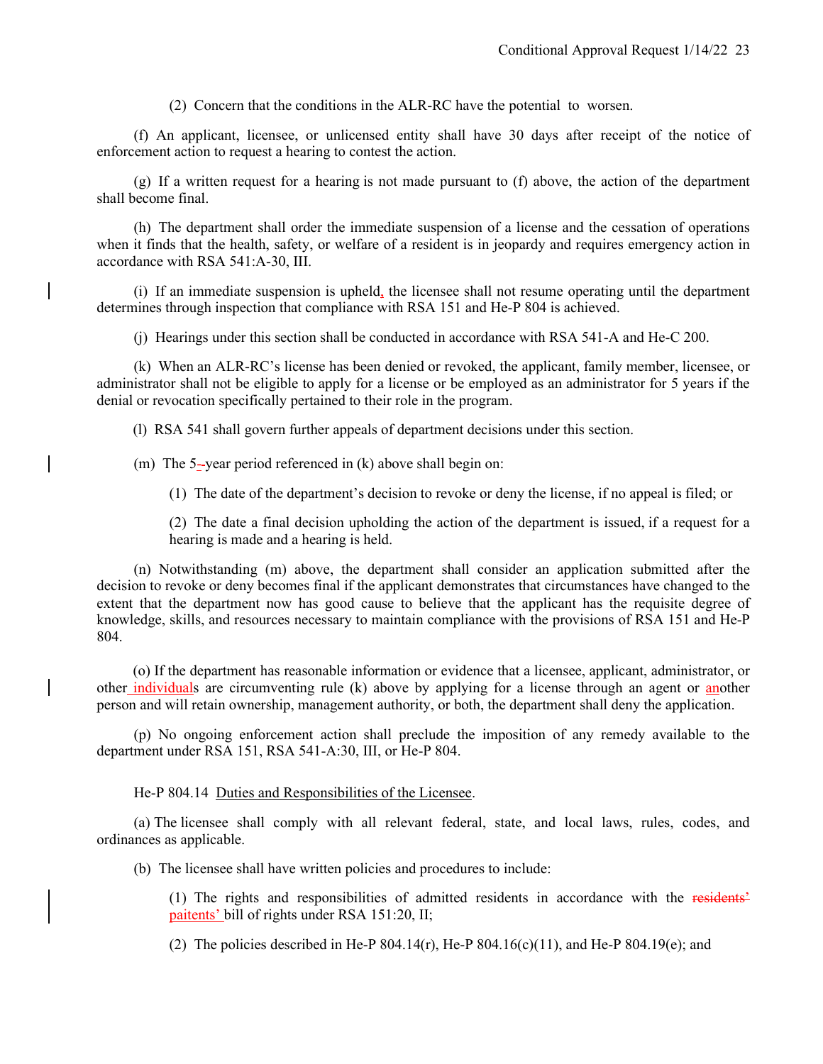(2) Concern that the conditions in the ALR-RC have the potential to worsen.

(f) An applicant, licensee, or unlicensed entity shall have 30 days after receipt of the notice of enforcement action to request a hearing to contest the action.

(g) If a written request for a hearing is not made pursuant to (f) above, the action of the department shall become final.

(h) The department shall order the immediate suspension of a license and the cessation of operations when it finds that the health, safety, or welfare of a resident is in jeopardy and requires emergency action in accordance with RSA 541:A-30, III.

(i) If an immediate suspension is upheld, the licensee shall not resume operating until the department determines through inspection that compliance with RSA 151 and He-P 804 is achieved.

(j) Hearings under this section shall be conducted in accordance with RSA 541-A and He-C 200.

(k) When an ALR-RC's license has been denied or revoked, the applicant, family member, licensee, or administrator shall not be eligible to apply for a license or be employed as an administrator for 5 years if the denial or revocation specifically pertained to their role in the program.

(l) RSA 541 shall govern further appeals of department decisions under this section.

(m) The 5-~~-~~year period referenced in (k) above shall begin on:

(1) The date of the department's decision to revoke or deny the license, if no appeal is filed; or

(2) The date a final decision upholding the action of the department is issued, if a request for a hearing is made and a hearing is held.

(n) Notwithstanding (m) above, the department shall consider an application submitted after the decision to revoke or deny becomes final if the applicant demonstrates that circumstances have changed to the extent that the department now has good cause to believe that the applicant has the requisite degree of knowledge, skills, and resources necessary to maintain compliance with the provisions of RSA 151 and He-P 804.

(o) If the department has reasonable information or evidence that a licensee, applicant, administrator, or other individuals are circumventing rule (k) above by applying for a license through an agent or another person and will retain ownership, management authority, or both, the department shall deny the application.

(p) No ongoing enforcement action shall preclude the imposition of any remedy available to the department under RSA 151, RSA 541-A:30, III, or He-P 804.

He-P 804.14 Duties and Responsibilities of the Licensee.

(a) The licensee shall comply with all relevant federal, state, and local laws, rules, codes, and ordinances as applicable.

(b) The licensee shall have written policies and procedures to include:

(1) The rights and responsibilities of admitted residents in accordance with the ~~residents'~~ paitents' bill of rights under RSA 151:20, II;

(2) The policies described in He-P 804.14(r), He-P 804.16(c)(11), and He-P 804.19(e); and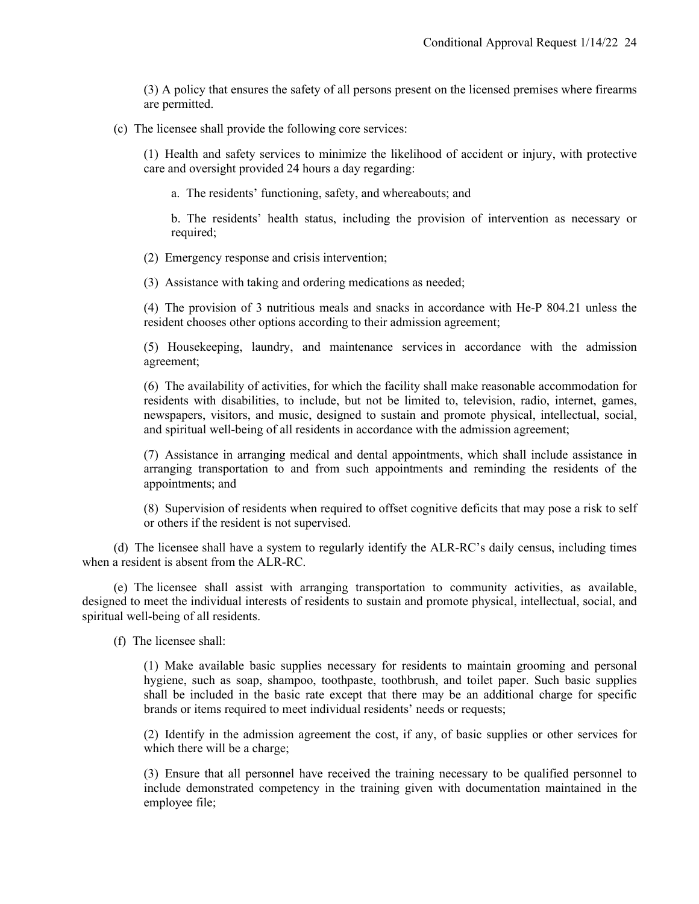(3) A policy that ensures the safety of all persons present on the licensed premises where firearms are permitted.

(c) The licensee shall provide the following core services:

(1) Health and safety services to minimize the likelihood of accident or injury, with protective care and oversight provided 24 hours a day regarding:

a. The residents' functioning, safety, and whereabouts; and

b. The residents' health status, including the provision of intervention as necessary or required;

(2) Emergency response and crisis intervention;

(3) Assistance with taking and ordering medications as needed;

(4) The provision of 3 nutritious meals and snacks in accordance with He-P 804.21 unless the resident chooses other options according to their admission agreement;

(5) Housekeeping, laundry, and maintenance services in accordance with the admission agreement;

(6) The availability of activities, for which the facility shall make reasonable accommodation for residents with disabilities, to include, but not be limited to, television, radio, internet, games, newspapers, visitors, and music, designed to sustain and promote physical, intellectual, social, and spiritual well-being of all residents in accordance with the admission agreement;

(7) Assistance in arranging medical and dental appointments, which shall include assistance in arranging transportation to and from such appointments and reminding the residents of the appointments; and

(8) Supervision of residents when required to offset cognitive deficits that may pose a risk to self or others if the resident is not supervised.

(d) The licensee shall have a system to regularly identify the ALR-RC's daily census, including times when a resident is absent from the ALR-RC.

(e) The licensee shall assist with arranging transportation to community activities, as available, designed to meet the individual interests of residents to sustain and promote physical, intellectual, social, and spiritual well-being of all residents.

(f) The licensee shall:

(1) Make available basic supplies necessary for residents to maintain grooming and personal hygiene, such as soap, shampoo, toothpaste, toothbrush, and toilet paper. Such basic supplies shall be included in the basic rate except that there may be an additional charge for specific brands or items required to meet individual residents' needs or requests;

(2) Identify in the admission agreement the cost, if any, of basic supplies or other services for which there will be a charge;

(3) Ensure that all personnel have received the training necessary to be qualified personnel to include demonstrated competency in the training given with documentation maintained in the employee file;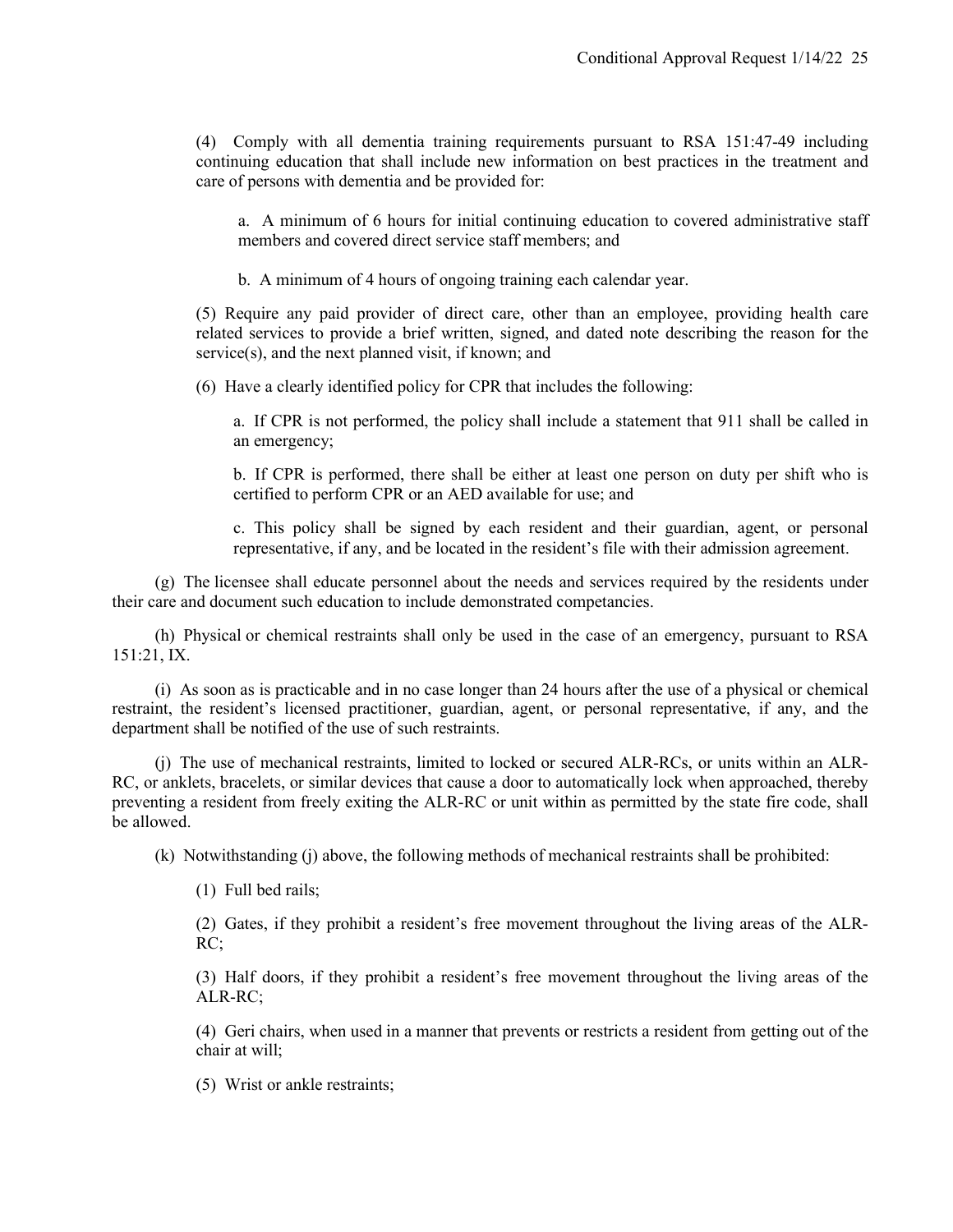(4) Comply with all dementia training requirements pursuant to RSA 151:47-49 including continuing education that shall include new information on best practices in the treatment and care of persons with dementia and be provided for:

a. A minimum of 6 hours for initial continuing education to covered administrative staff members and covered direct service staff members; and

b. A minimum of 4 hours of ongoing training each calendar year.

(5) Require any paid provider of direct care, other than an employee, providing health care related services to provide a brief written, signed, and dated note describing the reason for the service(s), and the next planned visit, if known; and

(6) Have a clearly identified policy for CPR that includes the following:

a. If CPR is not performed, the policy shall include a statement that 911 shall be called in an emergency;

b. If CPR is performed, there shall be either at least one person on duty per shift who is certified to perform CPR or an AED available for use; and

c. This policy shall be signed by each resident and their guardian, agent, or personal representative, if any, and be located in the resident's file with their admission agreement.

(g) The licensee shall educate personnel about the needs and services required by the residents under their care and document such education to include demonstrated competancies.

(h) Physical or chemical restraints shall only be used in the case of an emergency, pursuant to RSA 151:21, IX.

(i) As soon as is practicable and in no case longer than 24 hours after the use of a physical or chemical restraint, the resident's licensed practitioner, guardian, agent, or personal representative, if any, and the department shall be notified of the use of such restraints.

(j) The use of mechanical restraints, limited to locked or secured ALR-RCs, or units within an ALR-RC, or anklets, bracelets, or similar devices that cause a door to automatically lock when approached, thereby preventing a resident from freely exiting the ALR-RC or unit within as permitted by the state fire code, shall be allowed.

(k) Notwithstanding (j) above, the following methods of mechanical restraints shall be prohibited:

(1) Full bed rails;

(2) Gates, if they prohibit a resident's free movement throughout the living areas of the ALR-RC;

(3) Half doors, if they prohibit a resident's free movement throughout the living areas of the ALR-RC;

(4) Geri chairs, when used in a manner that prevents or restricts a resident from getting out of the chair at will;

(5) Wrist or ankle restraints;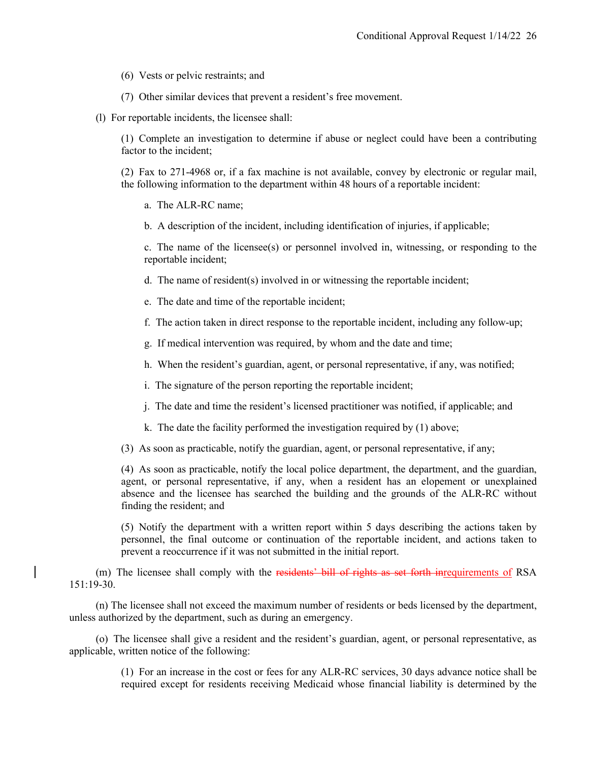(6) Vests or pelvic restraints; and

(7) Other similar devices that prevent a resident's free movement.

(l) For reportable incidents, the licensee shall:

(1) Complete an investigation to determine if abuse or neglect could have been a contributing factor to the incident;

(2) Fax to 271-4968 or, if a fax machine is not available, convey by electronic or regular mail, the following information to the department within 48 hours of a reportable incident:

a. The ALR-RC name;

b. A description of the incident, including identification of injuries, if applicable;

c. The name of the licensee(s) or personnel involved in, witnessing, or responding to the reportable incident;

d. The name of resident(s) involved in or witnessing the reportable incident;

e. The date and time of the reportable incident;

f. The action taken in direct response to the reportable incident, including any follow-up;

g. If medical intervention was required, by whom and the date and time;

h. When the resident's guardian, agent, or personal representative, if any, was notified;

i. The signature of the person reporting the reportable incident;

j. The date and time the resident's licensed practitioner was notified, if applicable; and

k. The date the facility performed the investigation required by (1) above;

(3) As soon as practicable, notify the guardian, agent, or personal representative, if any;

(4) As soon as practicable, notify the local police department, the department, and the guardian, agent, or personal representative, if any, when a resident has an elopement or unexplained absence and the licensee has searched the building and the grounds of the ALR-RC without finding the resident; and

(5) Notify the department with a written report within 5 days describing the actions taken by personnel, the final outcome or continuation of the reportable incident, and actions taken to prevent a reoccurrence if it was not submitted in the initial report.

(m) The licensee shall comply with the ~~residents' bill of rights as set forth in~~requirements of RSA 151:19-30.

(n) The licensee shall not exceed the maximum number of residents or beds licensed by the department, unless authorized by the department, such as during an emergency.

(o) The licensee shall give a resident and the resident's guardian, agent, or personal representative, as applicable, written notice of the following:

(1) For an increase in the cost or fees for any ALR-RC services, 30 days advance notice shall be required except for residents receiving Medicaid whose financial liability is determined by the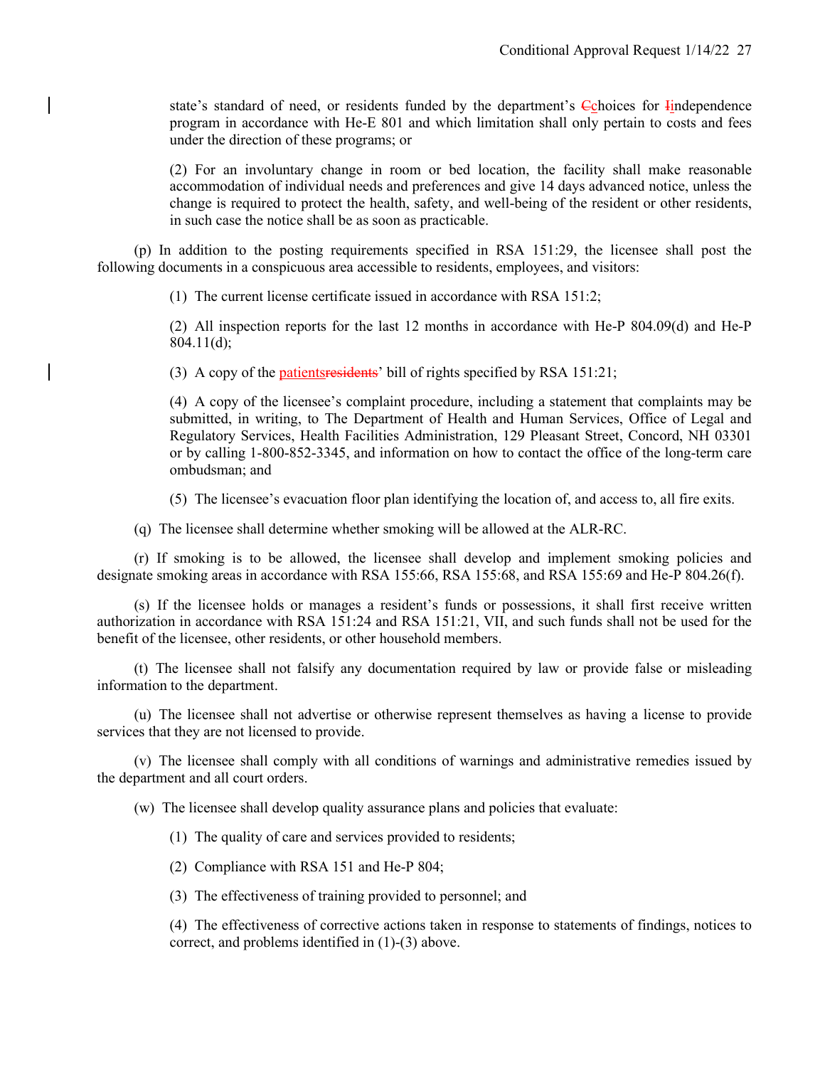state's standard of need, or residents funded by the department's ~~C~~choices for ~~I~~independence program in accordance with He-E 801 and which limitation shall only pertain to costs and fees under the direction of these programs; or

(2) For an involuntary change in room or bed location, the facility shall make reasonable accommodation of individual needs and preferences and give 14 days advanced notice, unless the change is required to protect the health, safety, and well-being of the resident or other residents, in such case the notice shall be as soon as practicable.

(p) In addition to the posting requirements specified in RSA 151:29, the licensee shall post the following documents in a conspicuous area accessible to residents, employees, and visitors:

(1) The current license certificate issued in accordance with RSA 151:2;

(2) All inspection reports for the last 12 months in accordance with He-P 804.09(d) and He-P 804.11(d);

(3) A copy of the patients~~residents~~' bill of rights specified by RSA 151:21;

(4) A copy of the licensee's complaint procedure, including a statement that complaints may be submitted, in writing, to The Department of Health and Human Services, Office of Legal and Regulatory Services, Health Facilities Administration, 129 Pleasant Street, Concord, NH 03301 or by calling 1-800-852-3345, and information on how to contact the office of the long-term care ombudsman; and

(5) The licensee's evacuation floor plan identifying the location of, and access to, all fire exits.

(q) The licensee shall determine whether smoking will be allowed at the ALR-RC.

(r) If smoking is to be allowed, the licensee shall develop and implement smoking policies and designate smoking areas in accordance with RSA 155:66, RSA 155:68, and RSA 155:69 and He-P 804.26(f).

(s) If the licensee holds or manages a resident's funds or possessions, it shall first receive written authorization in accordance with RSA 151:24 and RSA 151:21, VII, and such funds shall not be used for the benefit of the licensee, other residents, or other household members.

(t) The licensee shall not falsify any documentation required by law or provide false or misleading information to the department.

(u) The licensee shall not advertise or otherwise represent themselves as having a license to provide services that they are not licensed to provide.

(v) The licensee shall comply with all conditions of warnings and administrative remedies issued by the department and all court orders.

(w) The licensee shall develop quality assurance plans and policies that evaluate:

(1) The quality of care and services provided to residents;

(2) Compliance with RSA 151 and He-P 804;

(3) The effectiveness of training provided to personnel; and

(4) The effectiveness of corrective actions taken in response to statements of findings, notices to correct, and problems identified in (1)-(3) above.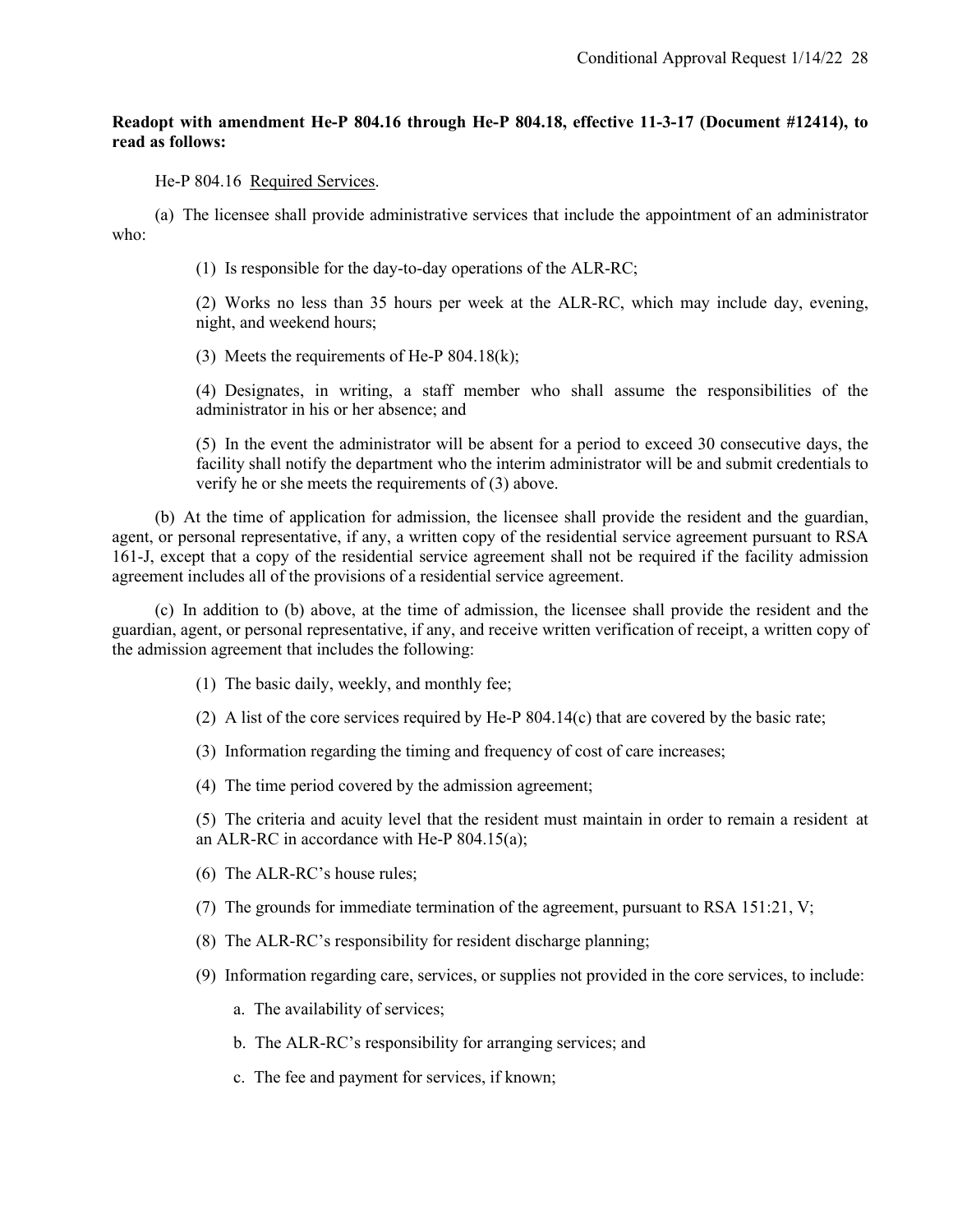**Readopt with amendment He-P 804.16 through He-P 804.18, effective 11-3-17 (Document #12414), to read as follows:**

He-P 804.16 Required Services.

(a) The licensee shall provide administrative services that include the appointment of an administrator who:

(1) Is responsible for the day-to-day operations of the ALR-RC;

(2) Works no less than 35 hours per week at the ALR-RC, which may include day, evening, night, and weekend hours;

(3) Meets the requirements of He-P 804.18(k);

(4) Designates, in writing, a staff member who shall assume the responsibilities of the administrator in his or her absence; and

(5) In the event the administrator will be absent for a period to exceed 30 consecutive days, the facility shall notify the department who the interim administrator will be and submit credentials to verify he or she meets the requirements of (3) above.

(b) At the time of application for admission, the licensee shall provide the resident and the guardian, agent, or personal representative, if any, a written copy of the residential service agreement pursuant to RSA 161-J, except that a copy of the residential service agreement shall not be required if the facility admission agreement includes all of the provisions of a residential service agreement.

(c) In addition to (b) above, at the time of admission, the licensee shall provide the resident and the guardian, agent, or personal representative, if any, and receive written verification of receipt, a written copy of the admission agreement that includes the following:

(1) The basic daily, weekly, and monthly fee;

(2) A list of the core services required by He-P 804.14(c) that are covered by the basic rate;

(3) Information regarding the timing and frequency of cost of care increases;

(4) The time period covered by the admission agreement;

(5) The criteria and acuity level that the resident must maintain in order to remain a resident at an ALR-RC in accordance with He-P 804.15(a);

(6) The ALR-RC's house rules;

(7) The grounds for immediate termination of the agreement, pursuant to RSA 151:21, V;

(8) The ALR-RC's responsibility for resident discharge planning;

(9) Information regarding care, services, or supplies not provided in the core services, to include:

a. The availability of services;

b. The ALR-RC's responsibility for arranging services; and

c. The fee and payment for services, if known;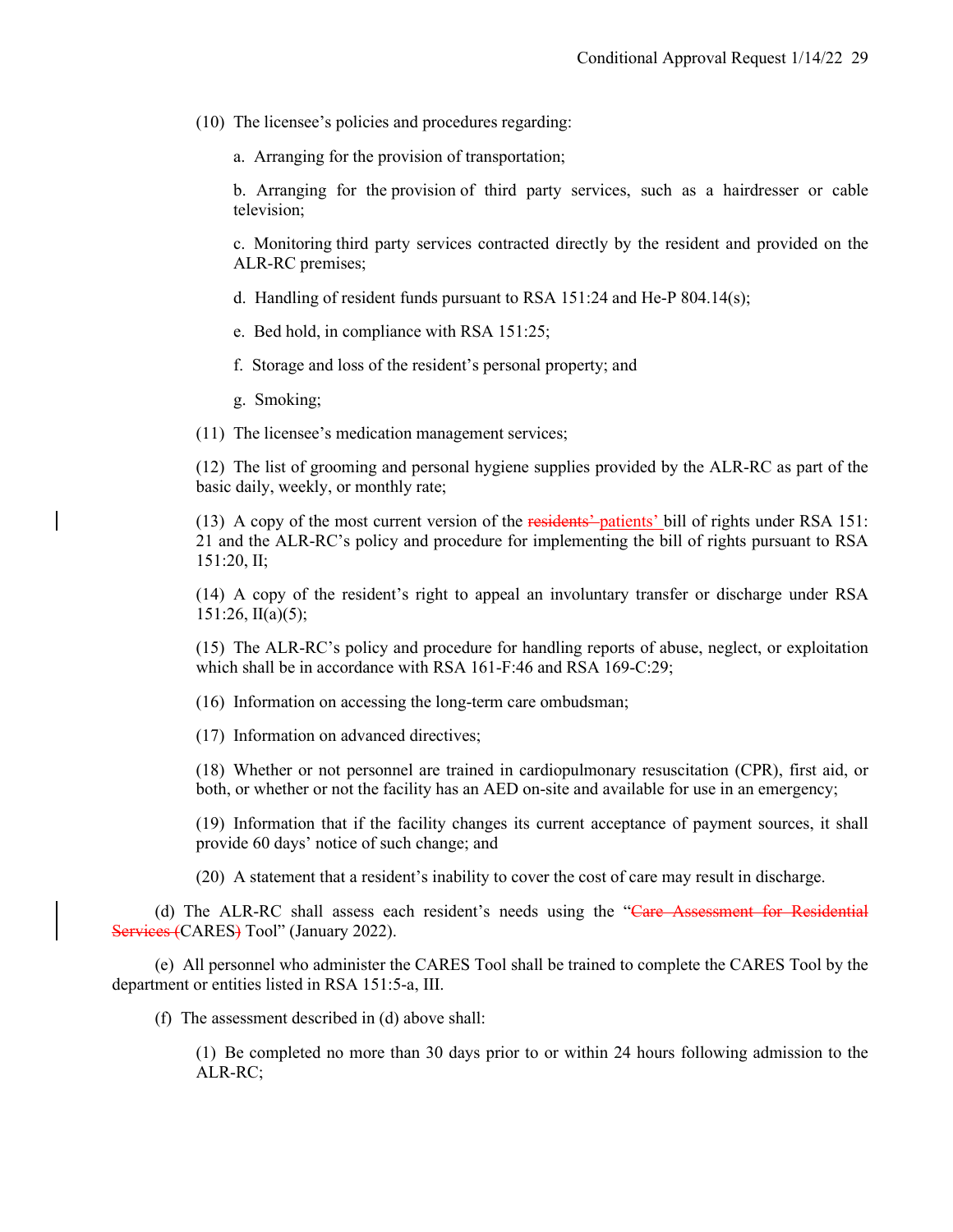(10) The licensee's policies and procedures regarding:

a. Arranging for the provision of transportation;

b. Arranging for the provision of third party services, such as a hairdresser or cable television;

c. Monitoring third party services contracted directly by the resident and provided on the ALR-RC premises;

d. Handling of resident funds pursuant to RSA 151:24 and He-P 804.14(s);

e. Bed hold, in compliance with RSA 151:25;

f. Storage and loss of the resident's personal property; and

g. Smoking;

(11) The licensee's medication management services;

(12) The list of grooming and personal hygiene supplies provided by the ALR-RC as part of the basic daily, weekly, or monthly rate;

(13) A copy of the most current version of the ~~residents'~~ patients' bill of rights under RSA 151:21 and the ALR-RC's policy and procedure for implementing the bill of rights pursuant to RSA 151:20, II;

(14) A copy of the resident's right to appeal an involuntary transfer or discharge under RSA 151:26, II(a)(5);

(15) The ALR-RC's policy and procedure for handling reports of abuse, neglect, or exploitation which shall be in accordance with RSA 161-F:46 and RSA 169-C:29;

(16) Information on accessing the long-term care ombudsman;

(17) Information on advanced directives;

(18) Whether or not personnel are trained in cardiopulmonary resuscitation (CPR), first aid, or both, or whether or not the facility has an AED on-site and available for use in an emergency;

(19) Information that if the facility changes its current acceptance of payment sources, it shall provide 60 days' notice of such change; and

(20) A statement that a resident's inability to cover the cost of care may result in discharge.

(d) The ALR-RC shall assess each resident's needs using the "~~Care Assessment for Residential Services (~~CARES~~)~~ Tool" (January 2022).

(e) All personnel who administer the CARES Tool shall be trained to complete the CARES Tool by the department or entities listed in RSA 151:5-a, III.

(f) The assessment described in (d) above shall:

(1) Be completed no more than 30 days prior to or within 24 hours following admission to the ALR-RC;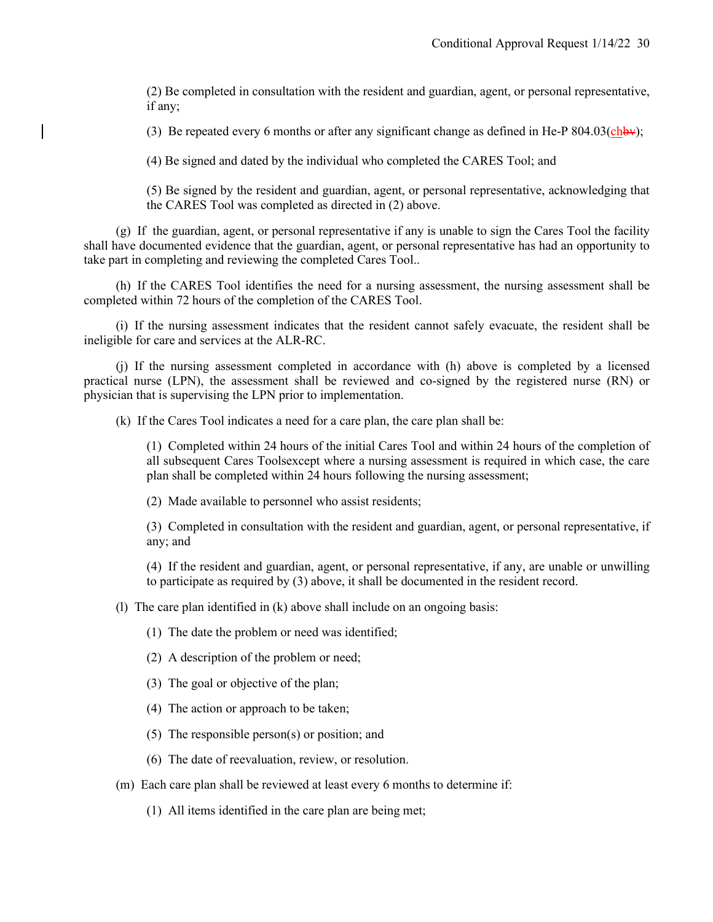(2) Be completed in consultation with the resident and guardian, agent, or personal representative, if any;

(3) Be repeated every 6 months or after any significant change as defined in He-P 804.03(chbv);

(4) Be signed and dated by the individual who completed the CARES Tool; and

(5) Be signed by the resident and guardian, agent, or personal representative, acknowledging that the CARES Tool was completed as directed in (2) above.

(g) If the guardian, agent, or personal representative if any is unable to sign the Cares Tool the facility shall have documented evidence that the guardian, agent, or personal representative has had an opportunity to take part in completing and reviewing the completed Cares Tool..

(h) If the CARES Tool identifies the need for a nursing assessment, the nursing assessment shall be completed within 72 hours of the completion of the CARES Tool.

(i) If the nursing assessment indicates that the resident cannot safely evacuate, the resident shall be ineligible for care and services at the ALR-RC.

(j) If the nursing assessment completed in accordance with (h) above is completed by a licensed practical nurse (LPN), the assessment shall be reviewed and co-signed by the registered nurse (RN) or physician that is supervising the LPN prior to implementation.

(k) If the Cares Tool indicates a need for a care plan, the care plan shall be:

(1) Completed within 24 hours of the initial Cares Tool and within 24 hours of the completion of all subsequent Cares Toolsexcept where a nursing assessment is required in which case, the care plan shall be completed within 24 hours following the nursing assessment;

(2) Made available to personnel who assist residents;

(3) Completed in consultation with the resident and guardian, agent, or personal representative, if any; and

(4) If the resident and guardian, agent, or personal representative, if any, are unable or unwilling to participate as required by (3) above, it shall be documented in the resident record.

(l) The care plan identified in (k) above shall include on an ongoing basis:

(1) The date the problem or need was identified;

(2) A description of the problem or need;

(3) The goal or objective of the plan;

(4) The action or approach to be taken;

(5) The responsible person(s) or position; and

(6) The date of reevaluation, review, or resolution.

(m) Each care plan shall be reviewed at least every 6 months to determine if:

(1) All items identified in the care plan are being met;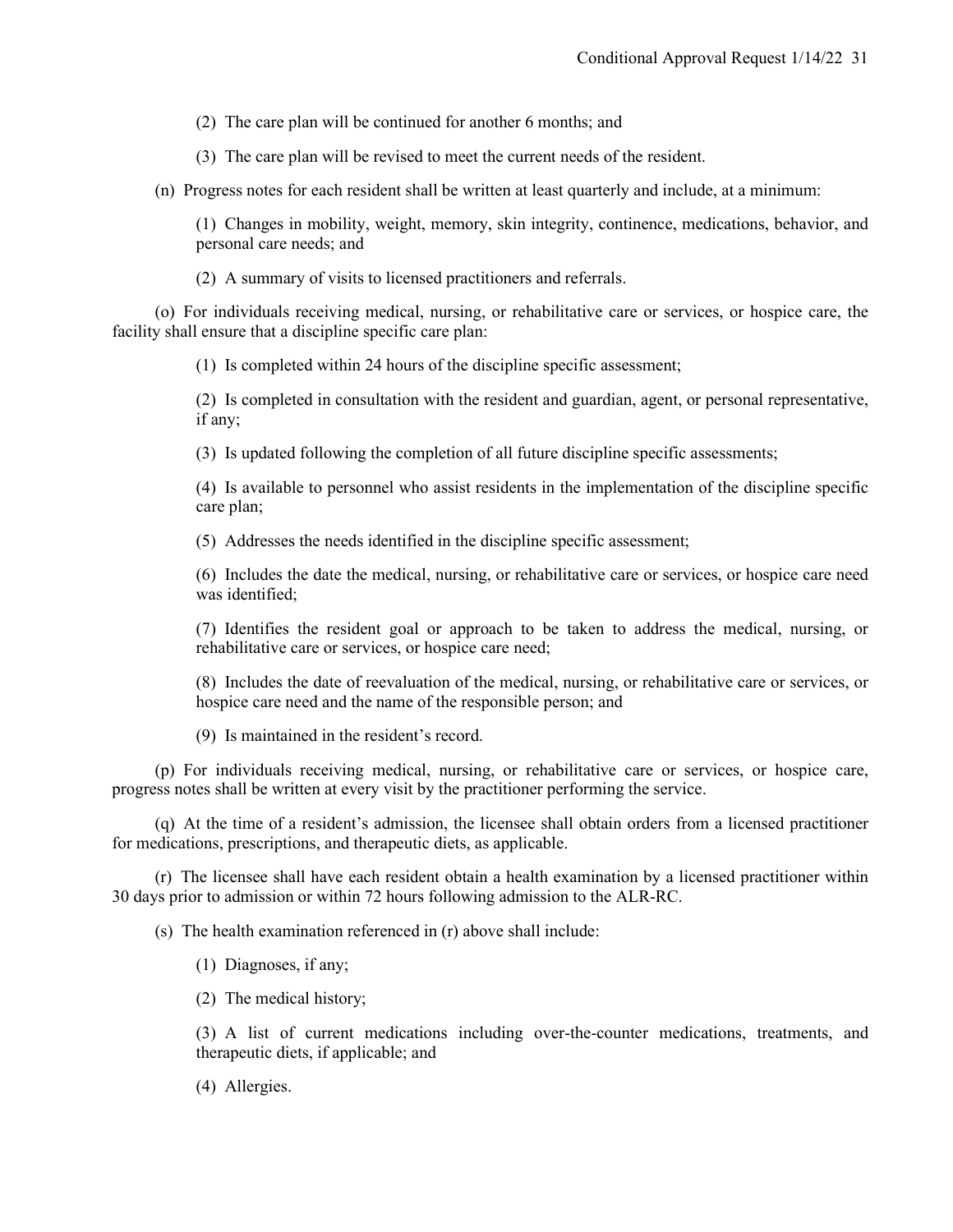(2) The care plan will be continued for another 6 months; and

(3) The care plan will be revised to meet the current needs of the resident.

(n) Progress notes for each resident shall be written at least quarterly and include, at a minimum:

(1) Changes in mobility, weight, memory, skin integrity, continence, medications, behavior, and personal care needs; and

(2) A summary of visits to licensed practitioners and referrals.

(o) For individuals receiving medical, nursing, or rehabilitative care or services, or hospice care, the facility shall ensure that a discipline specific care plan:

(1) Is completed within 24 hours of the discipline specific assessment;

(2) Is completed in consultation with the resident and guardian, agent, or personal representative, if any;

(3) Is updated following the completion of all future discipline specific assessments;

(4) Is available to personnel who assist residents in the implementation of the discipline specific care plan;

(5) Addresses the needs identified in the discipline specific assessment;

(6) Includes the date the medical, nursing, or rehabilitative care or services, or hospice care need was identified;

(7) Identifies the resident goal or approach to be taken to address the medical, nursing, or rehabilitative care or services, or hospice care need;

(8) Includes the date of reevaluation of the medical, nursing, or rehabilitative care or services, or hospice care need and the name of the responsible person; and

(9) Is maintained in the resident's record.

(p) For individuals receiving medical, nursing, or rehabilitative care or services, or hospice care, progress notes shall be written at every visit by the practitioner performing the service.

(q) At the time of a resident's admission, the licensee shall obtain orders from a licensed practitioner for medications, prescriptions, and therapeutic diets, as applicable.

(r) The licensee shall have each resident obtain a health examination by a licensed practitioner within 30 days prior to admission or within 72 hours following admission to the ALR-RC.

(s) The health examination referenced in (r) above shall include:

(1) Diagnoses, if any;

(2) The medical history;

(3) A list of current medications including over-the-counter medications, treatments, and therapeutic diets, if applicable; and

(4) Allergies.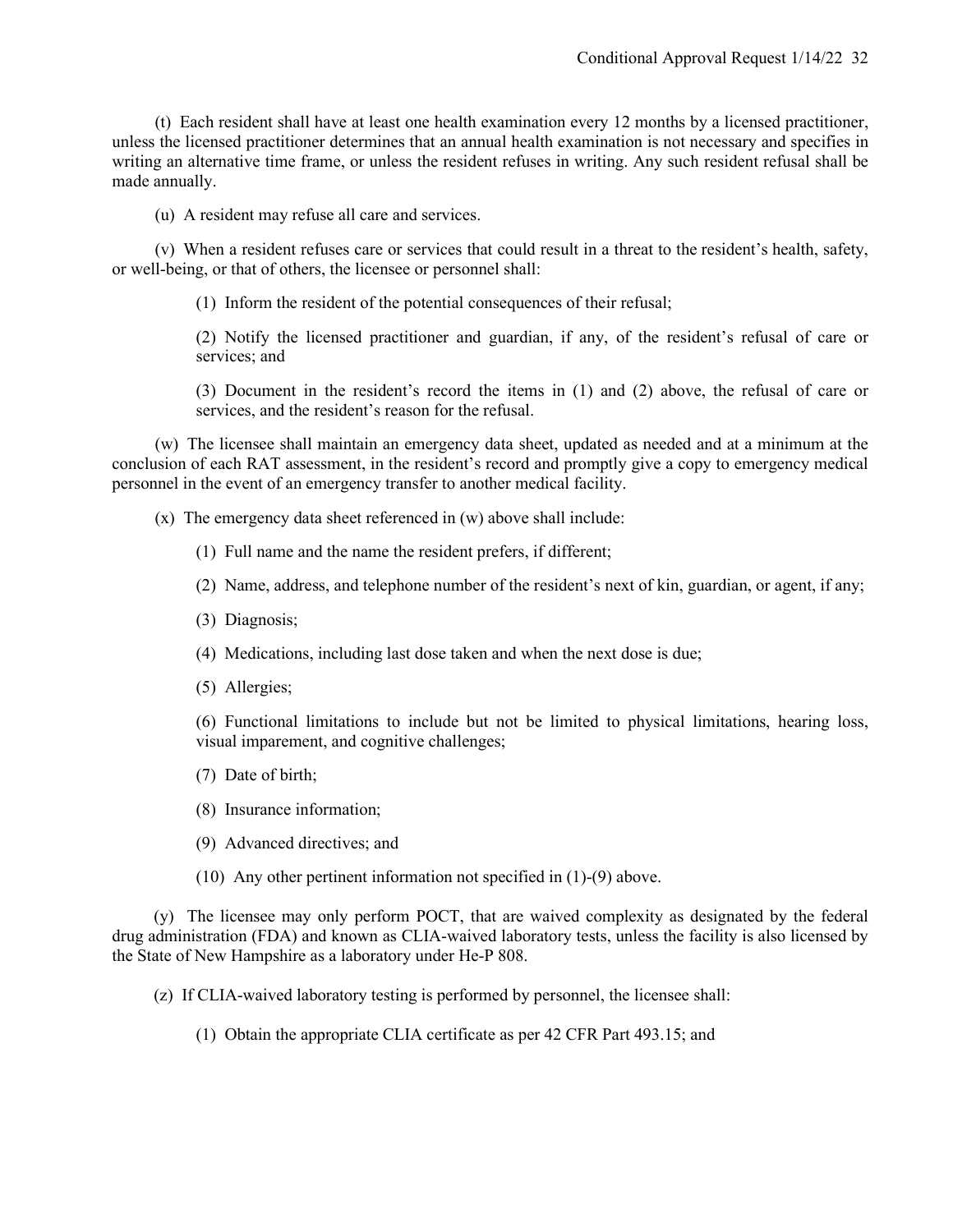(t) Each resident shall have at least one health examination every 12 months by a licensed practitioner, unless the licensed practitioner determines that an annual health examination is not necessary and specifies in writing an alternative time frame, or unless the resident refuses in writing. Any such resident refusal shall be made annually.

(u) A resident may refuse all care and services.

(v) When a resident refuses care or services that could result in a threat to the resident's health, safety, or well-being, or that of others, the licensee or personnel shall:

(1) Inform the resident of the potential consequences of their refusal;

(2) Notify the licensed practitioner and guardian, if any, of the resident's refusal of care or services; and

(3) Document in the resident's record the items in (1) and (2) above, the refusal of care or services, and the resident's reason for the refusal.

(w) The licensee shall maintain an emergency data sheet, updated as needed and at a minimum at the conclusion of each RAT assessment, in the resident's record and promptly give a copy to emergency medical personnel in the event of an emergency transfer to another medical facility.

(x) The emergency data sheet referenced in (w) above shall include:

(1) Full name and the name the resident prefers, if different;

(2) Name, address, and telephone number of the resident's next of kin, guardian, or agent, if any;

(3) Diagnosis;

(4) Medications, including last dose taken and when the next dose is due;

(5) Allergies;

(6) Functional limitations to include but not be limited to physical limitations, hearing loss, visual imparement, and cognitive challenges;

(7) Date of birth;

(8) Insurance information;

(9) Advanced directives; and

(10) Any other pertinent information not specified in (1)-(9) above.

(y) The licensee may only perform POCT, that are waived complexity as designated by the federal drug administration (FDA) and known as CLIA-waived laboratory tests, unless the facility is also licensed by the State of New Hampshire as a laboratory under He-P 808.

(z) If CLIA-waived laboratory testing is performed by personnel, the licensee shall:

(1) Obtain the appropriate CLIA certificate as per 42 CFR Part 493.15; and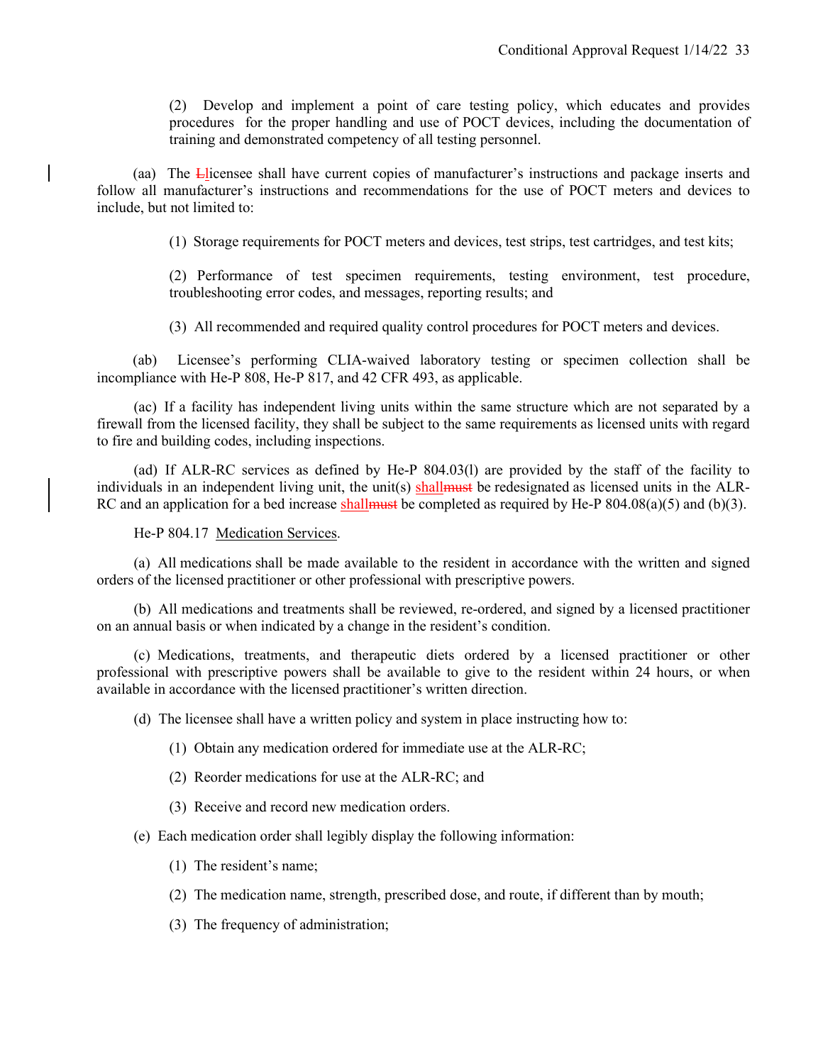(2) Develop and implement a point of care testing policy, which educates and provides procedures for the proper handling and use of POCT devices, including the documentation of training and demonstrated competency of all testing personnel.

(aa) The ~~L~~licensee shall have current copies of manufacturer's instructions and package inserts and follow all manufacturer's instructions and recommendations for the use of POCT meters and devices to include, but not limited to:

(1) Storage requirements for POCT meters and devices, test strips, test cartridges, and test kits;

(2) Performance of test specimen requirements, testing environment, test procedure, troubleshooting error codes, and messages, reporting results; and

(3) All recommended and required quality control procedures for POCT meters and devices.

(ab) Licensee's performing CLIA-waived laboratory testing or specimen collection shall be incompliance with He-P 808, He-P 817, and 42 CFR 493, as applicable.

(ac) If a facility has independent living units within the same structure which are not separated by a firewall from the licensed facility, they shall be subject to the same requirements as licensed units with regard to fire and building codes, including inspections.

(ad) If ALR-RC services as defined by He-P 804.03(l) are provided by the staff of the facility to individuals in an independent living unit, the unit(s) shall~~must~~ be redesignated as licensed units in the ALR-RC and an application for a bed increase shall~~must~~ be completed as required by He-P 804.08(a)(5) and (b)(3).

He-P 804.17 Medication Services.

(a) All medications shall be made available to the resident in accordance with the written and signed orders of the licensed practitioner or other professional with prescriptive powers.

(b) All medications and treatments shall be reviewed, re-ordered, and signed by a licensed practitioner on an annual basis or when indicated by a change in the resident's condition.

(c) Medications, treatments, and therapeutic diets ordered by a licensed practitioner or other professional with prescriptive powers shall be available to give to the resident within 24 hours, or when available in accordance with the licensed practitioner's written direction.

(d) The licensee shall have a written policy and system in place instructing how to:

(1) Obtain any medication ordered for immediate use at the ALR-RC;

(2) Reorder medications for use at the ALR-RC; and

(3) Receive and record new medication orders.

(e) Each medication order shall legibly display the following information:

(1) The resident's name;

(2) The medication name, strength, prescribed dose, and route, if different than by mouth;

(3) The frequency of administration;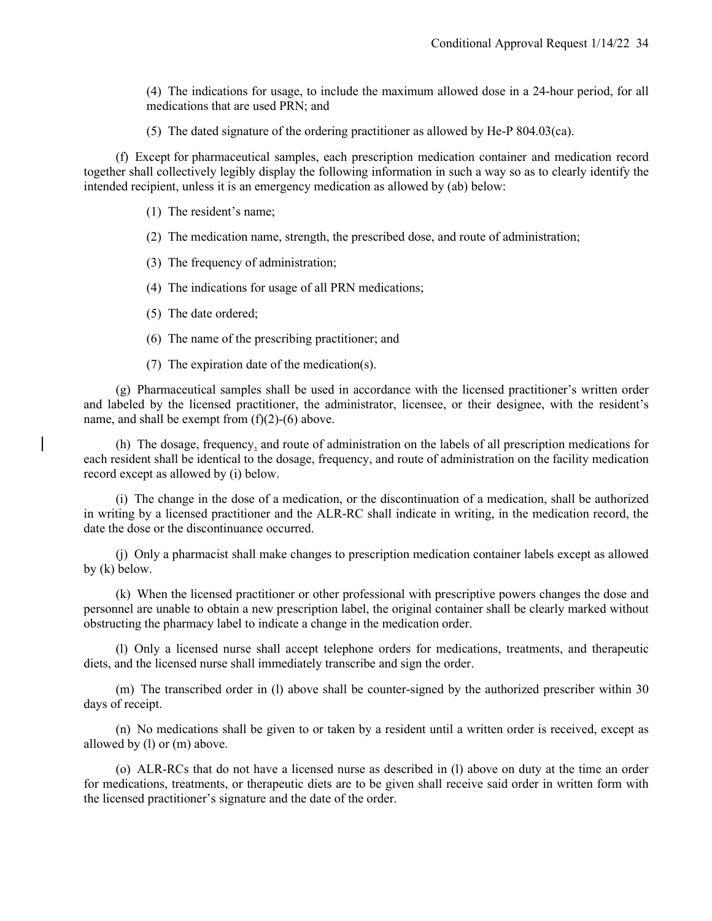(4) The indications for usage, to include the maximum allowed dose in a 24-hour period, for all medications that are used PRN; and

(5) The dated signature of the ordering practitioner as allowed by He-P 804.03(ca).

(f) Except for pharmaceutical samples, each prescription medication container and medication record together shall collectively legibly display the following information in such a way so as to clearly identify the intended recipient, unless it is an emergency medication as allowed by (ab) below:

(1) The resident's name;

(2) The medication name, strength, the prescribed dose, and route of administration;

(3) The frequency of administration;

(4) The indications for usage of all PRN medications;

(5) The date ordered;

(6) The name of the prescribing practitioner; and

(7) The expiration date of the medication(s).

(g) Pharmaceutical samples shall be used in accordance with the licensed practitioner's written order and labeled by the licensed practitioner, the administrator, licensee, or their designee, with the resident's name, and shall be exempt from (f)(2)-(6) above.

(h) The dosage, frequency, and route of administration on the labels of all prescription medications for each resident shall be identical to the dosage, frequency, and route of administration on the facility medication record except as allowed by (i) below.

(i) The change in the dose of a medication, or the discontinuation of a medication, shall be authorized in writing by a licensed practitioner and the ALR-RC shall indicate in writing, in the medication record, the date the dose or the discontinuance occurred.

(j) Only a pharmacist shall make changes to prescription medication container labels except as allowed by (k) below.

(k) When the licensed practitioner or other professional with prescriptive powers changes the dose and personnel are unable to obtain a new prescription label, the original container shall be clearly marked without obstructing the pharmacy label to indicate a change in the medication order.

(l) Only a licensed nurse shall accept telephone orders for medications, treatments, and therapeutic diets, and the licensed nurse shall immediately transcribe and sign the order.

(m) The transcribed order in (l) above shall be counter-signed by the authorized prescriber within 30 days of receipt.

(n) No medications shall be given to or taken by a resident until a written order is received, except as allowed by (l) or (m) above.

(o) ALR-RCs that do not have a licensed nurse as described in (l) above on duty at the time an order for medications, treatments, or therapeutic diets are to be given shall receive said order in written form with the licensed practitioner's signature and the date of the order.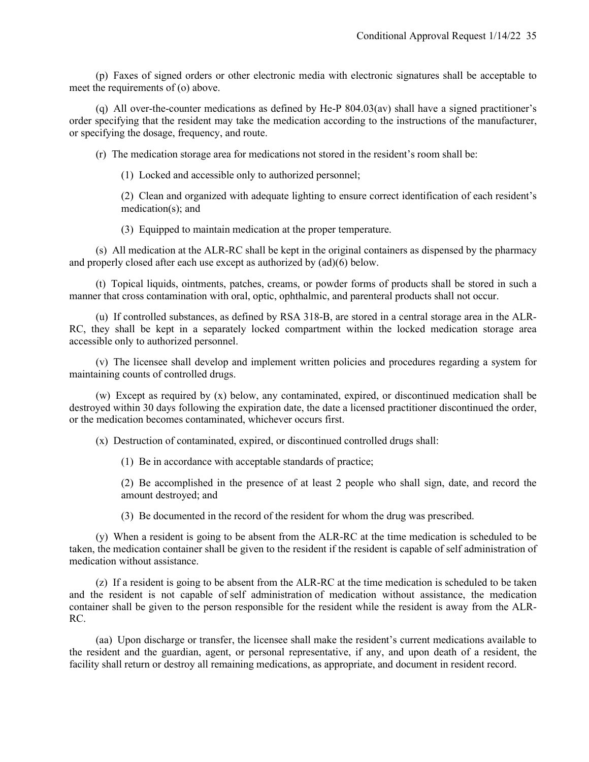(p) Faxes of signed orders or other electronic media with electronic signatures shall be acceptable to meet the requirements of (o) above.

(q) All over-the-counter medications as defined by He-P 804.03(av) shall have a signed practitioner's order specifying that the resident may take the medication according to the instructions of the manufacturer, or specifying the dosage, frequency, and route.

(r) The medication storage area for medications not stored in the resident's room shall be:

(1) Locked and accessible only to authorized personnel;

(2) Clean and organized with adequate lighting to ensure correct identification of each resident's medication(s); and

(3) Equipped to maintain medication at the proper temperature.

(s) All medication at the ALR-RC shall be kept in the original containers as dispensed by the pharmacy and properly closed after each use except as authorized by (ad)(6) below.

(t) Topical liquids, ointments, patches, creams, or powder forms of products shall be stored in such a manner that cross contamination with oral, optic, ophthalmic, and parenteral products shall not occur.

(u) If controlled substances, as defined by RSA 318-B, are stored in a central storage area in the ALR-RC, they shall be kept in a separately locked compartment within the locked medication storage area accessible only to authorized personnel.

(v) The licensee shall develop and implement written policies and procedures regarding a system for maintaining counts of controlled drugs.

(w) Except as required by (x) below, any contaminated, expired, or discontinued medication shall be destroyed within 30 days following the expiration date, the date a licensed practitioner discontinued the order, or the medication becomes contaminated, whichever occurs first.

(x) Destruction of contaminated, expired, or discontinued controlled drugs shall:

(1) Be in accordance with acceptable standards of practice;

(2) Be accomplished in the presence of at least 2 people who shall sign, date, and record the amount destroyed; and

(3) Be documented in the record of the resident for whom the drug was prescribed.

(y) When a resident is going to be absent from the ALR-RC at the time medication is scheduled to be taken, the medication container shall be given to the resident if the resident is capable of self administration of medication without assistance.

(z) If a resident is going to be absent from the ALR-RC at the time medication is scheduled to be taken and the resident is not capable of self administration of medication without assistance, the medication container shall be given to the person responsible for the resident while the resident is away from the ALR-RC.

(aa) Upon discharge or transfer, the licensee shall make the resident's current medications available to the resident and the guardian, agent, or personal representative, if any, and upon death of a resident, the facility shall return or destroy all remaining medications, as appropriate, and document in resident record.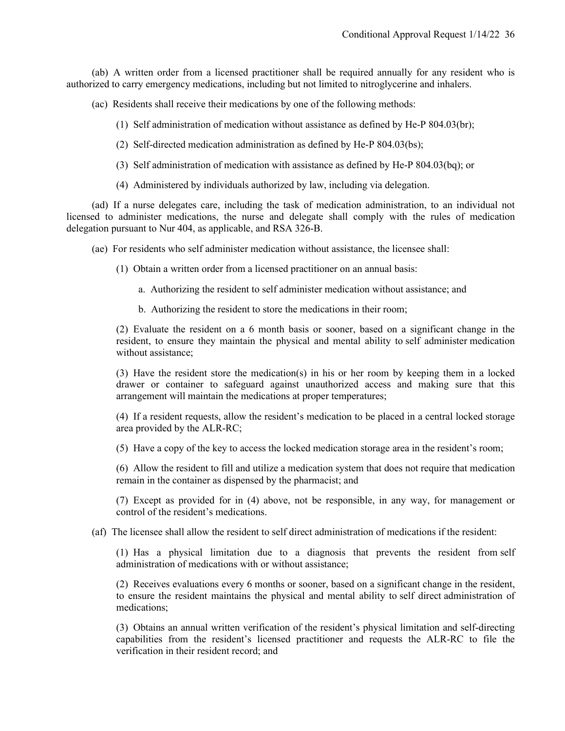(ab) A written order from a licensed practitioner shall be required annually for any resident who is authorized to carry emergency medications, including but not limited to nitroglycerine and inhalers.

(ac) Residents shall receive their medications by one of the following methods:

(1) Self administration of medication without assistance as defined by He-P 804.03(br);

(2) Self-directed medication administration as defined by He-P 804.03(bs);

(3) Self administration of medication with assistance as defined by He-P 804.03(bq); or

(4) Administered by individuals authorized by law, including via delegation.

(ad) If a nurse delegates care, including the task of medication administration, to an individual not licensed to administer medications, the nurse and delegate shall comply with the rules of medication delegation pursuant to Nur 404, as applicable, and RSA 326-B.

(ae) For residents who self administer medication without assistance, the licensee shall:

(1) Obtain a written order from a licensed practitioner on an annual basis:

a. Authorizing the resident to self administer medication without assistance; and

b. Authorizing the resident to store the medications in their room;

(2) Evaluate the resident on a 6 month basis or sooner, based on a significant change in the resident, to ensure they maintain the physical and mental ability to self administer medication without assistance;

(3) Have the resident store the medication(s) in his or her room by keeping them in a locked drawer or container to safeguard against unauthorized access and making sure that this arrangement will maintain the medications at proper temperatures;

(4) If a resident requests, allow the resident's medication to be placed in a central locked storage area provided by the ALR-RC;

(5) Have a copy of the key to access the locked medication storage area in the resident's room;

(6) Allow the resident to fill and utilize a medication system that does not require that medication remain in the container as dispensed by the pharmacist; and

(7) Except as provided for in (4) above, not be responsible, in any way, for management or control of the resident's medications.

(af) The licensee shall allow the resident to self direct administration of medications if the resident:

(1) Has a physical limitation due to a diagnosis that prevents the resident from self administration of medications with or without assistance;

(2) Receives evaluations every 6 months or sooner, based on a significant change in the resident, to ensure the resident maintains the physical and mental ability to self direct administration of medications;

(3) Obtains an annual written verification of the resident's physical limitation and self-directing capabilities from the resident's licensed practitioner and requests the ALR-RC to file the verification in their resident record; and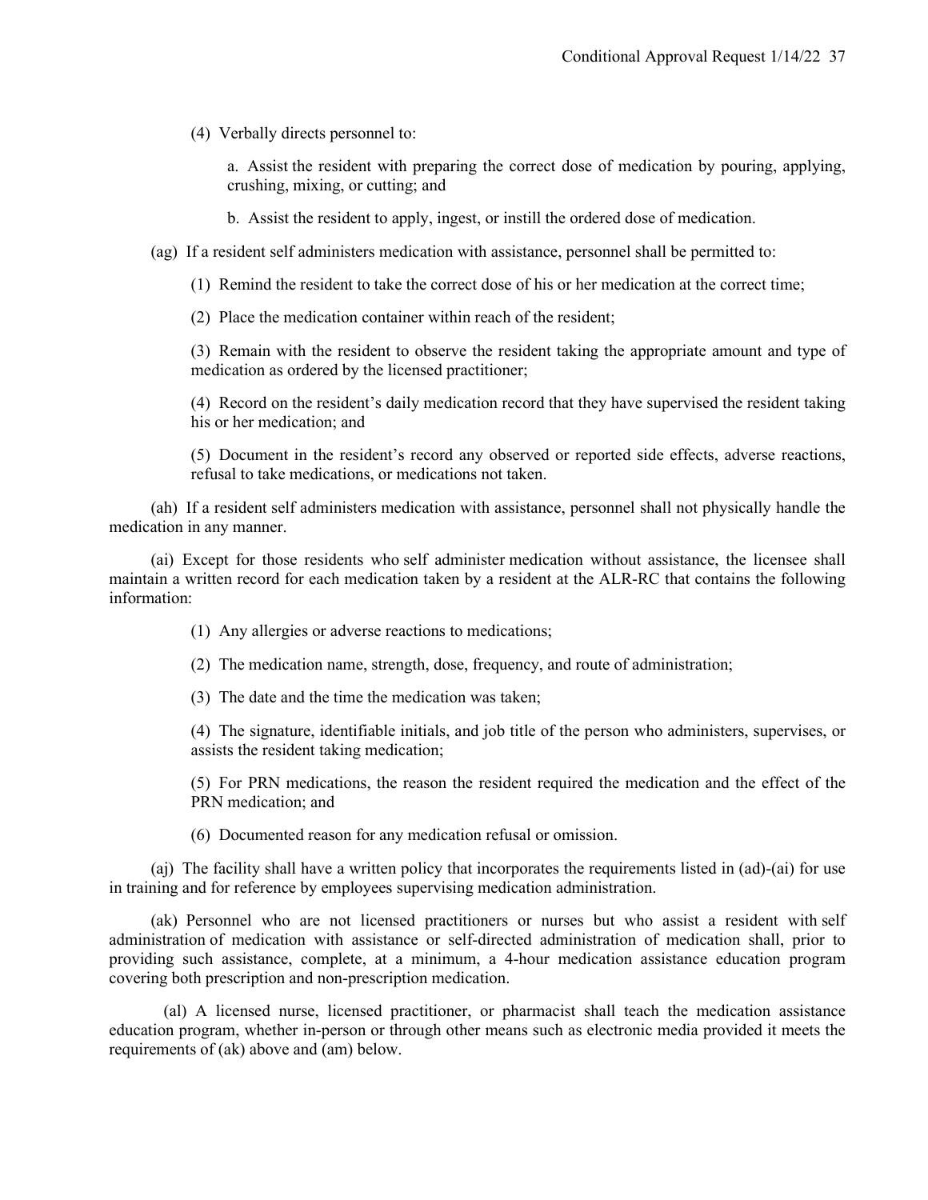(4) Verbally directs personnel to:

a. Assist the resident with preparing the correct dose of medication by pouring, applying, crushing, mixing, or cutting; and

b. Assist the resident to apply, ingest, or instill the ordered dose of medication.

(ag) If a resident self administers medication with assistance, personnel shall be permitted to:

(1) Remind the resident to take the correct dose of his or her medication at the correct time;

(2) Place the medication container within reach of the resident;

(3) Remain with the resident to observe the resident taking the appropriate amount and type of medication as ordered by the licensed practitioner;

(4) Record on the resident's daily medication record that they have supervised the resident taking his or her medication; and

(5) Document in the resident's record any observed or reported side effects, adverse reactions, refusal to take medications, or medications not taken.

(ah) If a resident self administers medication with assistance, personnel shall not physically handle the medication in any manner.

(ai) Except for those residents who self administer medication without assistance, the licensee shall maintain a written record for each medication taken by a resident at the ALR-RC that contains the following information:

(1) Any allergies or adverse reactions to medications;

(2) The medication name, strength, dose, frequency, and route of administration;

(3) The date and the time the medication was taken;

(4) The signature, identifiable initials, and job title of the person who administers, supervises, or assists the resident taking medication;

(5) For PRN medications, the reason the resident required the medication and the effect of the PRN medication; and

(6) Documented reason for any medication refusal or omission.

(aj) The facility shall have a written policy that incorporates the requirements listed in (ad)-(ai) for use in training and for reference by employees supervising medication administration.

(ak) Personnel who are not licensed practitioners or nurses but who assist a resident with self administration of medication with assistance or self-directed administration of medication shall, prior to providing such assistance, complete, at a minimum, a 4-hour medication assistance education program covering both prescription and non-prescription medication.

(al) A licensed nurse, licensed practitioner, or pharmacist shall teach the medication assistance education program, whether in-person or through other means such as electronic media provided it meets the requirements of (ak) above and (am) below.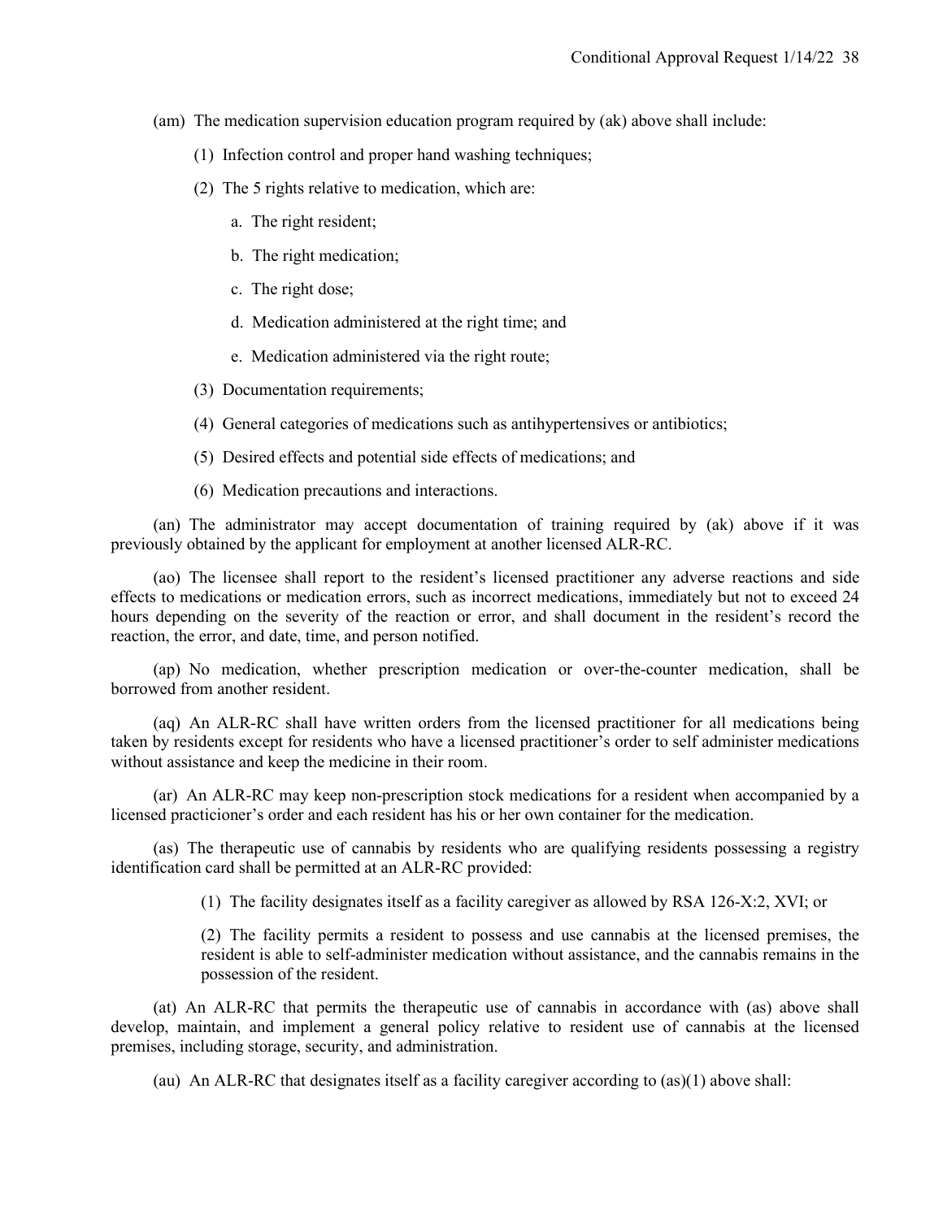(am) The medication supervision education program required by (ak) above shall include:

(1) Infection control and proper hand washing techniques;

(2) The 5 rights relative to medication, which are:

a. The right resident;

b. The right medication;

c. The right dose;

d. Medication administered at the right time; and

e. Medication administered via the right route;

(3) Documentation requirements;

(4) General categories of medications such as antihypertensives or antibiotics;

(5) Desired effects and potential side effects of medications; and

(6) Medication precautions and interactions.

(an) The administrator may accept documentation of training required by (ak) above if it was previously obtained by the applicant for employment at another licensed ALR-RC.

(ao) The licensee shall report to the resident's licensed practitioner any adverse reactions and side effects to medications or medication errors, such as incorrect medications, immediately but not to exceed 24 hours depending on the severity of the reaction or error, and shall document in the resident's record the reaction, the error, and date, time, and person notified.

(ap) No medication, whether prescription medication or over-the-counter medication, shall be borrowed from another resident.

(aq) An ALR-RC shall have written orders from the licensed practitioner for all medications being taken by residents except for residents who have a licensed practitioner's order to self administer medications without assistance and keep the medicine in their room.

(ar) An ALR-RC may keep non-prescription stock medications for a resident when accompanied by a licensed practicioner's order and each resident has his or her own container for the medication.

(as) The therapeutic use of cannabis by residents who are qualifying residents possessing a registry identification card shall be permitted at an ALR-RC provided:

(1) The facility designates itself as a facility caregiver as allowed by RSA 126-X:2, XVI; or

(2) The facility permits a resident to possess and use cannabis at the licensed premises, the resident is able to self-administer medication without assistance, and the cannabis remains in the possession of the resident.

(at) An ALR-RC that permits the therapeutic use of cannabis in accordance with (as) above shall develop, maintain, and implement a general policy relative to resident use of cannabis at the licensed premises, including storage, security, and administration.

(au) An ALR-RC that designates itself as a facility caregiver according to (as)(1) above shall: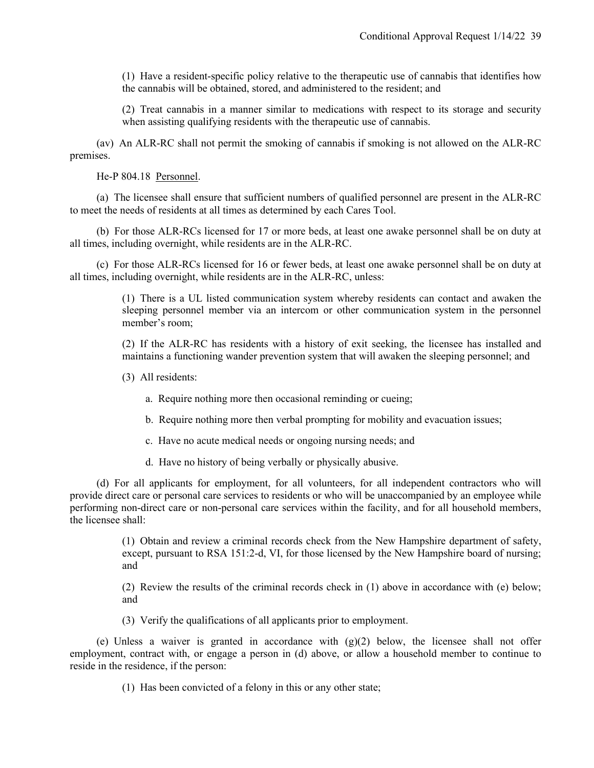(1) Have a resident-specific policy relative to the therapeutic use of cannabis that identifies how the cannabis will be obtained, stored, and administered to the resident; and

(2) Treat cannabis in a manner similar to medications with respect to its storage and security when assisting qualifying residents with the therapeutic use of cannabis.

(av) An ALR-RC shall not permit the smoking of cannabis if smoking is not allowed on the ALR-RC premises.

He-P 804.18 Personnel.

(a) The licensee shall ensure that sufficient numbers of qualified personnel are present in the ALR-RC to meet the needs of residents at all times as determined by each Cares Tool.

(b) For those ALR-RCs licensed for 17 or more beds, at least one awake personnel shall be on duty at all times, including overnight, while residents are in the ALR-RC.

(c) For those ALR-RCs licensed for 16 or fewer beds, at least one awake personnel shall be on duty at all times, including overnight, while residents are in the ALR-RC, unless:

(1) There is a UL listed communication system whereby residents can contact and awaken the sleeping personnel member via an intercom or other communication system in the personnel member's room;

(2) If the ALR-RC has residents with a history of exit seeking, the licensee has installed and maintains a functioning wander prevention system that will awaken the sleeping personnel; and

(3) All residents:

a. Require nothing more then occasional reminding or cueing;

b. Require nothing more then verbal prompting for mobility and evacuation issues;

c. Have no acute medical needs or ongoing nursing needs; and

d. Have no history of being verbally or physically abusive.

(d) For all applicants for employment, for all volunteers, for all independent contractors who will provide direct care or personal care services to residents or who will be unaccompanied by an employee while performing non-direct care or non-personal care services within the facility, and for all household members, the licensee shall:

(1) Obtain and review a criminal records check from the New Hampshire department of safety, except, pursuant to RSA 151:2-d, VI, for those licensed by the New Hampshire board of nursing; and

(2) Review the results of the criminal records check in (1) above in accordance with (e) below; and

(3) Verify the qualifications of all applicants prior to employment.

(e) Unless a waiver is granted in accordance with (g)(2) below, the licensee shall not offer employment, contract with, or engage a person in (d) above, or allow a household member to continue to reside in the residence, if the person:

(1) Has been convicted of a felony in this or any other state;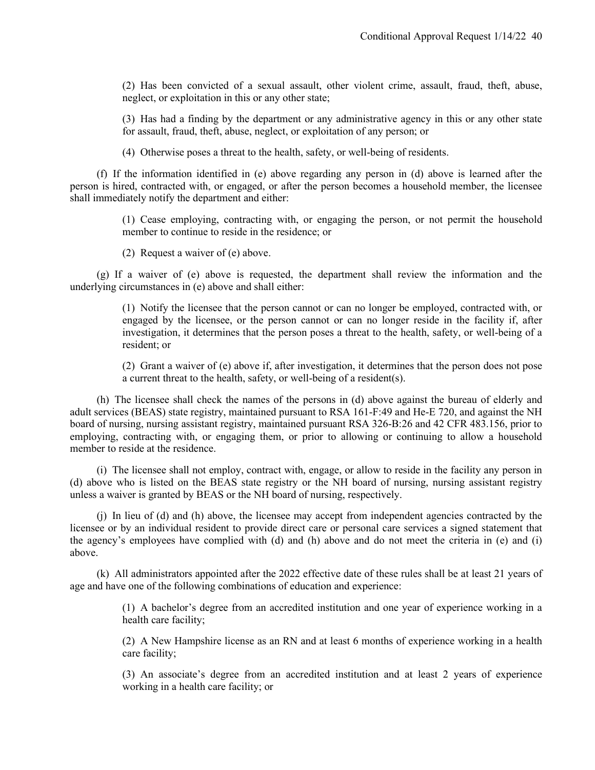(2) Has been convicted of a sexual assault, other violent crime, assault, fraud, theft, abuse, neglect, or exploitation in this or any other state;

(3) Has had a finding by the department or any administrative agency in this or any other state for assault, fraud, theft, abuse, neglect, or exploitation of any person; or

(4) Otherwise poses a threat to the health, safety, or well-being of residents.

(f) If the information identified in (e) above regarding any person in (d) above is learned after the person is hired, contracted with, or engaged, or after the person becomes a household member, the licensee shall immediately notify the department and either:

(1) Cease employing, contracting with, or engaging the person, or not permit the household member to continue to reside in the residence; or

(2) Request a waiver of (e) above.

(g) If a waiver of (e) above is requested, the department shall review the information and the underlying circumstances in (e) above and shall either:

(1) Notify the licensee that the person cannot or can no longer be employed, contracted with, or engaged by the licensee, or the person cannot or can no longer reside in the facility if, after investigation, it determines that the person poses a threat to the health, safety, or well-being of a resident; or

(2) Grant a waiver of (e) above if, after investigation, it determines that the person does not pose a current threat to the health, safety, or well-being of a resident(s).

(h) The licensee shall check the names of the persons in (d) above against the bureau of elderly and adult services (BEAS) state registry, maintained pursuant to RSA 161-F:49 and He-E 720, and against the NH board of nursing, nursing assistant registry, maintained pursuant RSA 326-B:26 and 42 CFR 483.156, prior to employing, contracting with, or engaging them, or prior to allowing or continuing to allow a household member to reside at the residence.

(i) The licensee shall not employ, contract with, engage, or allow to reside in the facility any person in (d) above who is listed on the BEAS state registry or the NH board of nursing, nursing assistant registry unless a waiver is granted by BEAS or the NH board of nursing, respectively.

(j) In lieu of (d) and (h) above, the licensee may accept from independent agencies contracted by the licensee or by an individual resident to provide direct care or personal care services a signed statement that the agency's employees have complied with (d) and (h) above and do not meet the criteria in (e) and (i) above.

(k) All administrators appointed after the 2022 effective date of these rules shall be at least 21 years of age and have one of the following combinations of education and experience:

(1) A bachelor's degree from an accredited institution and one year of experience working in a health care facility;

(2) A New Hampshire license as an RN and at least 6 months of experience working in a health care facility;

(3) An associate's degree from an accredited institution and at least 2 years of experience working in a health care facility; or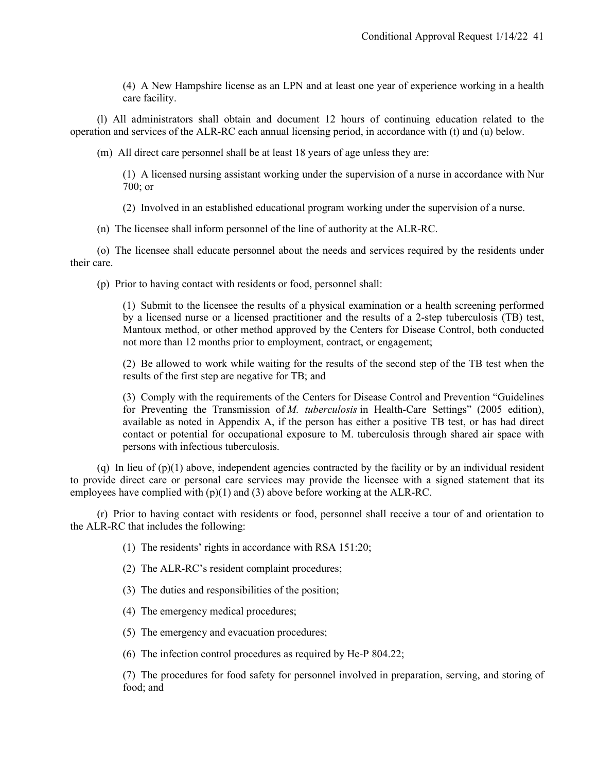(4) A New Hampshire license as an LPN and at least one year of experience working in a health care facility.

(l) All administrators shall obtain and document 12 hours of continuing education related to the operation and services of the ALR-RC each annual licensing period, in accordance with (t) and (u) below.

(m) All direct care personnel shall be at least 18 years of age unless they are:

(1) A licensed nursing assistant working under the supervision of a nurse in accordance with Nur 700; or

(2) Involved in an established educational program working under the supervision of a nurse.

(n) The licensee shall inform personnel of the line of authority at the ALR-RC.

(o) The licensee shall educate personnel about the needs and services required by the residents under their care.

(p) Prior to having contact with residents or food, personnel shall:

(1) Submit to the licensee the results of a physical examination or a health screening performed by a licensed nurse or a licensed practitioner and the results of a 2-step tuberculosis (TB) test, Mantoux method, or other method approved by the Centers for Disease Control, both conducted not more than 12 months prior to employment, contract, or engagement;

(2) Be allowed to work while waiting for the results of the second step of the TB test when the results of the first step are negative for TB; and

(3) Comply with the requirements of the Centers for Disease Control and Prevention "Guidelines for Preventing the Transmission of *M. tuberculosis* in Health-Care Settings" (2005 edition), available as noted in Appendix A, if the person has either a positive TB test, or has had direct contact or potential for occupational exposure to M. tuberculosis through shared air space with persons with infectious tuberculosis.

(q) In lieu of (p)(1) above, independent agencies contracted by the facility or by an individual resident to provide direct care or personal care services may provide the licensee with a signed statement that its employees have complied with (p)(1) and (3) above before working at the ALR-RC.

(r) Prior to having contact with residents or food, personnel shall receive a tour of and orientation to the ALR-RC that includes the following:

(1) The residents' rights in accordance with RSA 151:20;

(2) The ALR-RC's resident complaint procedures;

(3) The duties and responsibilities of the position;

(4) The emergency medical procedures;

(5) The emergency and evacuation procedures;

(6) The infection control procedures as required by He-P 804.22;

(7) The procedures for food safety for personnel involved in preparation, serving, and storing of food; and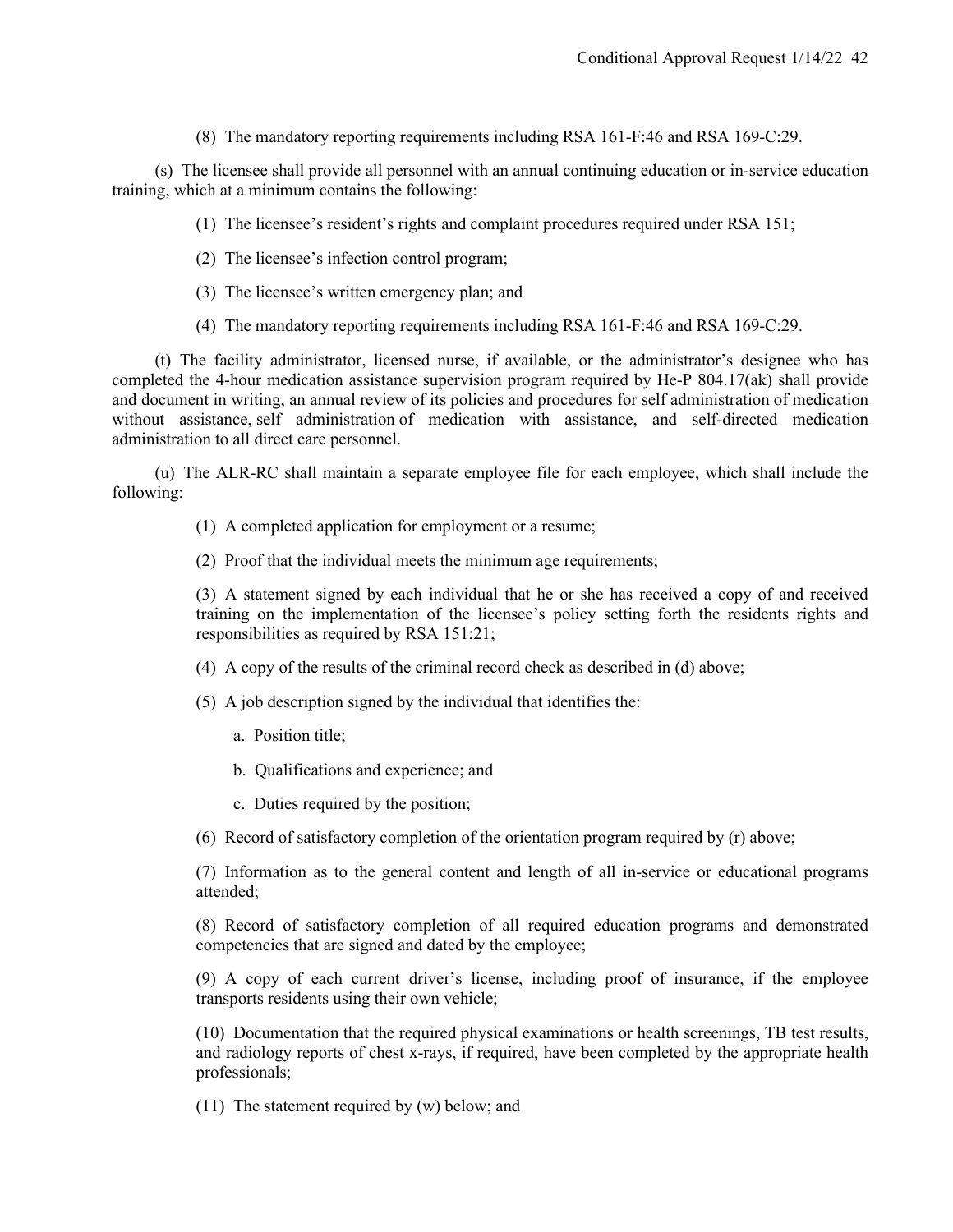(8) The mandatory reporting requirements including RSA 161-F:46 and RSA 169-C:29.

(s) The licensee shall provide all personnel with an annual continuing education or in-service education training, which at a minimum contains the following:

(1) The licensee's resident's rights and complaint procedures required under RSA 151;

(2) The licensee's infection control program;

(3) The licensee's written emergency plan; and

(4) The mandatory reporting requirements including RSA 161-F:46 and RSA 169-C:29.

(t) The facility administrator, licensed nurse, if available, or the administrator's designee who has completed the 4-hour medication assistance supervision program required by He-P 804.17(ak) shall provide and document in writing, an annual review of its policies and procedures for self administration of medication without assistance, self administration of medication with assistance, and self-directed medication administration to all direct care personnel.

(u) The ALR-RC shall maintain a separate employee file for each employee, which shall include the following:

(1) A completed application for employment or a resume;

(2) Proof that the individual meets the minimum age requirements;

(3) A statement signed by each individual that he or she has received a copy of and received training on the implementation of the licensee's policy setting forth the residents rights and responsibilities as required by RSA 151:21;

(4) A copy of the results of the criminal record check as described in (d) above;

(5) A job description signed by the individual that identifies the:

a. Position title;

b. Qualifications and experience; and

c. Duties required by the position;

(6) Record of satisfactory completion of the orientation program required by (r) above;

(7) Information as to the general content and length of all in-service or educational programs attended;

(8) Record of satisfactory completion of all required education programs and demonstrated competencies that are signed and dated by the employee;

(9) A copy of each current driver's license, including proof of insurance, if the employee transports residents using their own vehicle;

(10) Documentation that the required physical examinations or health screenings, TB test results, and radiology reports of chest x-rays, if required, have been completed by the appropriate health professionals;

(11) The statement required by (w) below; and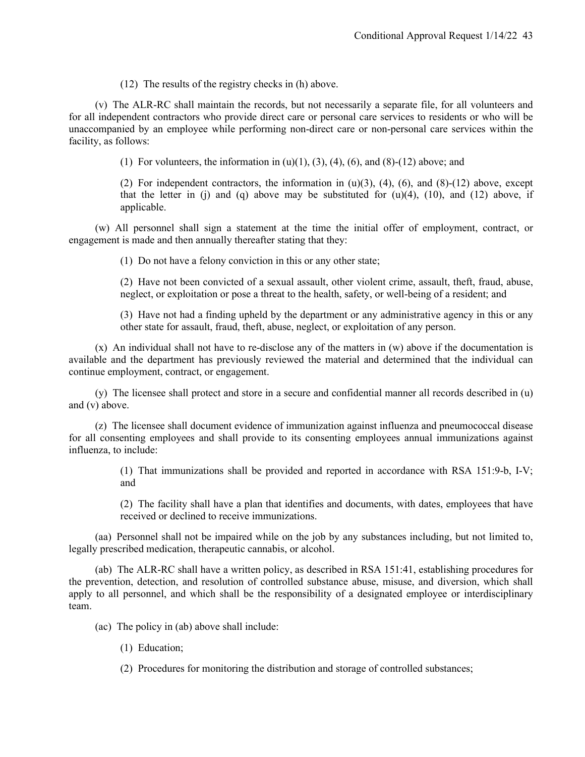(12) The results of the registry checks in (h) above.

(v) The ALR-RC shall maintain the records, but not necessarily a separate file, for all volunteers and for all independent contractors who provide direct care or personal care services to residents or who will be unaccompanied by an employee while performing non-direct care or non-personal care services within the facility, as follows:

> (1) For volunteers, the information in (u)(1), (3), (4), (6), and (8)-(12) above; and
>
> (2) For independent contractors, the information in (u)(3), (4), (6), and (8)-(12) above, except that the letter in (j) and (q) above may be substituted for (u)(4), (10), and (12) above, if applicable.

(w) All personnel shall sign a statement at the time the initial offer of employment, contract, or engagement is made and then annually thereafter stating that they:

> (1) Do not have a felony conviction in this or any other state;
>
> (2) Have not been convicted of a sexual assault, other violent crime, assault, theft, fraud, abuse, neglect, or exploitation or pose a threat to the health, safety, or well-being of a resident; and
>
> (3) Have not had a finding upheld by the department or any administrative agency in this or any other state for assault, fraud, theft, abuse, neglect, or exploitation of any person.

(x) An individual shall not have to re-disclose any of the matters in (w) above if the documentation is available and the department has previously reviewed the material and determined that the individual can continue employment, contract, or engagement.

(y) The licensee shall protect and store in a secure and confidential manner all records described in (u) and (v) above.

(z) The licensee shall document evidence of immunization against influenza and pneumococcal disease for all consenting employees and shall provide to its consenting employees annual immunizations against influenza, to include:

> (1) That immunizations shall be provided and reported in accordance with RSA 151:9-b, I-V; and
>
> (2) The facility shall have a plan that identifies and documents, with dates, employees that have received or declined to receive immunizations.

(aa) Personnel shall not be impaired while on the job by any substances including, but not limited to, legally prescribed medication, therapeutic cannabis, or alcohol.

(ab) The ALR-RC shall have a written policy, as described in RSA 151:41, establishing procedures for the prevention, detection, and resolution of controlled substance abuse, misuse, and diversion, which shall apply to all personnel, and which shall be the responsibility of a designated employee or interdisciplinary team.

(ac) The policy in (ab) above shall include:

> (1) Education;
>
> (2) Procedures for monitoring the distribution and storage of controlled substances;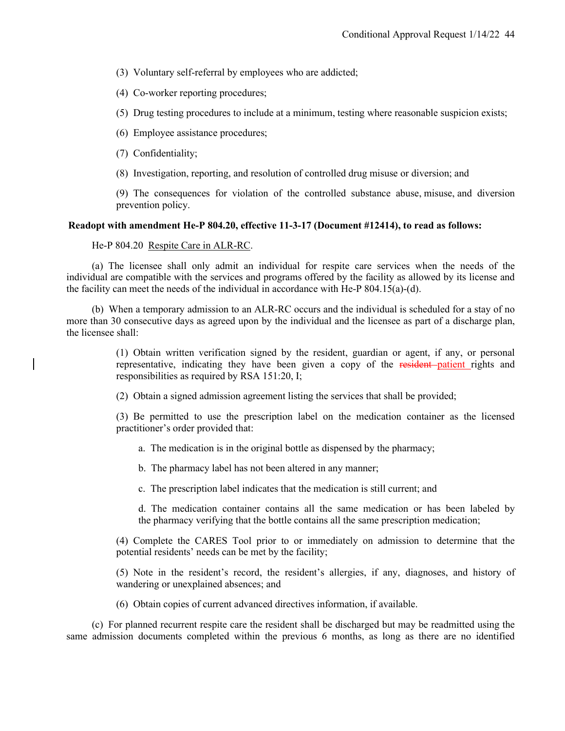(3) Voluntary self-referral by employees who are addicted;

(4) Co-worker reporting procedures;

(5) Drug testing procedures to include at a minimum, testing where reasonable suspicion exists;

(6) Employee assistance procedures;

(7) Confidentiality;

(8) Investigation, reporting, and resolution of controlled drug misuse or diversion; and

(9) The consequences for violation of the controlled substance abuse, misuse, and diversion prevention policy.

**Readopt with amendment He-P 804.20, effective 11-3-17 (Document #12414), to read as follows:**

He-P 804.20 Respite Care in ALR-RC.

(a) The licensee shall only admit an individual for respite care services when the needs of the individual are compatible with the services and programs offered by the facility as allowed by its license and the facility can meet the needs of the individual in accordance with He-P 804.15(a)-(d).

(b) When a temporary admission to an ALR-RC occurs and the individual is scheduled for a stay of no more than 30 consecutive days as agreed upon by the individual and the licensee as part of a discharge plan, the licensee shall:

(1) Obtain written verification signed by the resident, guardian or agent, if any, or personal representative, indicating they have been given a copy of the ~~resident~~ patient rights and responsibilities as required by RSA 151:20, I;

(2) Obtain a signed admission agreement listing the services that shall be provided;

(3) Be permitted to use the prescription label on the medication container as the licensed practitioner's order provided that:

a. The medication is in the original bottle as dispensed by the pharmacy;

b. The pharmacy label has not been altered in any manner;

c. The prescription label indicates that the medication is still current; and

d. The medication container contains all the same medication or has been labeled by the pharmacy verifying that the bottle contains all the same prescription medication;

(4) Complete the CARES Tool prior to or immediately on admission to determine that the potential residents' needs can be met by the facility;

(5) Note in the resident's record, the resident's allergies, if any, diagnoses, and history of wandering or unexplained absences; and

(6) Obtain copies of current advanced directives information, if available.

(c) For planned recurrent respite care the resident shall be discharged but may be readmitted using the same admission documents completed within the previous 6 months, as long as there are no identified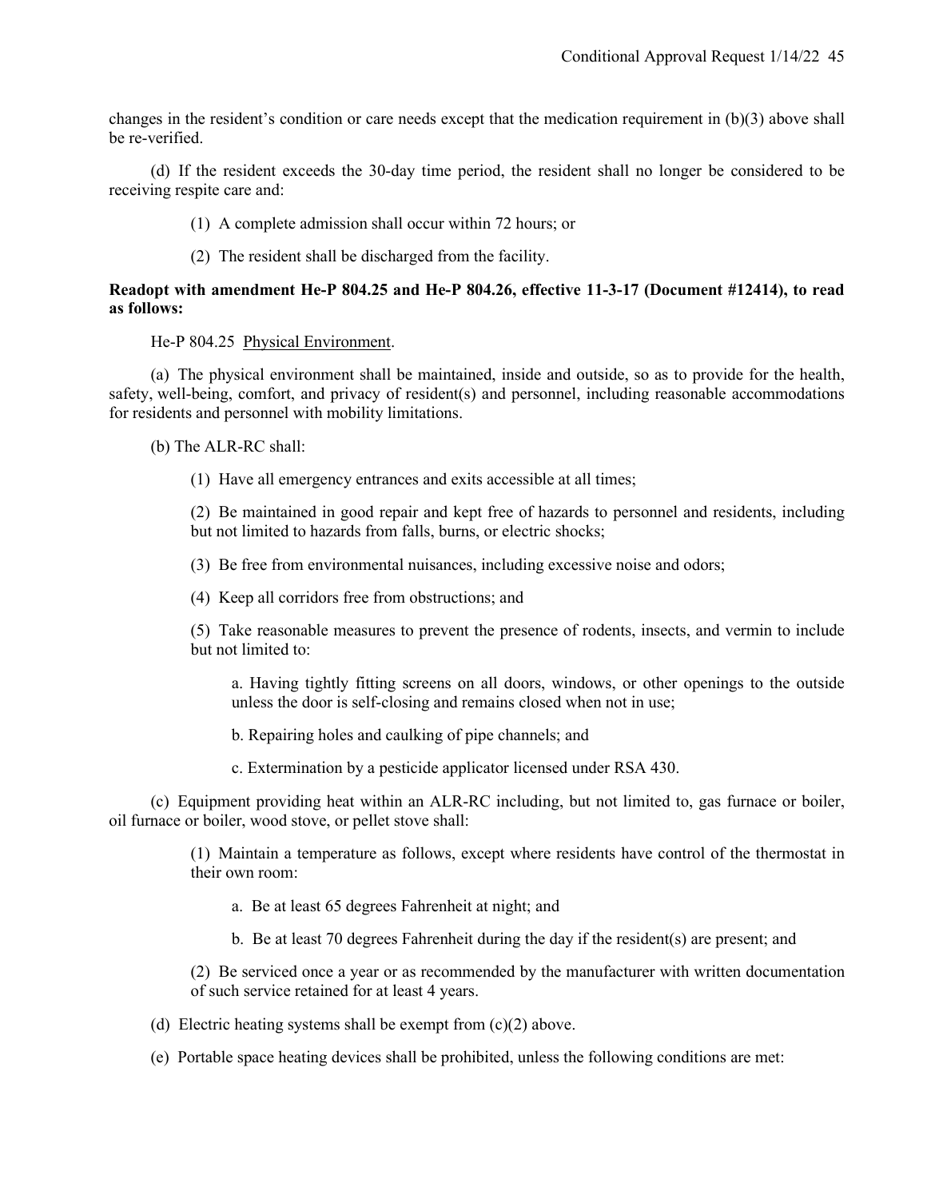changes in the resident's condition or care needs except that the medication requirement in (b)(3) above shall be re-verified.

(d) If the resident exceeds the 30-day time period, the resident shall no longer be considered to be receiving respite care and:

(1) A complete admission shall occur within 72 hours; or

(2) The resident shall be discharged from the facility.

**Readopt with amendment He-P 804.25 and He-P 804.26, effective 11-3-17 (Document #12414), to read as follows:**

He-P 804.25 Physical Environment.

(a) The physical environment shall be maintained, inside and outside, so as to provide for the health, safety, well-being, comfort, and privacy of resident(s) and personnel, including reasonable accommodations for residents and personnel with mobility limitations.

(b) The ALR-RC shall:

(1) Have all emergency entrances and exits accessible at all times;

(2) Be maintained in good repair and kept free of hazards to personnel and residents, including but not limited to hazards from falls, burns, or electric shocks;

(3) Be free from environmental nuisances, including excessive noise and odors;

(4) Keep all corridors free from obstructions; and

(5) Take reasonable measures to prevent the presence of rodents, insects, and vermin to include but not limited to:

a. Having tightly fitting screens on all doors, windows, or other openings to the outside unless the door is self-closing and remains closed when not in use;

b. Repairing holes and caulking of pipe channels; and

c. Extermination by a pesticide applicator licensed under RSA 430.

(c) Equipment providing heat within an ALR-RC including, but not limited to, gas furnace or boiler, oil furnace or boiler, wood stove, or pellet stove shall:

(1) Maintain a temperature as follows, except where residents have control of the thermostat in their own room:

a. Be at least 65 degrees Fahrenheit at night; and

b. Be at least 70 degrees Fahrenheit during the day if the resident(s) are present; and

(2) Be serviced once a year or as recommended by the manufacturer with written documentation of such service retained for at least 4 years.

(d) Electric heating systems shall be exempt from (c)(2) above.

(e) Portable space heating devices shall be prohibited, unless the following conditions are met: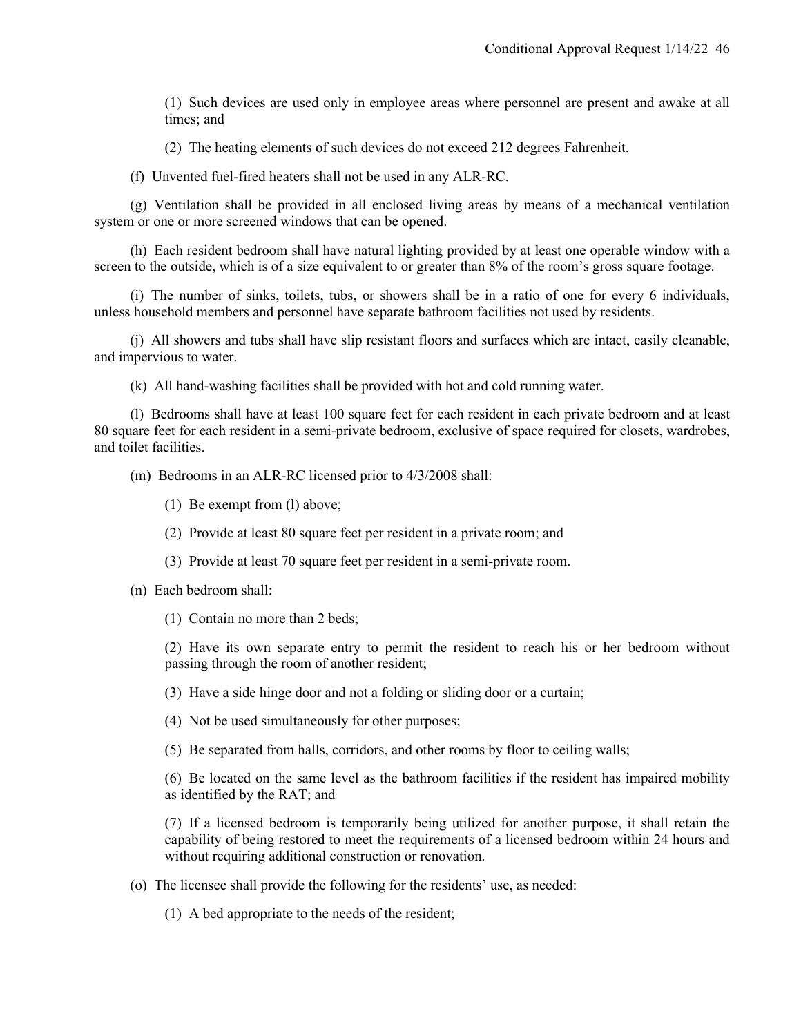(1) Such devices are used only in employee areas where personnel are present and awake at all times; and

(2) The heating elements of such devices do not exceed 212 degrees Fahrenheit.

(f) Unvented fuel-fired heaters shall not be used in any ALR-RC.

(g) Ventilation shall be provided in all enclosed living areas by means of a mechanical ventilation system or one or more screened windows that can be opened.

(h) Each resident bedroom shall have natural lighting provided by at least one operable window with a screen to the outside, which is of a size equivalent to or greater than 8% of the room's gross square footage.

(i) The number of sinks, toilets, tubs, or showers shall be in a ratio of one for every 6 individuals, unless household members and personnel have separate bathroom facilities not used by residents.

(j) All showers and tubs shall have slip resistant floors and surfaces which are intact, easily cleanable, and impervious to water.

(k) All hand-washing facilities shall be provided with hot and cold running water.

(l) Bedrooms shall have at least 100 square feet for each resident in each private bedroom and at least 80 square feet for each resident in a semi-private bedroom, exclusive of space required for closets, wardrobes, and toilet facilities.

(m) Bedrooms in an ALR-RC licensed prior to 4/3/2008 shall:

(1) Be exempt from (l) above;

(2) Provide at least 80 square feet per resident in a private room; and

(3) Provide at least 70 square feet per resident in a semi-private room.

(n) Each bedroom shall:

(1) Contain no more than 2 beds;

(2) Have its own separate entry to permit the resident to reach his or her bedroom without passing through the room of another resident;

(3) Have a side hinge door and not a folding or sliding door or a curtain;

(4) Not be used simultaneously for other purposes;

(5) Be separated from halls, corridors, and other rooms by floor to ceiling walls;

(6) Be located on the same level as the bathroom facilities if the resident has impaired mobility as identified by the RAT; and

(7) If a licensed bedroom is temporarily being utilized for another purpose, it shall retain the capability of being restored to meet the requirements of a licensed bedroom within 24 hours and without requiring additional construction or renovation.

(o) The licensee shall provide the following for the residents' use, as needed:

(1) A bed appropriate to the needs of the resident;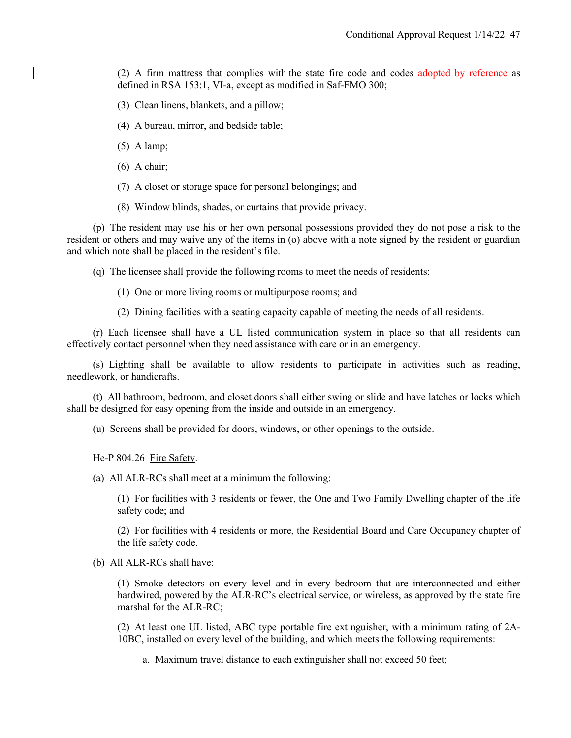(2) A firm mattress that complies with the state fire code and codes ~~adopted by reference~~ as defined in RSA 153:1, VI-a, except as modified in Saf-FMO 300;

(3) Clean linens, blankets, and a pillow;

(4) A bureau, mirror, and bedside table;

(5) A lamp;

(6) A chair;

(7) A closet or storage space for personal belongings; and

(8) Window blinds, shades, or curtains that provide privacy.

(p) The resident may use his or her own personal possessions provided they do not pose a risk to the resident or others and may waive any of the items in (o) above with a note signed by the resident or guardian and which note shall be placed in the resident's file.

(q) The licensee shall provide the following rooms to meet the needs of residents:

(1) One or more living rooms or multipurpose rooms; and

(2) Dining facilities with a seating capacity capable of meeting the needs of all residents.

(r) Each licensee shall have a UL listed communication system in place so that all residents can effectively contact personnel when they need assistance with care or in an emergency.

(s) Lighting shall be available to allow residents to participate in activities such as reading, needlework, or handicrafts.

(t) All bathroom, bedroom, and closet doors shall either swing or slide and have latches or locks which shall be designed for easy opening from the inside and outside in an emergency.

(u) Screens shall be provided for doors, windows, or other openings to the outside.

He-P 804.26 Fire Safety.

(a) All ALR-RCs shall meet at a minimum the following:

(1) For facilities with 3 residents or fewer, the One and Two Family Dwelling chapter of the life safety code; and

(2) For facilities with 4 residents or more, the Residential Board and Care Occupancy chapter of the life safety code.

(b) All ALR-RCs shall have:

(1) Smoke detectors on every level and in every bedroom that are interconnected and either hardwired, powered by the ALR-RC's electrical service, or wireless, as approved by the state fire marshal for the ALR-RC;

(2) At least one UL listed, ABC type portable fire extinguisher, with a minimum rating of 2A-10BC, installed on every level of the building, and which meets the following requirements:

a. Maximum travel distance to each extinguisher shall not exceed 50 feet;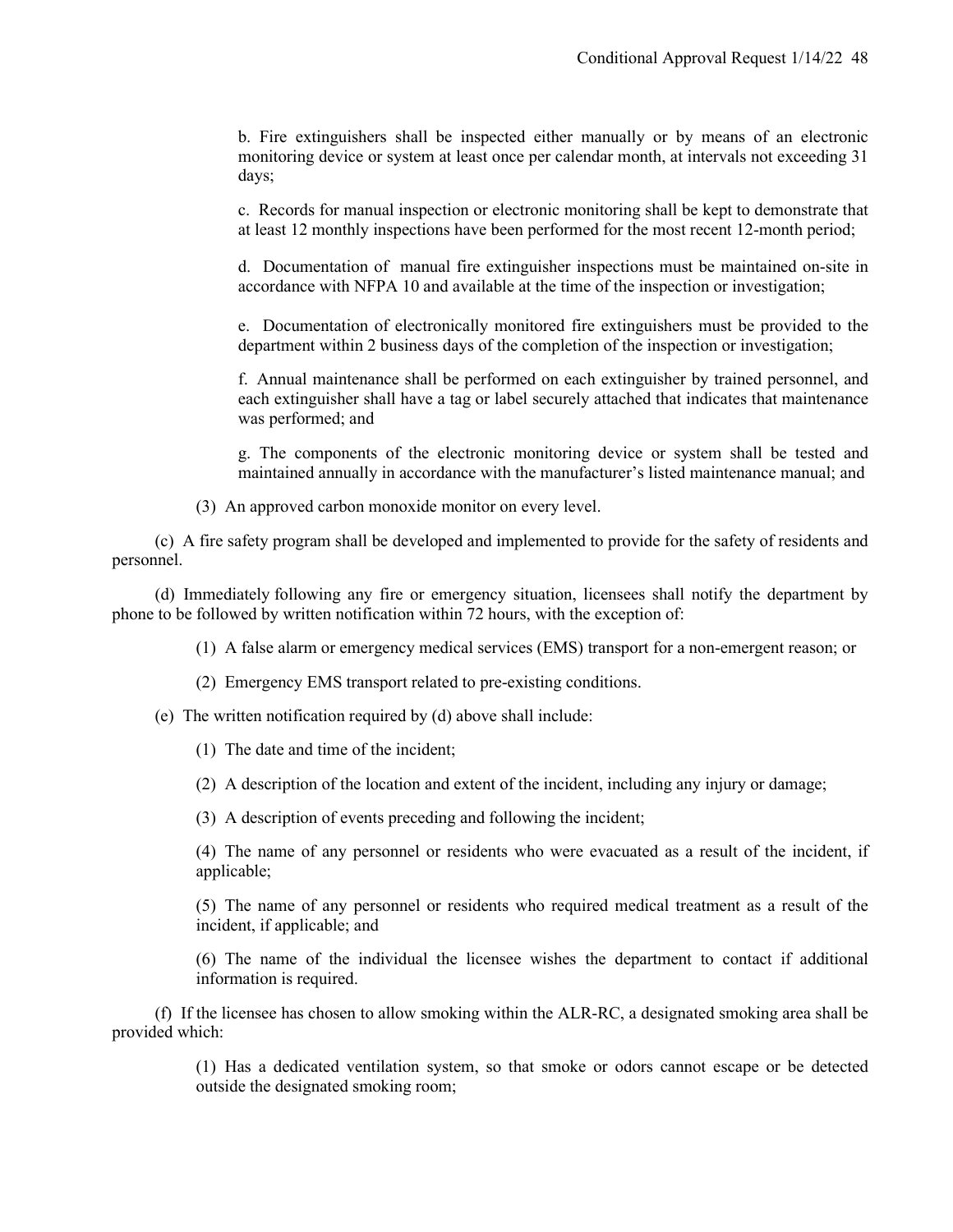b. Fire extinguishers shall be inspected either manually or by means of an electronic monitoring device or system at least once per calendar month, at intervals not exceeding 31 days;

c. Records for manual inspection or electronic monitoring shall be kept to demonstrate that at least 12 monthly inspections have been performed for the most recent 12-month period;

d. Documentation of manual fire extinguisher inspections must be maintained on-site in accordance with NFPA 10 and available at the time of the inspection or investigation;

e. Documentation of electronically monitored fire extinguishers must be provided to the department within 2 business days of the completion of the inspection or investigation;

f. Annual maintenance shall be performed on each extinguisher by trained personnel, and each extinguisher shall have a tag or label securely attached that indicates that maintenance was performed; and

g. The components of the electronic monitoring device or system shall be tested and maintained annually in accordance with the manufacturer's listed maintenance manual; and

(3) An approved carbon monoxide monitor on every level.

(c) A fire safety program shall be developed and implemented to provide for the safety of residents and personnel.

(d) Immediately following any fire or emergency situation, licensees shall notify the department by phone to be followed by written notification within 72 hours, with the exception of:

(1) A false alarm or emergency medical services (EMS) transport for a non-emergent reason; or

(2) Emergency EMS transport related to pre-existing conditions.

(e) The written notification required by (d) above shall include:

(1) The date and time of the incident;

(2) A description of the location and extent of the incident, including any injury or damage;

(3) A description of events preceding and following the incident;

(4) The name of any personnel or residents who were evacuated as a result of the incident, if applicable;

(5) The name of any personnel or residents who required medical treatment as a result of the incident, if applicable; and

(6) The name of the individual the licensee wishes the department to contact if additional information is required.

(f) If the licensee has chosen to allow smoking within the ALR-RC, a designated smoking area shall be provided which:

(1) Has a dedicated ventilation system, so that smoke or odors cannot escape or be detected outside the designated smoking room;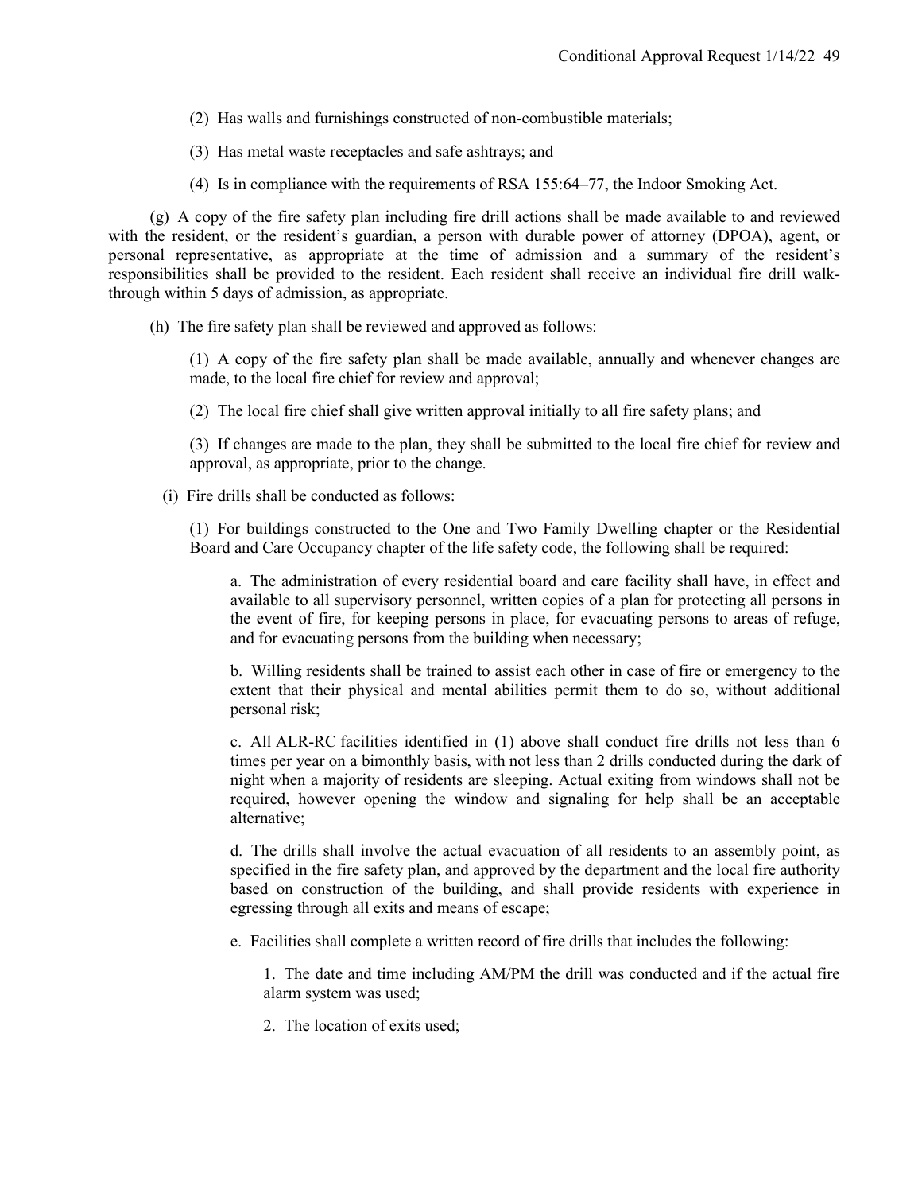(2) Has walls and furnishings constructed of non-combustible materials;

(3) Has metal waste receptacles and safe ashtrays; and

(4) Is in compliance with the requirements of RSA 155:64–77, the Indoor Smoking Act.

(g) A copy of the fire safety plan including fire drill actions shall be made available to and reviewed with the resident, or the resident's guardian, a person with durable power of attorney (DPOA), agent, or personal representative, as appropriate at the time of admission and a summary of the resident's responsibilities shall be provided to the resident. Each resident shall receive an individual fire drill walk-through within 5 days of admission, as appropriate.

(h) The fire safety plan shall be reviewed and approved as follows:

(1) A copy of the fire safety plan shall be made available, annually and whenever changes are made, to the local fire chief for review and approval;

(2) The local fire chief shall give written approval initially to all fire safety plans; and

(3) If changes are made to the plan, they shall be submitted to the local fire chief for review and approval, as appropriate, prior to the change.

(i) Fire drills shall be conducted as follows:

(1) For buildings constructed to the One and Two Family Dwelling chapter or the Residential Board and Care Occupancy chapter of the life safety code, the following shall be required:

a. The administration of every residential board and care facility shall have, in effect and available to all supervisory personnel, written copies of a plan for protecting all persons in the event of fire, for keeping persons in place, for evacuating persons to areas of refuge, and for evacuating persons from the building when necessary;

b. Willing residents shall be trained to assist each other in case of fire or emergency to the extent that their physical and mental abilities permit them to do so, without additional personal risk;

c. All ALR-RC facilities identified in (1) above shall conduct fire drills not less than 6 times per year on a bimonthly basis, with not less than 2 drills conducted during the dark of night when a majority of residents are sleeping. Actual exiting from windows shall not be required, however opening the window and signaling for help shall be an acceptable alternative;

d. The drills shall involve the actual evacuation of all residents to an assembly point, as specified in the fire safety plan, and approved by the department and the local fire authority based on construction of the building, and shall provide residents with experience in egressing through all exits and means of escape;

e. Facilities shall complete a written record of fire drills that includes the following:

1. The date and time including AM/PM the drill was conducted and if the actual fire alarm system was used;

2. The location of exits used;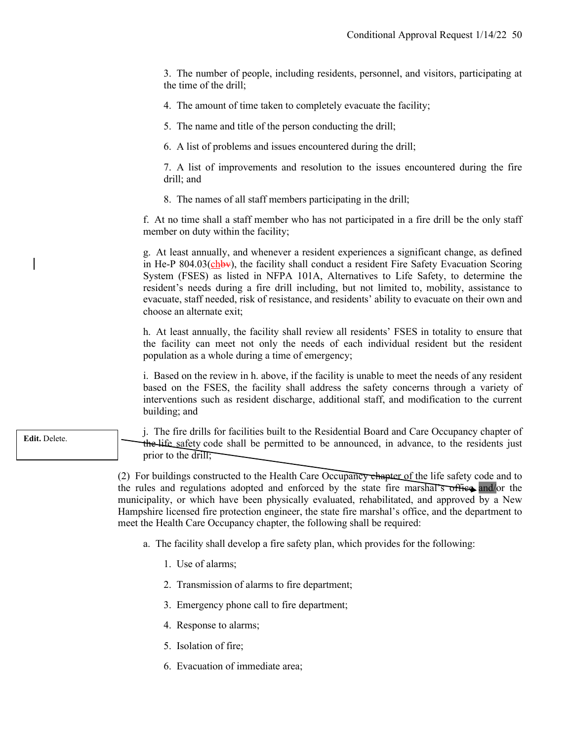3. The number of people, including residents, personnel, and visitors, participating at the time of the drill;

4. The amount of time taken to completely evacuate the facility;

5. The name and title of the person conducting the drill;

6. A list of problems and issues encountered during the drill;

7. A list of improvements and resolution to the issues encountered during the fire drill; and

8. The names of all staff members participating in the drill;

f. At no time shall a staff member who has not participated in a fire drill be the only staff member on duty within the facility;

g. At least annually, and whenever a resident experiences a significant change, as defined in He-P 804.03(ch~~bv~~), the facility shall conduct a resident Fire Safety Evacuation Scoring System (FSES) as listed in NFPA 101A, Alternatives to Life Safety, to determine the resident's needs during a fire drill including, but not limited to, mobility, assistance to evacuate, staff needed, risk of resistance, and residents' ability to evacuate on their own and choose an alternate exit;

h. At least annually, the facility shall review all residents' FSES in totality to ensure that the facility can meet not only the needs of each individual resident but the resident population as a whole during a time of emergency;

i. Based on the review in h. above, if the facility is unable to meet the needs of any resident based on the FSES, the facility shall address the safety concerns through a variety of interventions such as resident discharge, additional staff, and modification to the current building; and

j. The fire drills for facilities built to the Residential Board and Care Occupancy chapter of the life safety code shall be permitted to be announced, in advance, to the residents just prior to the drill;

**Edit.** Delete.

(2) For buildings constructed to the Health Care Occupancy chapter of the life safety code and to the rules and regulations adopted and enforced by the state fire marshal's office and/or the municipality, or which have been physically evaluated, rehabilitated, and approved by a New Hampshire licensed fire protection engineer, the state fire marshal's office, and the department to meet the Health Care Occupancy chapter, the following shall be required:

a. The facility shall develop a fire safety plan, which provides for the following:

1. Use of alarms;

2. Transmission of alarms to fire department;

3. Emergency phone call to fire department;

4. Response to alarms;

5. Isolation of fire;

6. Evacuation of immediate area;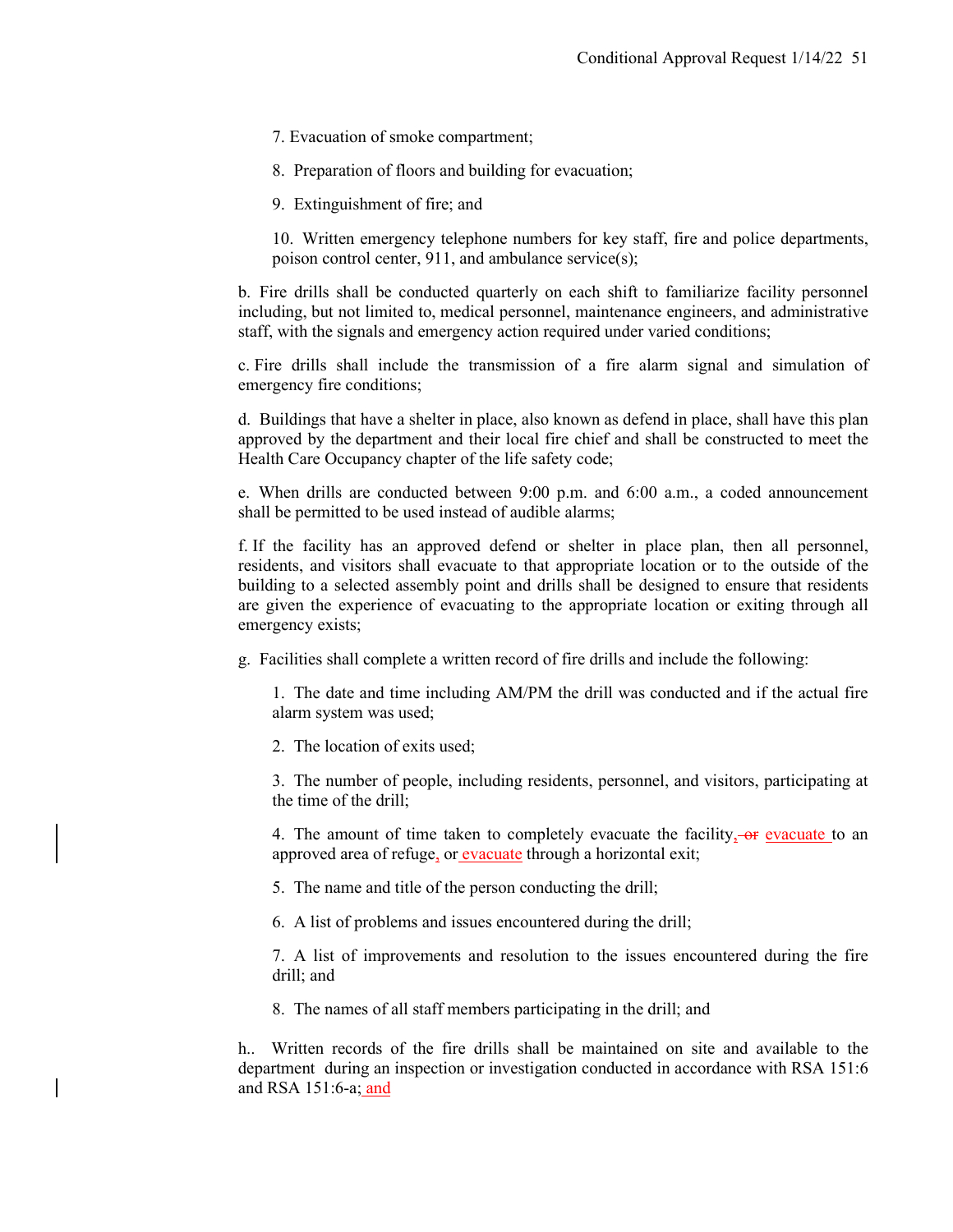7. Evacuation of smoke compartment;

8. Preparation of floors and building for evacuation;

9. Extinguishment of fire; and

10. Written emergency telephone numbers for key staff, fire and police departments, poison control center, 911, and ambulance service(s);

b. Fire drills shall be conducted quarterly on each shift to familiarize facility personnel including, but not limited to, medical personnel, maintenance engineers, and administrative staff, with the signals and emergency action required under varied conditions;

c. Fire drills shall include the transmission of a fire alarm signal and simulation of emergency fire conditions;

d. Buildings that have a shelter in place, also known as defend in place, shall have this plan approved by the department and their local fire chief and shall be constructed to meet the Health Care Occupancy chapter of the life safety code;

e. When drills are conducted between 9:00 p.m. and 6:00 a.m., a coded announcement shall be permitted to be used instead of audible alarms;

f. If the facility has an approved defend or shelter in place plan, then all personnel, residents, and visitors shall evacuate to that appropriate location or to the outside of the building to a selected assembly point and drills shall be designed to ensure that residents are given the experience of evacuating to the appropriate location or exiting through all emergency exists;

g. Facilities shall complete a written record of fire drills and include the following:

1. The date and time including AM/PM the drill was conducted and if the actual fire alarm system was used;

2. The location of exits used;

3. The number of people, including residents, personnel, and visitors, participating at the time of the drill;

4. The amount of time taken to completely evacuate the facility, ~~or~~ evacuate to an approved area of refuge, or evacuate through a horizontal exit;

5. The name and title of the person conducting the drill;

6. A list of problems and issues encountered during the drill;

7. A list of improvements and resolution to the issues encountered during the fire drill; and

8. The names of all staff members participating in the drill; and

h.. Written records of the fire drills shall be maintained on site and available to the department during an inspection or investigation conducted in accordance with RSA 151:6 and RSA 151:6-a; and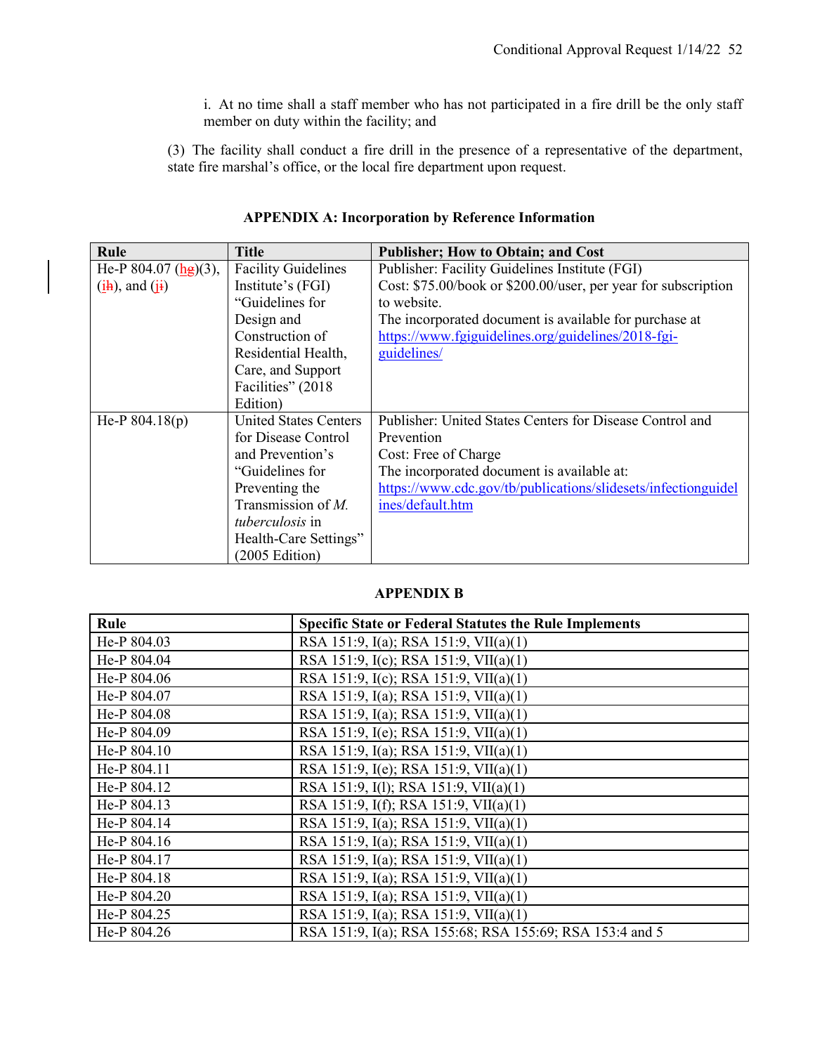i. At no time shall a staff member who has not participated in a fire drill be the only staff member on duty within the facility; and

(3) The facility shall conduct a fire drill in the presence of a representative of the department, state fire marshal's office, or the local fire department upon request.

**APPENDIX A: Incorporation by Reference Information**

| Rule | Title | Publisher; How to Obtain; and Cost |
|---|---|---|
| He-P 804.07 (hg)(3), (ih), and (ji) | Facility Guidelines Institute's (FGI) "Guidelines for Design and Construction of Residential Health, Care, and Support Facilities" (2018 Edition) | Publisher: Facility Guidelines Institute (FGI)<br>Cost: $75.00/book or $200.00/user, per year for subscription to website.<br>The incorporated document is available for purchase at https://www.fgiguidelines.org/guidelines/2018-fgi-guidelines/ |
| He-P 804.18(p) | United States Centers for Disease Control and Prevention's "Guidelines for Preventing the Transmission of *M. tuberculosis* in Health-Care Settings" (2005 Edition) | Publisher: United States Centers for Disease Control and Prevention<br>Cost: Free of Charge<br>The incorporated document is available at: https://www.cdc.gov/tb/publications/slidesets/infectionguidelines/default.htm |

**APPENDIX B**

| Rule | Specific State or Federal Statutes the Rule Implements |
|---|---|
| He-P 804.03 | RSA 151:9, I(a); RSA 151:9, VII(a)(1) |
| He-P 804.04 | RSA 151:9, I(c); RSA 151:9, VII(a)(1) |
| He-P 804.06 | RSA 151:9, I(c); RSA 151:9, VII(a)(1) |
| He-P 804.07 | RSA 151:9, I(a); RSA 151:9, VII(a)(1) |
| He-P 804.08 | RSA 151:9, I(a); RSA 151:9, VII(a)(1) |
| He-P 804.09 | RSA 151:9, I(e); RSA 151:9, VII(a)(1) |
| He-P 804.10 | RSA 151:9, I(a); RSA 151:9, VII(a)(1) |
| He-P 804.11 | RSA 151:9, I(e); RSA 151:9, VII(a)(1) |
| He-P 804.12 | RSA 151:9, I(l); RSA 151:9, VII(a)(1) |
| He-P 804.13 | RSA 151:9, I(f); RSA 151:9, VII(a)(1) |
| He-P 804.14 | RSA 151:9, I(a); RSA 151:9, VII(a)(1) |
| He-P 804.16 | RSA 151:9, I(a); RSA 151:9, VII(a)(1) |
| He-P 804.17 | RSA 151:9, I(a); RSA 151:9, VII(a)(1) |
| He-P 804.18 | RSA 151:9, I(a); RSA 151:9, VII(a)(1) |
| He-P 804.20 | RSA 151:9, I(a); RSA 151:9, VII(a)(1) |
| He-P 804.25 | RSA 151:9, I(a); RSA 151:9, VII(a)(1) |
| He-P 804.26 | RSA 151:9, I(a); RSA 155:68; RSA 155:69; RSA 153:4 and 5 |